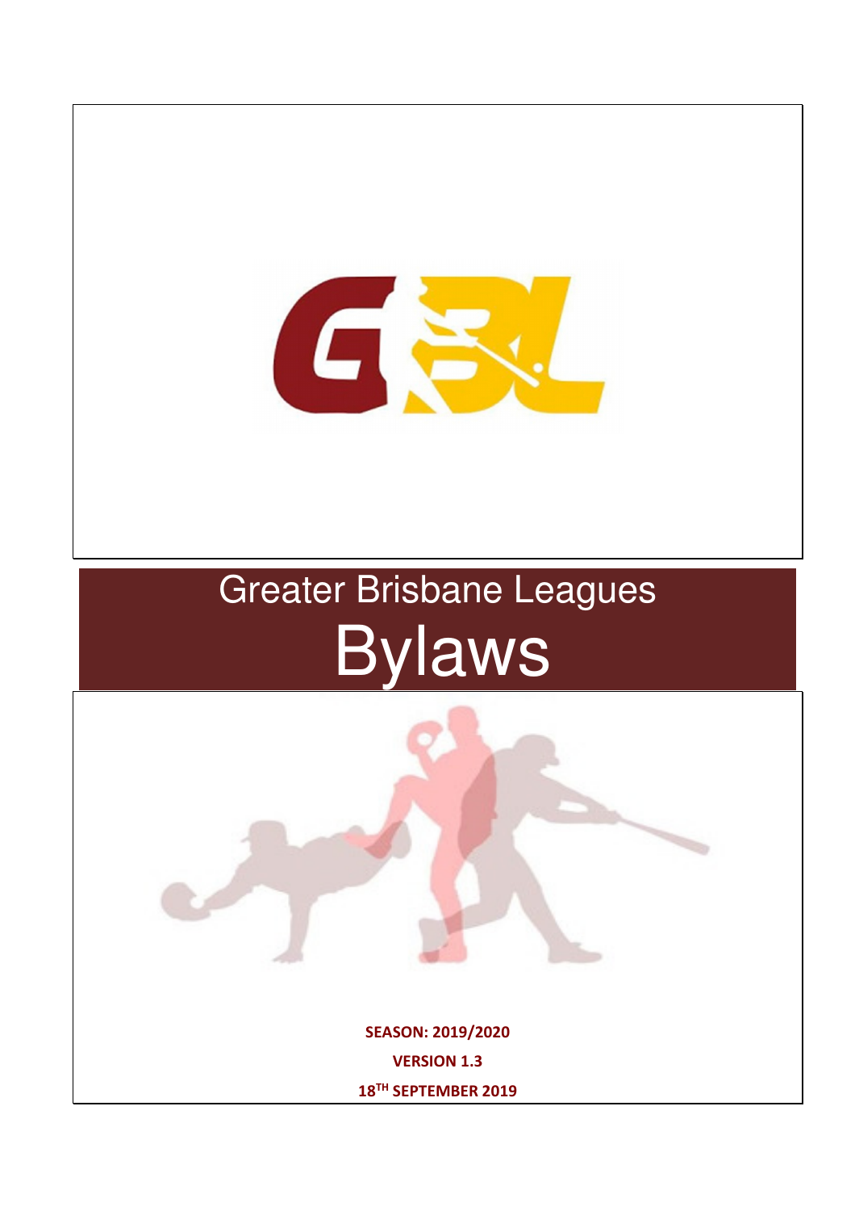# Greater Brisbane Leagues

# Bylaws

**SEASON: 2019/2020**

**VERSION 1.3**

**18TH SEPTEMBER 2019**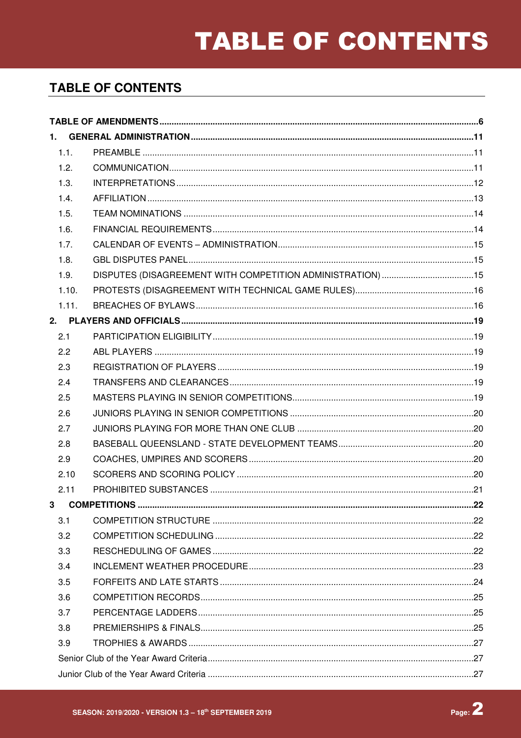# TABLE OF CONTENTS

## TABLE OF CONTENTS

**TABLE OF AMENDMENTS** ..... 6

**1. GENERAL ADMINISTRATION** ..... 11

- 1.1. PREAMBLE ..... 11
- 1.2. COMMUNICATION ..... 11
- 1.3. INTERPRETATIONS ..... 12
- 1.4. AFFILIATION ..... 13
- 1.5. TEAM NOMINATIONS ..... 14
- 1.6. FINANCIAL REQUIREMENTS ..... 14
- 1.7. CALENDAR OF EVENTS – ADMINISTRATION ..... 15
- 1.8. GBL DISPUTES PANEL ..... 15
- 1.9. DISPUTES (DISAGREEMENT WITH COMPETITION ADMINISTRATION) ..... 15
- 1.10. PROTESTS (DISAGREEMENT WITH TECHNICAL GAME RULES) ..... 16
- 1.11. BREACHES OF BYLAWS ..... 16

**2. PLAYERS AND OFFICIALS** ..... 19

- 2.1 PARTICIPATION ELIGIBILITY ..... 19
- 2.2 ABL PLAYERS ..... 19
- 2.3 REGISTRATION OF PLAYERS ..... 19
- 2.4 TRANSFERS AND CLEARANCES ..... 19
- 2.5 MASTERS PLAYING IN SENIOR COMPETITIONS ..... 19
- 2.6 JUNIORS PLAYING IN SENIOR COMPETITIONS ..... 20
- 2.7 JUNIORS PLAYING FOR MORE THAN ONE CLUB ..... 20
- 2.8 BASEBALL QUEENSLAND - STATE DEVELOPMENT TEAMS ..... 20
- 2.9 COACHES, UMPIRES AND SCORERS ..... 20
- 2.10 SCORERS AND SCORING POLICY ..... 20
- 2.11 PROHIBITED SUBSTANCES ..... 21

**3 COMPETITIONS** ..... 22

- 3.1 COMPETITION STRUCTURE ..... 22
- 3.2 COMPETITION SCHEDULING ..... 22
- 3.3 RESCHEDULING OF GAMES ..... 22
- 3.4 INCLEMENT WEATHER PROCEDURE ..... 23
- 3.5 FORFEITS AND LATE STARTS ..... 24
- 3.6 COMPETITION RECORDS ..... 25
- 3.7 PERCENTAGE LADDERS ..... 25
- 3.8 PREMIERSHIPS & FINALS ..... 25
- 3.9 TROPHIES & AWARDS ..... 27
- Senior Club of the Year Award Criteria ..... 27
- Junior Club of the Year Award Criteria ..... 27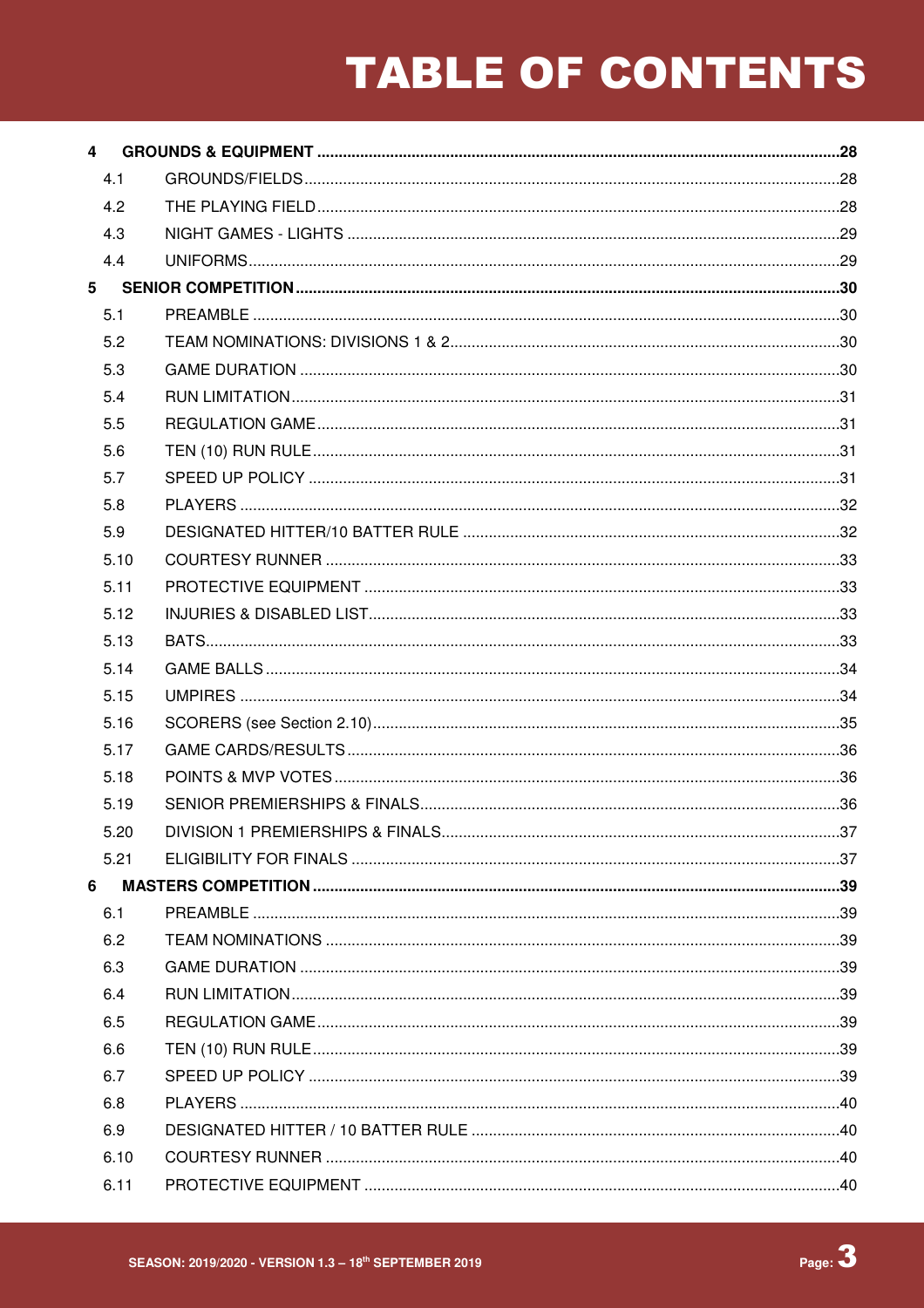# TABLE OF CONTENTS

**4 GROUNDS & EQUIPMENT ........ 28**

- 4.1 GROUNDS/FIELDS ........ 28
- 4.2 THE PLAYING FIELD ........ 28
- 4.3 NIGHT GAMES - LIGHTS ........ 29
- 4.4 UNIFORMS ........ 29

**5 SENIOR COMPETITION ........ 30**

- 5.1 PREAMBLE ........ 30
- 5.2 TEAM NOMINATIONS: DIVISIONS 1 & 2 ........ 30
- 5.3 GAME DURATION ........ 30
- 5.4 RUN LIMITATION ........ 31
- 5.5 REGULATION GAME ........ 31
- 5.6 TEN (10) RUN RULE ........ 31
- 5.7 SPEED UP POLICY ........ 31
- 5.8 PLAYERS ........ 32
- 5.9 DESIGNATED HITTER/10 BATTER RULE ........ 32
- 5.10 COURTESY RUNNER ........ 33
- 5.11 PROTECTIVE EQUIPMENT ........ 33
- 5.12 INJURIES & DISABLED LIST ........ 33
- 5.13 BATS ........ 33
- 5.14 GAME BALLS ........ 34
- 5.15 UMPIRES ........ 34
- 5.16 SCORERS (see Section 2.10) ........ 35
- 5.17 GAME CARDS/RESULTS ........ 36
- 5.18 POINTS & MVP VOTES ........ 36
- 5.19 SENIOR PREMIERSHIPS & FINALS ........ 36
- 5.20 DIVISION 1 PREMIERSHIPS & FINALS ........ 37
- 5.21 ELIGIBILITY FOR FINALS ........ 37

**6 MASTERS COMPETITION ........ 39**

- 6.1 PREAMBLE ........ 39
- 6.2 TEAM NOMINATIONS ........ 39
- 6.3 GAME DURATION ........ 39
- 6.4 RUN LIMITATION ........ 39
- 6.5 REGULATION GAME ........ 39
- 6.6 TEN (10) RUN RULE ........ 39
- 6.7 SPEED UP POLICY ........ 39
- 6.8 PLAYERS ........ 40
- 6.9 DESIGNATED HITTER / 10 BATTER RULE ........ 40
- 6.10 COURTESY RUNNER ........ 40
- 6.11 PROTECTIVE EQUIPMENT ........ 40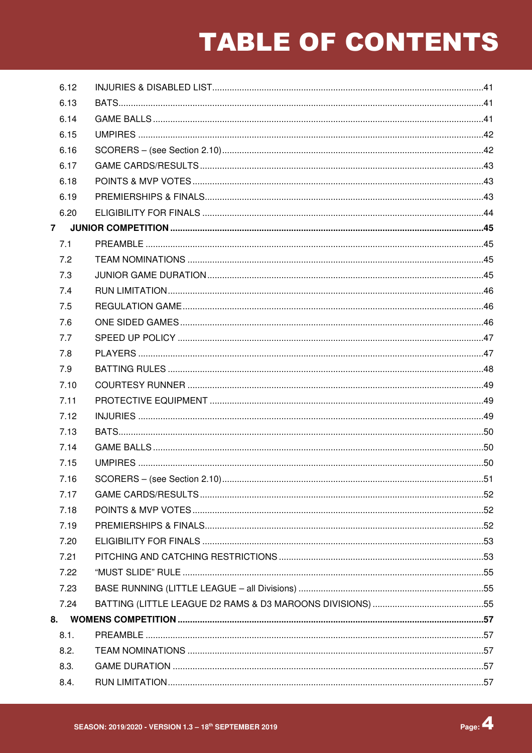# TABLE OF CONTENTS

| | | |
|---|---|---|
| 6.12 | INJURIES & DISABLED LIST | 41 |
| 6.13 | BATS | 41 |
| 6.14 | GAME BALLS | 41 |
| 6.15 | UMPIRES | 42 |
| 6.16 | SCORERS – (see Section 2.10) | 42 |
| 6.17 | GAME CARDS/RESULTS | 43 |
| 6.18 | POINTS & MVP VOTES | 43 |
| 6.19 | PREMIERSHIPS & FINALS | 43 |
| 6.20 | ELIGIBILITY FOR FINALS | 44 |
| **7** | **JUNIOR COMPETITION** | **45** |
| 7.1 | PREAMBLE | 45 |
| 7.2 | TEAM NOMINATIONS | 45 |
| 7.3 | JUNIOR GAME DURATION | 45 |
| 7.4 | RUN LIMITATION | 46 |
| 7.5 | REGULATION GAME | 46 |
| 7.6 | ONE SIDED GAMES | 46 |
| 7.7 | SPEED UP POLICY | 47 |
| 7.8 | PLAYERS | 47 |
| 7.9 | BATTING RULES | 48 |
| 7.10 | COURTESY RUNNER | 49 |
| 7.11 | PROTECTIVE EQUIPMENT | 49 |
| 7.12 | INJURIES | 49 |
| 7.13 | BATS | 50 |
| 7.14 | GAME BALLS | 50 |
| 7.15 | UMPIRES | 50 |
| 7.16 | SCORERS – (see Section 2.10) | 51 |
| 7.17 | GAME CARDS/RESULTS | 52 |
| 7.18 | POINTS & MVP VOTES | 52 |
| 7.19 | PREMIERSHIPS & FINALS | 52 |
| 7.20 | ELIGIBILITY FOR FINALS | 53 |
| 7.21 | PITCHING AND CATCHING RESTRICTIONS | 53 |
| 7.22 | "MUST SLIDE" RULE | 55 |
| 7.23 | BASE RUNNING (LITTLE LEAGUE – all Divisions) | 55 |
| 7.24 | BATTING (LITTLE LEAGUE D2 RAMS & D3 MAROONS DIVISIONS) | 55 |
| **8.** | **WOMENS COMPETITION** | **57** |
| 8.1. | PREAMBLE | 57 |
| 8.2. | TEAM NOMINATIONS | 57 |
| 8.3. | GAME DURATION | 57 |
| 8.4. | RUN LIMITATION | 57 |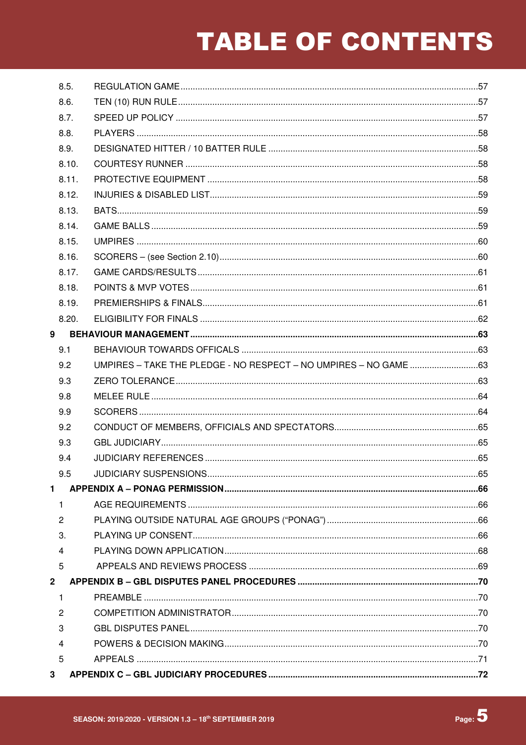# TABLE OF CONTENTS

| | | |
|---|---|---|
| 8.5. | REGULATION GAME | 57 |
| 8.6. | TEN (10) RUN RULE | 57 |
| 8.7. | SPEED UP POLICY | 57 |
| 8.8. | PLAYERS | 58 |
| 8.9. | DESIGNATED HITTER / 10 BATTER RULE | 58 |
| 8.10. | COURTESY RUNNER | 58 |
| 8.11. | PROTECTIVE EQUIPMENT | 58 |
| 8.12. | INJURIES & DISABLED LIST | 59 |
| 8.13. | BATS | 59 |
| 8.14. | GAME BALLS | 59 |
| 8.15. | UMPIRES | 60 |
| 8.16. | SCORERS – (see Section 2.10) | 60 |
| 8.17. | GAME CARDS/RESULTS | 61 |
| 8.18. | POINTS & MVP VOTES | 61 |
| 8.19. | PREMIERSHIPS & FINALS | 61 |
| 8.20. | ELIGIBILITY FOR FINALS | 62 |
| **9** | **BEHAVIOUR MANAGEMENT** | **63** |
| 9.1 | BEHAVIOUR TOWARDS OFFICALS | 63 |
| 9.2 | UMPIRES – TAKE THE PLEDGE - NO RESPECT – NO UMPIRES – NO GAME | 63 |
| 9.3 | ZERO TOLERANCE | 63 |
| 9.8 | MELEE RULE | 64 |
| 9.9 | SCORERS | 64 |
| 9.2 | CONDUCT OF MEMBERS, OFFICIALS AND SPECTATORS | 65 |
| 9.3 | GBL JUDICIARY | 65 |
| 9.4 | JUDICIARY REFERENCES | 65 |
| 9.5 | JUDICIARY SUSPENSIONS | 65 |
| **1** | **APPENDIX A – PONAG PERMISSION** | **66** |
| 1 | AGE REQUIREMENTS | 66 |
| 2 | PLAYING OUTSIDE NATURAL AGE GROUPS ("PONAG") | 66 |
| 3. | PLAYING UP CONSENT | 66 |
| 4 | PLAYING DOWN APPLICATION | 68 |
| 5 | APPEALS AND REVIEWS PROCESS | 69 |
| **2** | **APPENDIX B – GBL DISPUTES PANEL PROCEDURES** | **70** |
| 1 | PREAMBLE | 70 |
| 2 | COMPETITION ADMINISTRATOR | 70 |
| 3 | GBL DISPUTES PANEL | 70 |
| 4 | POWERS & DECISION MAKING | 70 |
| 5 | APPEALS | 71 |
| **3** | **APPENDIX C – GBL JUDICIARY PROCEDURES** | **72** |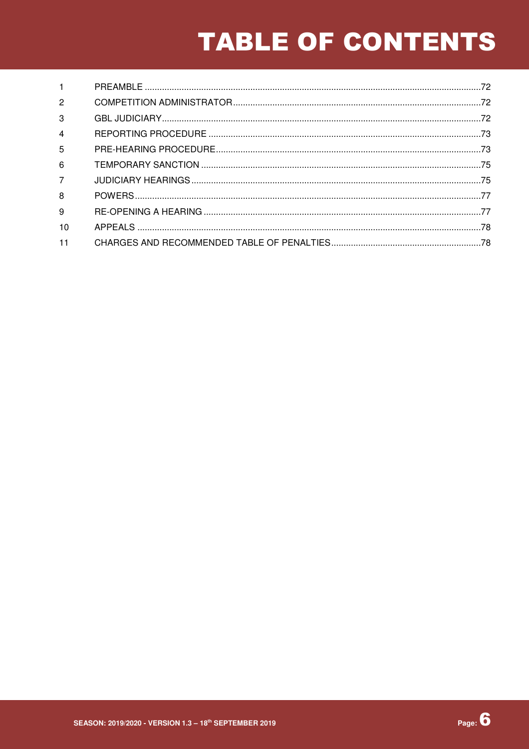# TABLE OF CONTENTS

| | | |
|---|---|---|
| 1 | PREAMBLE | 72 |
| 2 | COMPETITION ADMINISTRATOR | 72 |
| 3 | GBL JUDICIARY | 72 |
| 4 | REPORTING PROCEDURE | 73 |
| 5 | PRE-HEARING PROCEDURE | 73 |
| 6 | TEMPORARY SANCTION | 75 |
| 7 | JUDICIARY HEARINGS | 75 |
| 8 | POWERS | 77 |
| 9 | RE-OPENING A HEARING | 77 |
| 10 | APPEALS | 78 |
| 11 | CHARGES AND RECOMMENDED TABLE OF PENALTIES | 78 |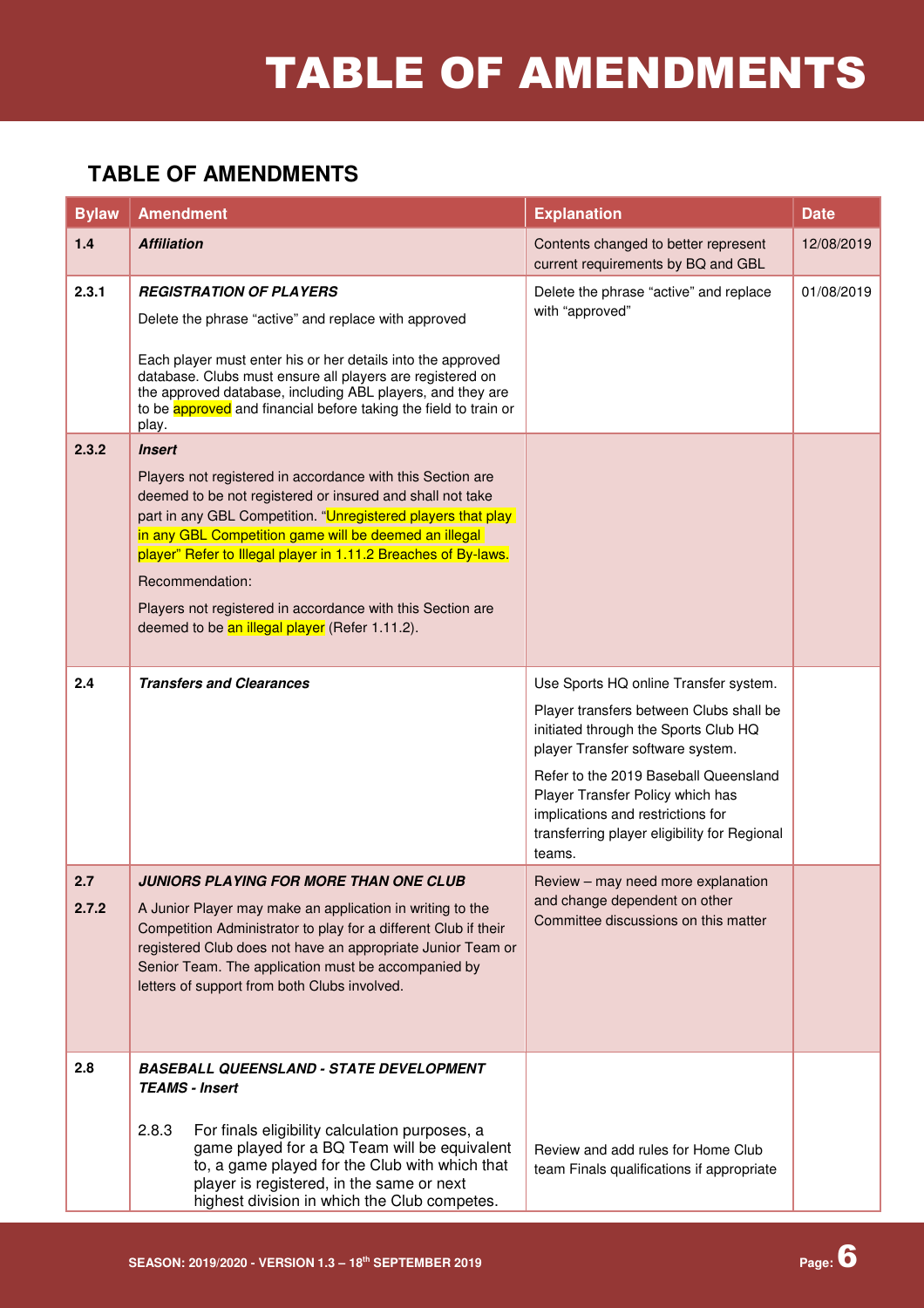# TABLE OF AMENDMENTS

## TABLE OF AMENDMENTS

| Bylaw | Amendment | Explanation | Date |
|---|---|---|---|
| 1.4 | ***Affiliation*** | Contents changed to better represent current requirements by BQ and GBL | 12/08/2019 |
| 2.3.1 | ***REGISTRATION OF PLAYERS***<br><br>Delete the phrase "active" and replace with approved<br><br>Each player must enter his or her details into the approved database. Clubs must ensure all players are registered on the approved database, including ABL players, and they are to be approved and financial before taking the field to train or play. | Delete the phrase "active" and replace with "approved" | 01/08/2019 |
| 2.3.2 | ***Insert***<br><br>Players not registered in accordance with this Section are deemed to be not registered or insured and shall not take part in any GBL Competition. "Unregistered players that play in any GBL Competition game will be deemed an illegal player" Refer to Illegal player in 1.11.2 Breaches of By-laws.<br><br>Recommendation:<br><br>Players not registered in accordance with this Section are deemed to be an illegal player (Refer 1.11.2). | | |
| 2.4 | ***Transfers and Clearances*** | Use Sports HQ online Transfer system.<br><br>Player transfers between Clubs shall be initiated through the Sports Club HQ player Transfer software system.<br><br>Refer to the 2019 Baseball Queensland Player Transfer Policy which has implications and restrictions for transferring player eligibility for Regional teams. | |
| 2.7<br><br>2.7.2 | ***JUNIORS PLAYING FOR MORE THAN ONE CLUB***<br><br>A Junior Player may make an application in writing to the Competition Administrator to play for a different Club if their registered Club does not have an appropriate Junior Team or Senior Team. The application must be accompanied by letters of support from both Clubs involved. | Review – may need more explanation and change dependent on other Committee discussions on this matter | |
| 2.8 | ***BASEBALL QUEENSLAND - STATE DEVELOPMENT TEAMS - Insert***<br><br>2.8.3 For finals eligibility calculation purposes, a game played for a BQ Team will be equivalent to, a game played for the Club with which that player is registered, in the same or next highest division in which the Club competes. | Review and add rules for Home Club team Finals qualifications if appropriate | |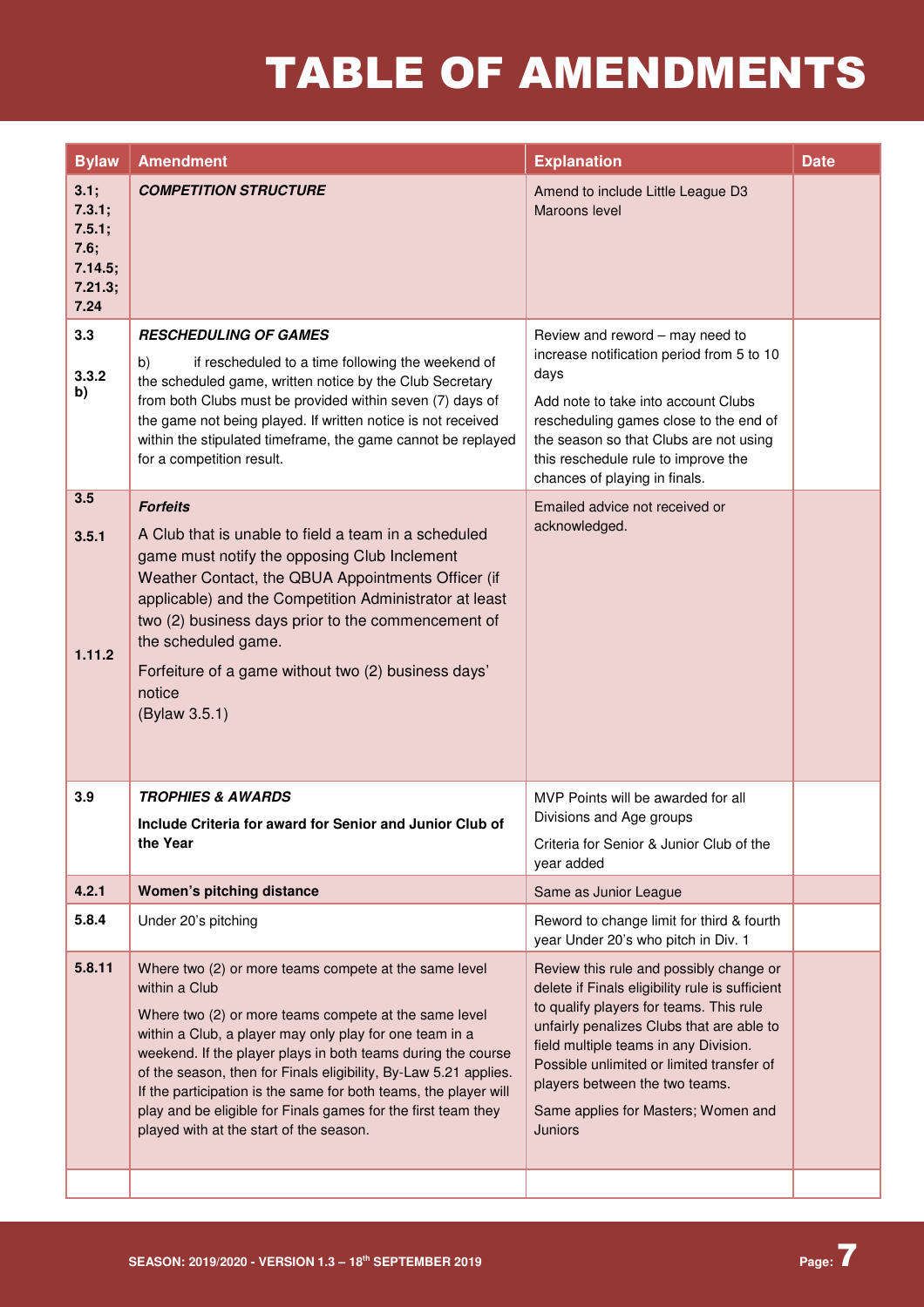# TABLE OF AMENDMENTS

| Bylaw | Amendment | Explanation | Date |
|---|---|---|---|
| **3.1; 7.3.1; 7.5.1; 7.6; 7.14.5; 7.21.3; 7.24** | ***COMPETITION STRUCTURE*** | Amend to include Little League D3 Maroons level | |
| **3.3**<br><br>**3.3.2 b)** | ***RESCHEDULING OF GAMES***<br><br>b) if rescheduled to a time following the weekend of the scheduled game, written notice by the Club Secretary from both Clubs must be provided within seven (7) days of the game not being played. If written notice is not received within the stipulated timeframe, the game cannot be replayed for a competition result. | Review and reword – may need to increase notification period from 5 to 10 days<br><br>Add note to take into account Clubs rescheduling games close to the end of the season so that Clubs are not using this reschedule rule to improve the chances of playing in finals. | |
| **3.5**<br><br>**3.5.1**<br><br>**1.11.2** | ***Forfeits***<br><br>A Club that is unable to field a team in a scheduled game must notify the opposing Club Inclement Weather Contact, the QBUA Appointments Officer (if applicable) and the Competition Administrator at least two (2) business days prior to the commencement of the scheduled game.<br><br>Forfeiture of a game without two (2) business days' notice<br>(Bylaw 3.5.1) | Emailed advice not received or acknowledged. | |
| **3.9** | ***TROPHIES & AWARDS***<br><br>**Include Criteria for award for Senior and Junior Club of the Year** | MVP Points will be awarded for all Divisions and Age groups<br><br>Criteria for Senior & Junior Club of the year added | |
| **4.2.1** | **Women's pitching distance** | Same as Junior League | |
| **5.8.4** | Under 20's pitching | Reword to change limit for third & fourth year Under 20's who pitch in Div. 1 | |
| **5.8.11** | Where two (2) or more teams compete at the same level within a Club<br><br>Where two (2) or more teams compete at the same level within a Club, a player may only play for one team in a weekend. If the player plays in both teams during the course of the season, then for Finals eligibility, By-Law 5.21 applies. If the participation is the same for both teams, the player will play and be eligible for Finals games for the first team they played with at the start of the season. | Review this rule and possibly change or delete if Finals eligibility rule is sufficient to qualify players for teams. This rule unfairly penalizes Clubs that are able to field multiple teams in any Division. Possible unlimited or limited transfer of players between the two teams.<br><br>Same applies for Masters; Women and Juniors | |
| | | | |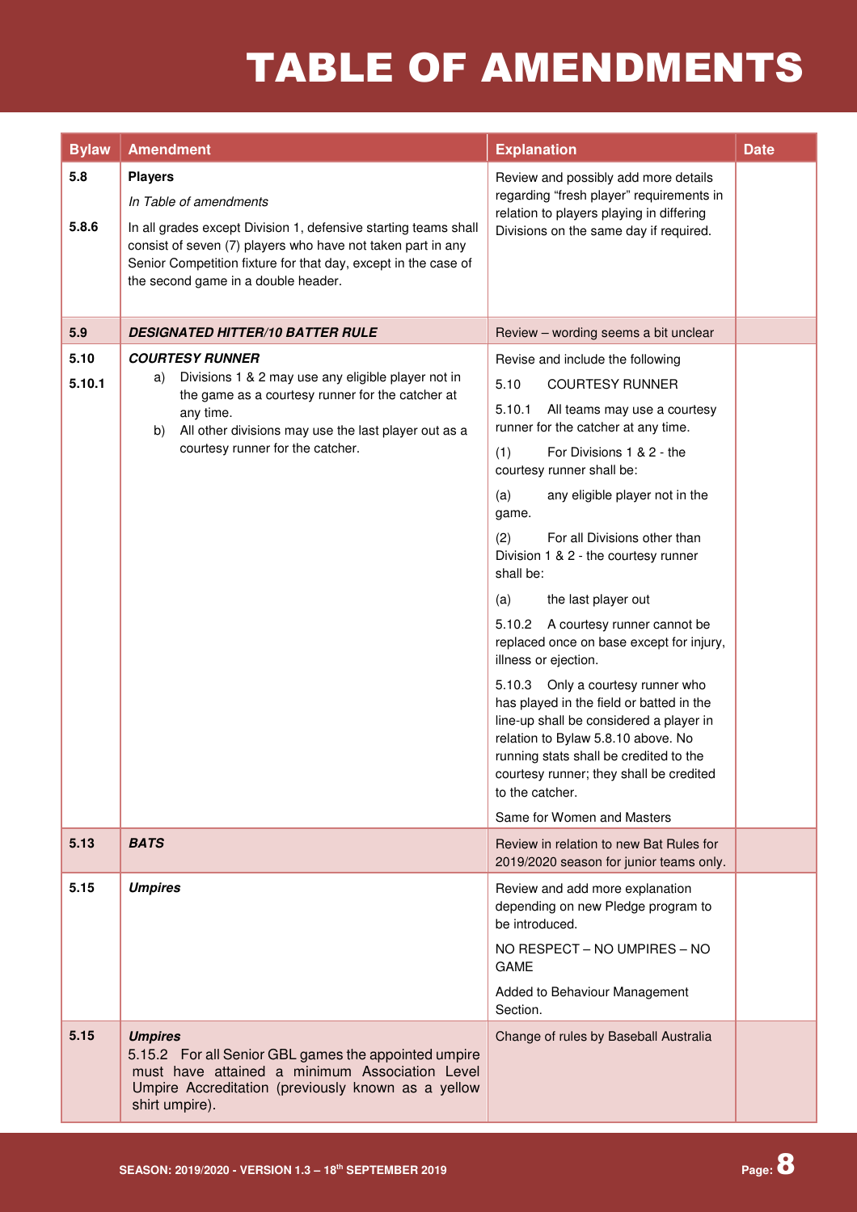# TABLE OF AMENDMENTS

| Bylaw | Amendment | Explanation | Date |
|---|---|---|---|
| 5.8<br><br>5.8.6 | **Players**<br>*In Table of amendments*<br>In all grades except Division 1, defensive starting teams shall consist of seven (7) players who have not taken part in any Senior Competition fixture for that day, except in the case of the second game in a double header. | Review and possibly add more details regarding "fresh player" requirements in relation to players playing in differing Divisions on the same day if required. | |
| 5.9 | ***DESIGNATED HITTER/10 BATTER RULE*** | Review – wording seems a bit unclear | |
| 5.10<br>5.10.1 | ***COURTESY RUNNER***<br>a) Divisions 1 & 2 may use any eligible player not in the game as a courtesy runner for the catcher at any time.<br>b) All other divisions may use the last player out as a courtesy runner for the catcher. | Revise and include the following<br>5.10 COURTESY RUNNER<br>5.10.1 All teams may use a courtesy runner for the catcher at any time.<br>(1) For Divisions 1 & 2 - the courtesy runner shall be:<br>(a) any eligible player not in the game.<br>(2) For all Divisions other than Division 1 & 2 - the courtesy runner shall be:<br>(a) the last player out<br>5.10.2 A courtesy runner cannot be replaced once on base except for injury, illness or ejection.<br>5.10.3 Only a courtesy runner who has played in the field or batted in the line-up shall be considered a player in relation to Bylaw 5.8.10 above. No running stats shall be credited to the courtesy runner; they shall be credited to the catcher.<br>Same for Women and Masters | |
| 5.13 | ***BATS*** | Review in relation to new Bat Rules for 2019/2020 season for junior teams only. | |
| 5.15 | ***Umpires*** | Review and add more explanation depending on new Pledge program to be introduced.<br>NO RESPECT – NO UMPIRES – NO GAME<br>Added to Behaviour Management Section. | |
| 5.15 | ***Umpires***<br>5.15.2 For all Senior GBL games the appointed umpire must have attained a minimum Association Level Umpire Accreditation (previously known as a yellow shirt umpire). | Change of rules by Baseball Australia | |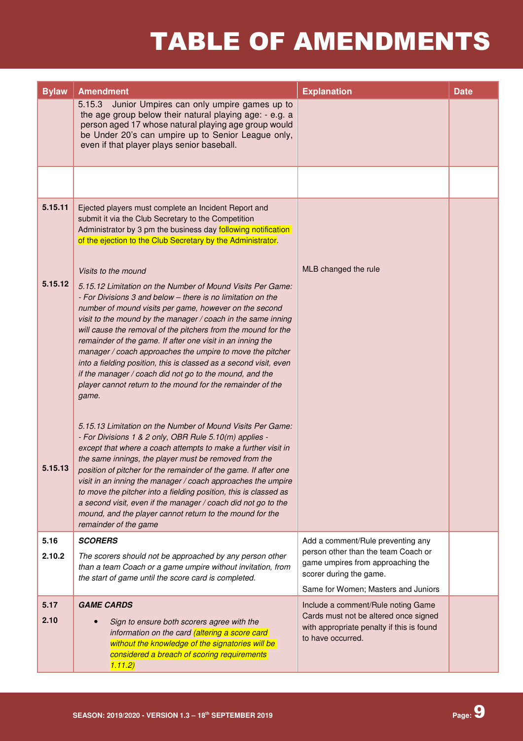# TABLE OF AMENDMENTS

| Bylaw | Amendment | Explanation | Date |
|---|---|---|---|
| | 5.15.3 Junior Umpires can only umpire games up to the age group below their natural playing age: - e.g. a person aged 17 whose natural playing age group would be Under 20's can umpire up to Senior League only, even if that player plays senior baseball. | | |
| | | | |
| 5.15.11 | Ejected players must complete an Incident Report and submit it via the Club Secretary to the Competition Administrator by 3 pm the business day following notification of the ejection to the Club Secretary by the Administrator. | MLB changed the rule | |
| 5.15.12 | *Visits to the mound*<br><br>*5.15.12 Limitation on the Number of Mound Visits Per Game: - For Divisions 3 and below – there is no limitation on the number of mound visits per game, however on the second visit to the mound by the manager / coach in the same inning will cause the removal of the pitchers from the mound for the remainder of the game. If after one visit in an inning the manager / coach approaches the umpire to move the pitcher into a fielding position, this is classed as a second visit, even if the manager / coach did not go to the mound, and the player cannot return to the mound for the remainder of the game.* | | |
| 5.15.13 | *5.15.13 Limitation on the Number of Mound Visits Per Game: - For Divisions 1 & 2 only, OBR Rule 5.10(m) applies - except that where a coach attempts to make a further visit in the same innings, the player must be removed from the position of pitcher for the remainder of the game. If after one visit in an inning the manager / coach approaches the umpire to move the pitcher into a fielding position, this is classed as a second visit, even if the manager / coach did not go to the mound, and the player cannot return to the mound for the remainder of the game* | | |
| 5.16<br>2.10.2 | ***SCORERS***<br>*The scorers should not be approached by any person other than a team Coach or a game umpire without invitation, from the start of game until the score card is completed.* | Add a comment/Rule preventing any person other than the team Coach or game umpires from approaching the scorer during the game.<br>Same for Women; Masters and Juniors | |
| 5.17<br>2.10 | ***GAME CARDS***<br>• *Sign to ensure both scorers agree with the information on the card (altering a score card without the knowledge of the signatories will be considered a breach of scoring requirements 1.11.2)* | Include a comment/Rule noting Game Cards must not be altered once signed with appropriate penalty if this is found to have occurred. | |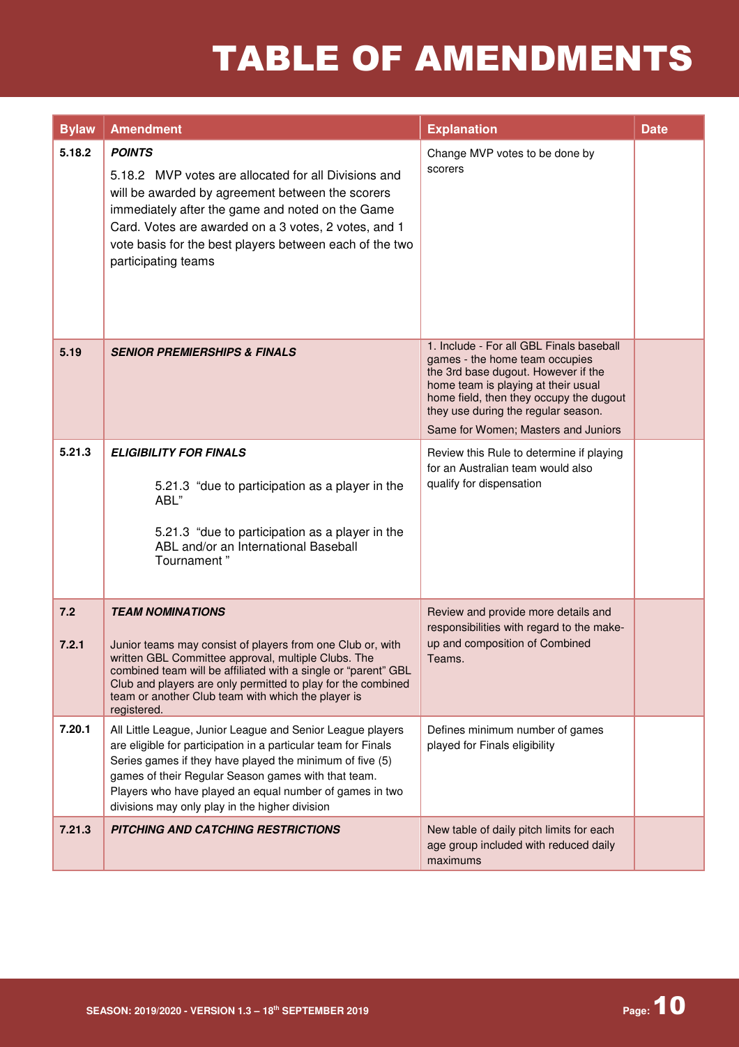# TABLE OF AMENDMENTS

| Bylaw | Amendment | Explanation | Date |
|---|---|---|---|
| 5.18.2 | ***POINTS***<br><br>5.18.2 MVP votes are allocated for all Divisions and will be awarded by agreement between the scorers immediately after the game and noted on the Game Card. Votes are awarded on a 3 votes, 2 votes, and 1 vote basis for the best players between each of the two participating teams | Change MVP votes to be done by scorers | |
| 5.19 | ***SENIOR PREMIERSHIPS & FINALS*** | 1. Include - For all GBL Finals baseball games - the home team occupies the 3rd base dugout. However if the home team is playing at their usual home field, then they occupy the dugout they use during the regular season.<br><br>Same for Women; Masters and Juniors | |
| 5.21.3 | ***ELIGIBILITY FOR FINALS***<br><br>5.21.3 "due to participation as a player in the ABL"<br><br>5.21.3 "due to participation as a player in the ABL and/or an International Baseball Tournament " | Review this Rule to determine if playing for an Australian team would also qualify for dispensation | |
| 7.2<br><br>7.2.1 | ***TEAM NOMINATIONS***<br><br>Junior teams may consist of players from one Club or, with written GBL Committee approval, multiple Clubs. The combined team will be affiliated with a single or "parent" GBL Club and players are only permitted to play for the combined team or another Club team with which the player is registered. | Review and provide more details and responsibilities with regard to the make-up and composition of Combined Teams. | |
| 7.20.1 | All Little League, Junior League and Senior League players are eligible for participation in a particular team for Finals Series games if they have played the minimum of five (5) games of their Regular Season games with that team. Players who have played an equal number of games in two divisions may only play in the higher division | Defines minimum number of games played for Finals eligibility | |
| 7.21.3 | ***PITCHING AND CATCHING RESTRICTIONS*** | New table of daily pitch limits for each age group included with reduced daily maximums | |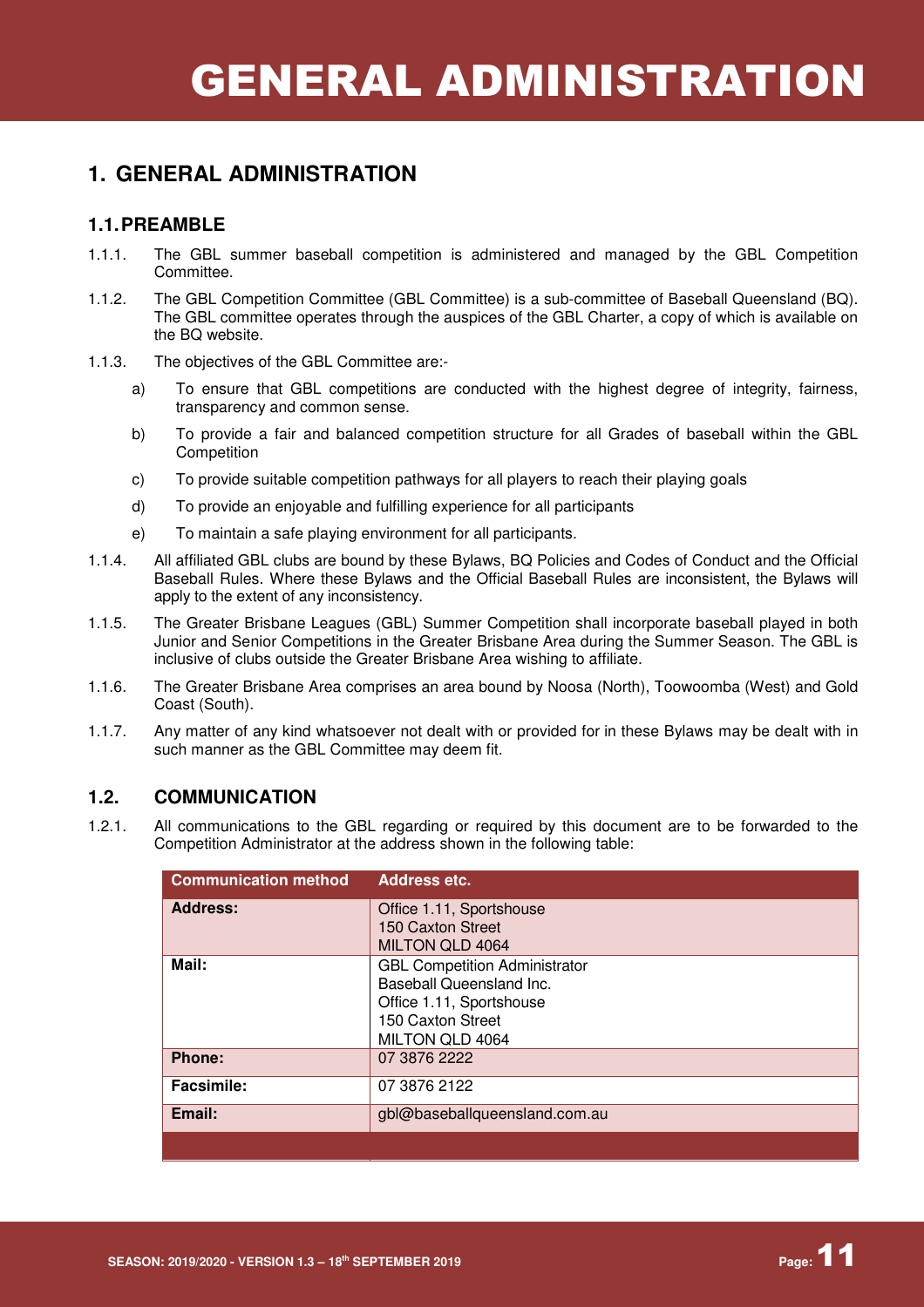# GENERAL ADMINISTRATION

## 1. GENERAL ADMINISTRATION

### 1.1. PREAMBLE

1.1.1. The GBL summer baseball competition is administered and managed by the GBL Competition Committee.

1.1.2. The GBL Competition Committee (GBL Committee) is a sub-committee of Baseball Queensland (BQ). The GBL committee operates through the auspices of the GBL Charter, a copy of which is available on the BQ website.

1.1.3. The objectives of the GBL Committee are:-

a) To ensure that GBL competitions are conducted with the highest degree of integrity, fairness, transparency and common sense.

b) To provide a fair and balanced competition structure for all Grades of baseball within the GBL Competition

c) To provide suitable competition pathways for all players to reach their playing goals

d) To provide an enjoyable and fulfilling experience for all participants

e) To maintain a safe playing environment for all participants.

1.1.4. All affiliated GBL clubs are bound by these Bylaws, BQ Policies and Codes of Conduct and the Official Baseball Rules. Where these Bylaws and the Official Baseball Rules are inconsistent, the Bylaws will apply to the extent of any inconsistency.

1.1.5. The Greater Brisbane Leagues (GBL) Summer Competition shall incorporate baseball played in both Junior and Senior Competitions in the Greater Brisbane Area during the Summer Season. The GBL is inclusive of clubs outside the Greater Brisbane Area wishing to affiliate.

1.1.6. The Greater Brisbane Area comprises an area bound by Noosa (North), Toowoomba (West) and Gold Coast (South).

1.1.7. Any matter of any kind whatsoever not dealt with or provided for in these Bylaws may be dealt with in such manner as the GBL Committee may deem fit.

### 1.2. COMMUNICATION

1.2.1. All communications to the GBL regarding or required by this document are to be forwarded to the Competition Administrator at the address shown in the following table:

| Communication method | Address etc. |
|---|---|
| **Address:** | Office 1.11, Sportshouse<br>150 Caxton Street<br>MILTON QLD 4064 |
| **Mail:** | GBL Competition Administrator<br>Baseball Queensland Inc.<br>Office 1.11, Sportshouse<br>150 Caxton Street<br>MILTON QLD 4064 |
| **Phone:** | 07 3876 2222 |
| **Facsimile:** | 07 3876 2122 |
| **Email:** | gbl@baseballqueensland.com.au |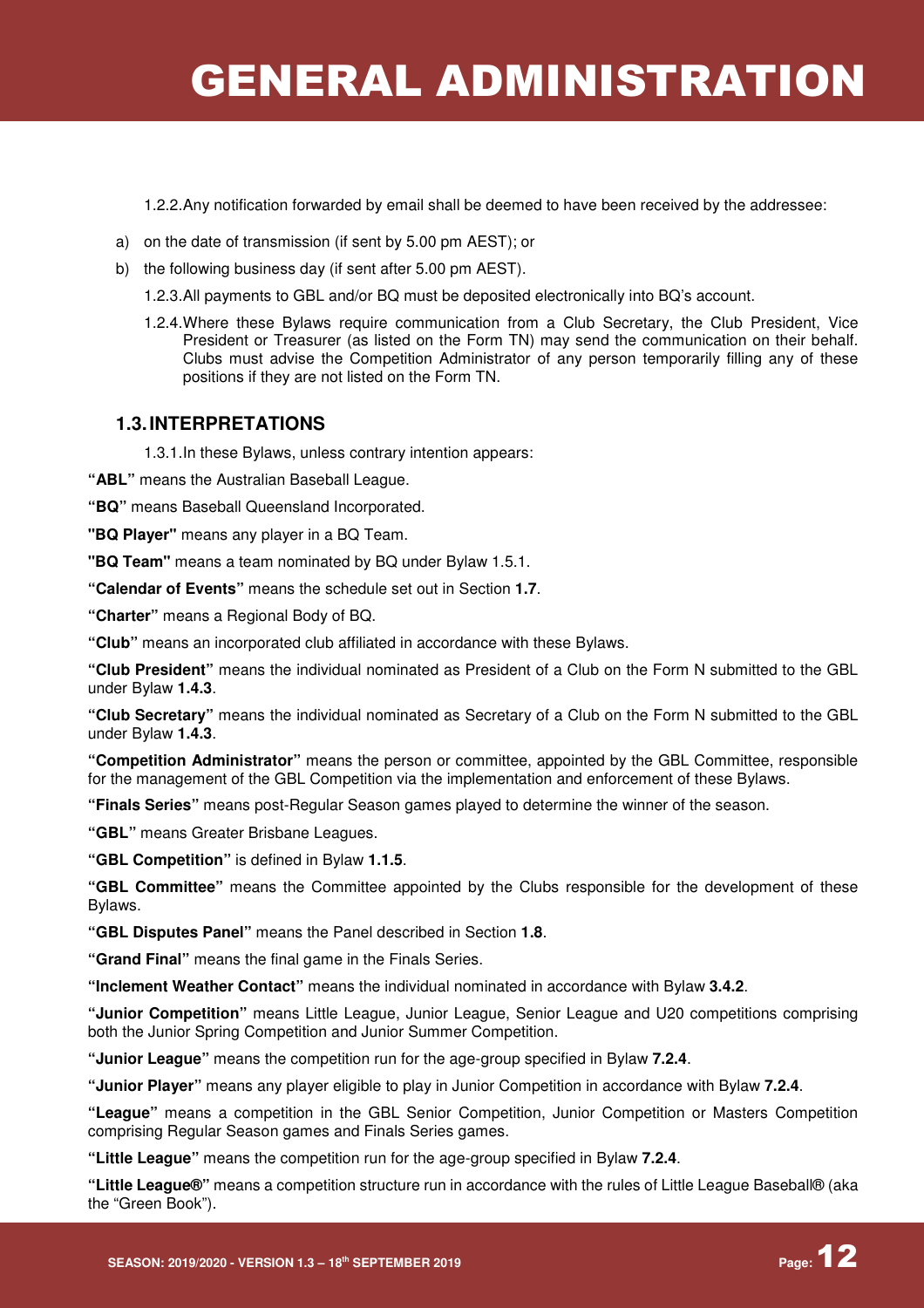1.2.2. Any notification forwarded by email shall be deemed to have been received by the addressee:

a) on the date of transmission (if sent by 5.00 pm AEST); or
b) the following business day (if sent after 5.00 pm AEST).

1.2.3. All payments to GBL and/or BQ must be deposited electronically into BQ's account.

1.2.4. Where these Bylaws require communication from a Club Secretary, the Club President, Vice President or Treasurer (as listed on the Form TN) may send the communication on their behalf. Clubs must advise the Competition Administrator of any person temporarily filling any of these positions if they are not listed on the Form TN.

## 1.3. INTERPRETATIONS

1.3.1. In these Bylaws, unless contrary intention appears:

**"ABL"** means the Australian Baseball League.

**"BQ"** means Baseball Queensland Incorporated.

**"BQ Player"** means any player in a BQ Team.

**"BQ Team"** means a team nominated by BQ under Bylaw 1.5.1.

**"Calendar of Events"** means the schedule set out in Section **1.7**.

**"Charter"** means a Regional Body of BQ.

**"Club"** means an incorporated club affiliated in accordance with these Bylaws.

**"Club President"** means the individual nominated as President of a Club on the Form N submitted to the GBL under Bylaw **1.4.3**.

**"Club Secretary"** means the individual nominated as Secretary of a Club on the Form N submitted to the GBL under Bylaw **1.4.3**.

**"Competition Administrator"** means the person or committee, appointed by the GBL Committee, responsible for the management of the GBL Competition via the implementation and enforcement of these Bylaws.

**"Finals Series"** means post-Regular Season games played to determine the winner of the season.

**"GBL"** means Greater Brisbane Leagues.

**"GBL Competition"** is defined in Bylaw **1.1.5**.

**"GBL Committee"** means the Committee appointed by the Clubs responsible for the development of these Bylaws.

**"GBL Disputes Panel"** means the Panel described in Section **1.8**.

**"Grand Final"** means the final game in the Finals Series.

**"Inclement Weather Contact"** means the individual nominated in accordance with Bylaw **3.4.2**.

**"Junior Competition"** means Little League, Junior League, Senior League and U20 competitions comprising both the Junior Spring Competition and Junior Summer Competition.

**"Junior League"** means the competition run for the age-group specified in Bylaw **7.2.4**.

**"Junior Player"** means any player eligible to play in Junior Competition in accordance with Bylaw **7.2.4**.

**"League"** means a competition in the GBL Senior Competition, Junior Competition or Masters Competition comprising Regular Season games and Finals Series games.

**"Little League"** means the competition run for the age-group specified in Bylaw **7.2.4**.

**"Little League®"** means a competition structure run in accordance with the rules of Little League Baseball® (aka the "Green Book").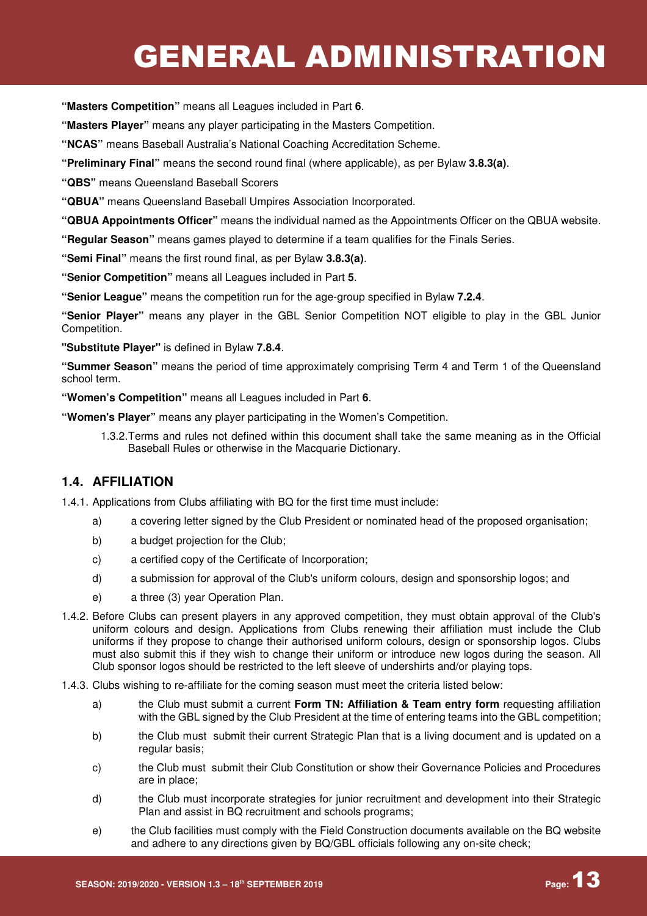**"Masters Competition"** means all Leagues included in Part **6**.

**"Masters Player"** means any player participating in the Masters Competition.

**"NCAS"** means Baseball Australia's National Coaching Accreditation Scheme.

**"Preliminary Final"** means the second round final (where applicable), as per Bylaw **3.8.3(a)**.

**"QBS"** means Queensland Baseball Scorers

**"QBUA"** means Queensland Baseball Umpires Association Incorporated.

**"QBUA Appointments Officer"** means the individual named as the Appointments Officer on the QBUA website.

**"Regular Season"** means games played to determine if a team qualifies for the Finals Series.

**"Semi Final"** means the first round final, as per Bylaw **3.8.3(a)**.

**"Senior Competition"** means all Leagues included in Part **5**.

**"Senior League"** means the competition run for the age-group specified in Bylaw **7.2.4**.

**"Senior Player"** means any player in the GBL Senior Competition NOT eligible to play in the GBL Junior Competition.

**"Substitute Player"** is defined in Bylaw **7.8.4**.

**"Summer Season"** means the period of time approximately comprising Term 4 and Term 1 of the Queensland school term.

**"Women's Competition"** means all Leagues included in Part **6**.

**"Women's Player"** means any player participating in the Women's Competition.

1.3.2. Terms and rules not defined within this document shall take the same meaning as in the Official Baseball Rules or otherwise in the Macquarie Dictionary.

## 1.4. AFFILIATION

1.4.1. Applications from Clubs affiliating with BQ for the first time must include:

a) a covering letter signed by the Club President or nominated head of the proposed organisation;

b) a budget projection for the Club;

c) a certified copy of the Certificate of Incorporation;

d) a submission for approval of the Club's uniform colours, design and sponsorship logos; and

e) a three (3) year Operation Plan.

1.4.2. Before Clubs can present players in any approved competition, they must obtain approval of the Club's uniform colours and design. Applications from Clubs renewing their affiliation must include the Club uniforms if they propose to change their authorised uniform colours, design or sponsorship logos. Clubs must also submit this if they wish to change their uniform or introduce new logos during the season. All Club sponsor logos should be restricted to the left sleeve of undershirts and/or playing tops.

1.4.3. Clubs wishing to re-affiliate for the coming season must meet the criteria listed below:

a) the Club must submit a current **Form TN: Affiliation & Team entry form** requesting affiliation with the GBL signed by the Club President at the time of entering teams into the GBL competition;

b) the Club must submit their current Strategic Plan that is a living document and is updated on a regular basis;

c) the Club must submit their Club Constitution or show their Governance Policies and Procedures are in place;

d) the Club must incorporate strategies for junior recruitment and development into their Strategic Plan and assist in BQ recruitment and schools programs;

e) the Club facilities must comply with the Field Construction documents available on the BQ website and adhere to any directions given by BQ/GBL officials following any on-site check;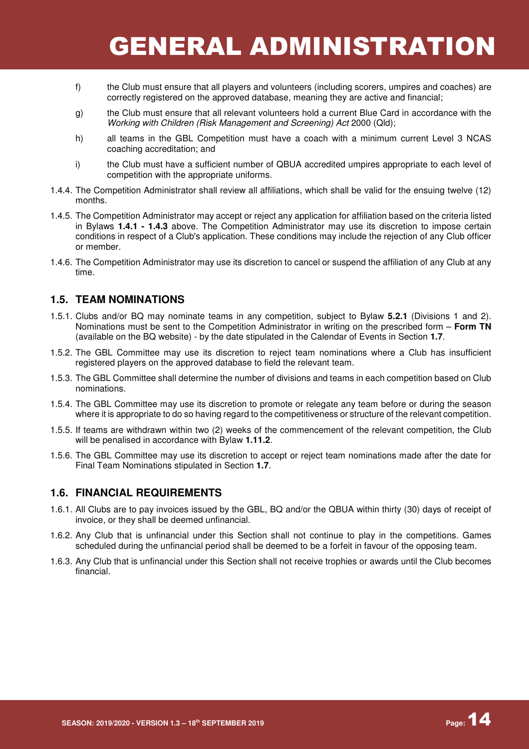f) the Club must ensure that all players and volunteers (including scorers, umpires and coaches) are correctly registered on the approved database, meaning they are active and financial;

g) the Club must ensure that all relevant volunteers hold a current Blue Card in accordance with the *Working with Children (Risk Management and Screening) Act* 2000 (Qld);

h) all teams in the GBL Competition must have a coach with a minimum current Level 3 NCAS coaching accreditation; and

i) the Club must have a sufficient number of QBUA accredited umpires appropriate to each level of competition with the appropriate uniforms.

1.4.4. The Competition Administrator shall review all affiliations, which shall be valid for the ensuing twelve (12) months.

1.4.5. The Competition Administrator may accept or reject any application for affiliation based on the criteria listed in Bylaws **1.4.1 - 1.4.3** above. The Competition Administrator may use its discretion to impose certain conditions in respect of a Club's application. These conditions may include the rejection of any Club officer or member.

1.4.6. The Competition Administrator may use its discretion to cancel or suspend the affiliation of any Club at any time.

## 1.5. TEAM NOMINATIONS

1.5.1. Clubs and/or BQ may nominate teams in any competition, subject to Bylaw **5.2.1** (Divisions 1 and 2). Nominations must be sent to the Competition Administrator in writing on the prescribed form – **Form TN** (available on the BQ website) - by the date stipulated in the Calendar of Events in Section **1.7**.

1.5.2. The GBL Committee may use its discretion to reject team nominations where a Club has insufficient registered players on the approved database to field the relevant team.

1.5.3. The GBL Committee shall determine the number of divisions and teams in each competition based on Club nominations.

1.5.4. The GBL Committee may use its discretion to promote or relegate any team before or during the season where it is appropriate to do so having regard to the competitiveness or structure of the relevant competition.

1.5.5. If teams are withdrawn within two (2) weeks of the commencement of the relevant competition, the Club will be penalised in accordance with Bylaw **1.11.2**.

1.5.6. The GBL Committee may use its discretion to accept or reject team nominations made after the date for Final Team Nominations stipulated in Section **1.7**.

## 1.6. FINANCIAL REQUIREMENTS

1.6.1. All Clubs are to pay invoices issued by the GBL, BQ and/or the QBUA within thirty (30) days of receipt of invoice, or they shall be deemed unfinancial.

1.6.2. Any Club that is unfinancial under this Section shall not continue to play in the competitions. Games scheduled during the unfinancial period shall be deemed to be a forfeit in favour of the opposing team.

1.6.3. Any Club that is unfinancial under this Section shall not receive trophies or awards until the Club becomes financial.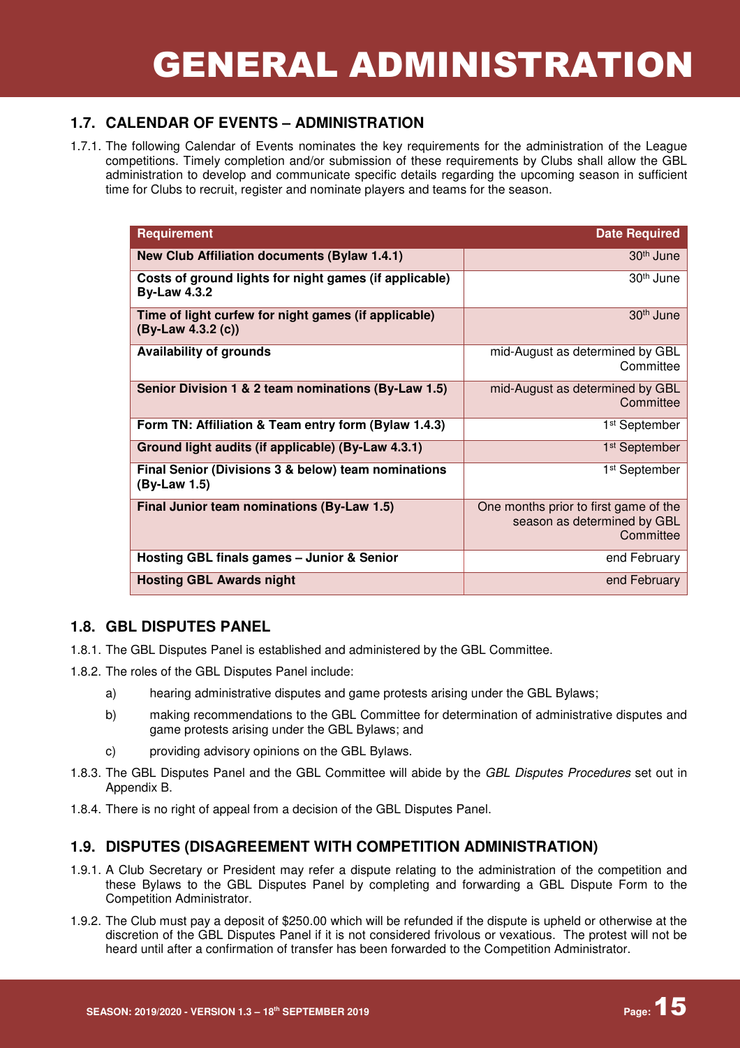# GENERAL ADMINISTRATION

## 1.7. CALENDAR OF EVENTS – ADMINISTRATION

1.7.1. The following Calendar of Events nominates the key requirements for the administration of the League competitions. Timely completion and/or submission of these requirements by Clubs shall allow the GBL administration to develop and communicate specific details regarding the upcoming season in sufficient time for Clubs to recruit, register and nominate players and teams for the season.

| Requirement | Date Required |
|---|---|
| **New Club Affiliation documents (Bylaw 1.4.1)** | 30th June |
| **Costs of ground lights for night games (if applicable) By-Law 4.3.2** | 30th June |
| **Time of light curfew for night games (if applicable) (By-Law 4.3.2 (c))** | 30th June |
| **Availability of grounds** | mid-August as determined by GBL Committee |
| **Senior Division 1 & 2 team nominations (By-Law 1.5)** | mid-August as determined by GBL Committee |
| **Form TN: Affiliation & Team entry form (Bylaw 1.4.3)** | 1st September |
| **Ground light audits (if applicable) (By-Law 4.3.1)** | 1st September |
| **Final Senior (Divisions 3 & below) team nominations (By-Law 1.5)** | 1st September |
| **Final Junior team nominations (By-Law 1.5)** | One months prior to first game of the season as determined by GBL Committee |
| **Hosting GBL finals games – Junior & Senior** | end February |
| **Hosting GBL Awards night** | end February |

## 1.8. GBL DISPUTES PANEL

1.8.1. The GBL Disputes Panel is established and administered by the GBL Committee.

1.8.2. The roles of the GBL Disputes Panel include:

- a) hearing administrative disputes and game protests arising under the GBL Bylaws;
- b) making recommendations to the GBL Committee for determination of administrative disputes and game protests arising under the GBL Bylaws; and
- c) providing advisory opinions on the GBL Bylaws.

1.8.3. The GBL Disputes Panel and the GBL Committee will abide by the *GBL Disputes Procedures* set out in Appendix B.

1.8.4. There is no right of appeal from a decision of the GBL Disputes Panel.

## 1.9. DISPUTES (DISAGREEMENT WITH COMPETITION ADMINISTRATION)

1.9.1. A Club Secretary or President may refer a dispute relating to the administration of the competition and these Bylaws to the GBL Disputes Panel by completing and forwarding a GBL Dispute Form to the Competition Administrator.

1.9.2. The Club must pay a deposit of $250.00 which will be refunded if the dispute is upheld or otherwise at the discretion of the GBL Disputes Panel if it is not considered frivolous or vexatious. The protest will not be heard until after a confirmation of transfer has been forwarded to the Competition Administrator.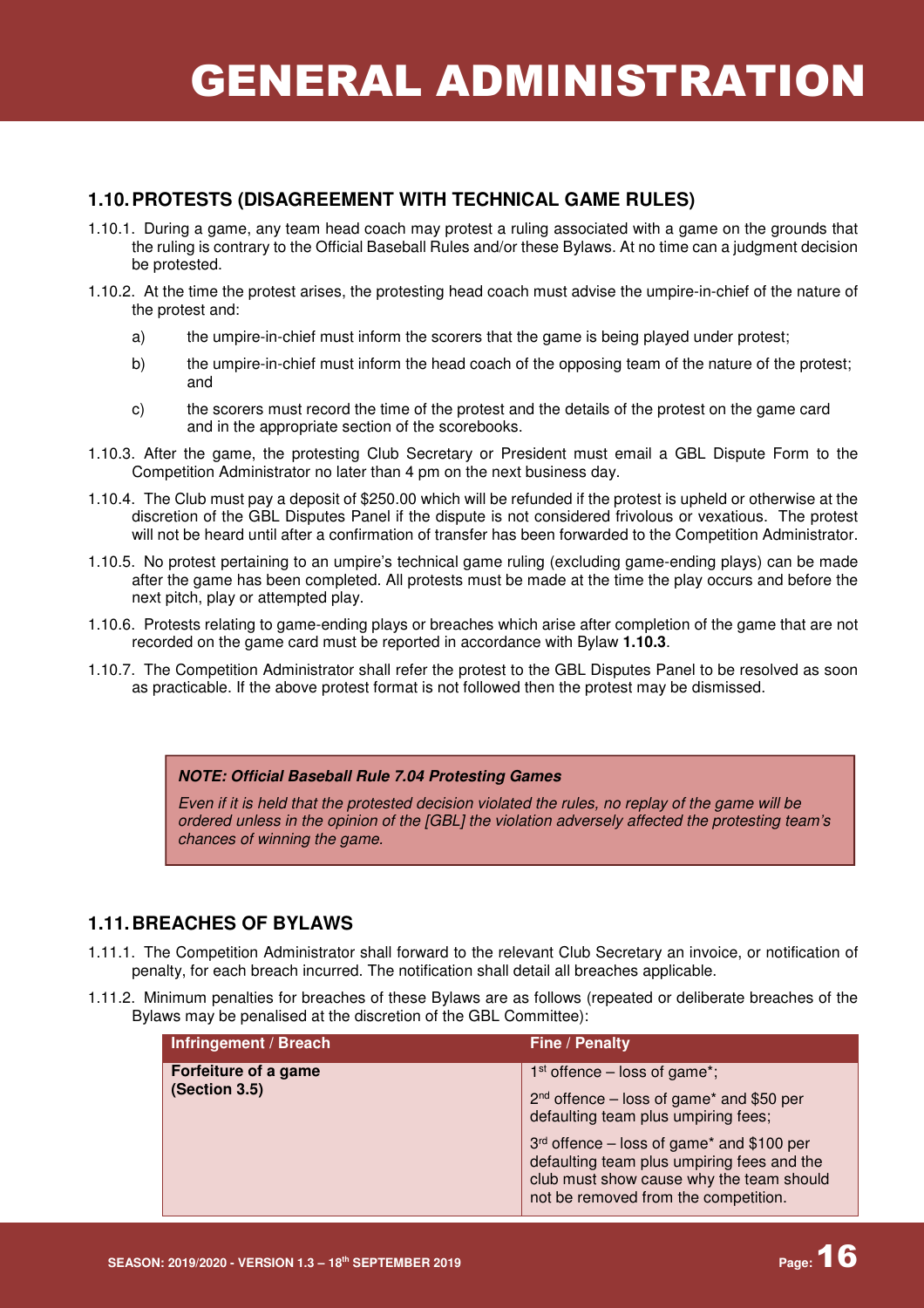# GENERAL ADMINISTRATION

## 1.10. PROTESTS (DISAGREEMENT WITH TECHNICAL GAME RULES)

1.10.1. During a game, any team head coach may protest a ruling associated with a game on the grounds that the ruling is contrary to the Official Baseball Rules and/or these Bylaws. At no time can a judgment decision be protested.

1.10.2. At the time the protest arises, the protesting head coach must advise the umpire-in-chief of the nature of the protest and:

a) the umpire-in-chief must inform the scorers that the game is being played under protest;

b) the umpire-in-chief must inform the head coach of the opposing team of the nature of the protest; and

c) the scorers must record the time of the protest and the details of the protest on the game card and in the appropriate section of the scorebooks.

1.10.3. After the game, the protesting Club Secretary or President must email a GBL Dispute Form to the Competition Administrator no later than 4 pm on the next business day.

1.10.4. The Club must pay a deposit of $250.00 which will be refunded if the protest is upheld or otherwise at the discretion of the GBL Disputes Panel if the dispute is not considered frivolous or vexatious. The protest will not be heard until after a confirmation of transfer has been forwarded to the Competition Administrator.

1.10.5. No protest pertaining to an umpire's technical game ruling (excluding game-ending plays) can be made after the game has been completed. All protests must be made at the time the play occurs and before the next pitch, play or attempted play.

1.10.6. Protests relating to game-ending plays or breaches which arise after completion of the game that are not recorded on the game card must be reported in accordance with Bylaw **1.10.3**.

1.10.7. The Competition Administrator shall refer the protest to the GBL Disputes Panel to be resolved as soon as practicable. If the above protest format is not followed then the protest may be dismissed.

> ***NOTE: Official Baseball Rule 7.04 Protesting Games***
>
> *Even if it is held that the protested decision violated the rules, no replay of the game will be ordered unless in the opinion of the [GBL] the violation adversely affected the protesting team's chances of winning the game.*

## 1.11. BREACHES OF BYLAWS

1.11.1. The Competition Administrator shall forward to the relevant Club Secretary an invoice, or notification of penalty, for each breach incurred. The notification shall detail all breaches applicable.

1.11.2. Minimum penalties for breaches of these Bylaws are as follows (repeated or deliberate breaches of the Bylaws may be penalised at the discretion of the GBL Committee):

| Infringement / Breach | Fine / Penalty |
|---|---|
| **Forfeiture of a game (Section 3.5)** | 1st offence – loss of game*; <br> 2nd offence – loss of game* and $50 per defaulting team plus umpiring fees; <br> 3rd offence – loss of game* and $100 per defaulting team plus umpiring fees and the club must show cause why the team should not be removed from the competition. |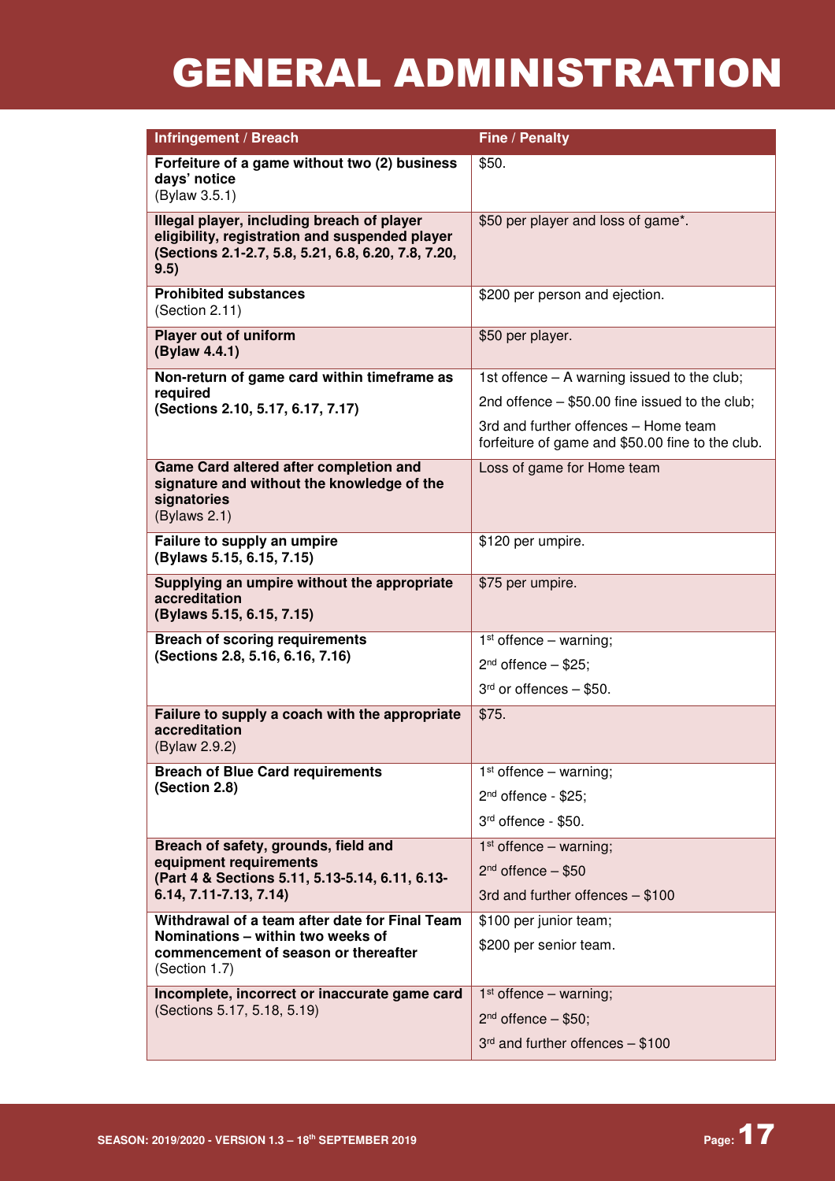# GENERAL ADMINISTRATION

| Infringement / Breach | Fine / Penalty |
|---|---|
| **Forfeiture of a game without two (2) business days' notice** (Bylaw 3.5.1) | $50. |
| **Illegal player, including breach of player eligibility, registration and suspended player (Sections 2.1-2.7, 5.8, 5.21, 6.8, 6.20, 7.8, 7.20, 9.5)** | $50 per player and loss of game*. |
| **Prohibited substances** (Section 2.11) | $200 per person and ejection. |
| **Player out of uniform (Bylaw 4.4.1)** | $50 per player. |
| **Non-return of game card within timeframe as required (Sections 2.10, 5.17, 6.17, 7.17)** | 1st offence – A warning issued to the club; 2nd offence – $50.00 fine issued to the club; 3rd and further offences – Home team forfeiture of game and $50.00 fine to the club. |
| **Game Card altered after completion and signature and without the knowledge of the signatories** (Bylaws 2.1) | Loss of game for Home team |
| **Failure to supply an umpire (Bylaws 5.15, 6.15, 7.15)** | $120 per umpire. |
| **Supplying an umpire without the appropriate accreditation (Bylaws 5.15, 6.15, 7.15)** | $75 per umpire. |
| **Breach of scoring requirements (Sections 2.8, 5.16, 6.16, 7.16)** | 1st offence – warning; 2nd offence – $25; 3rd or offences – $50. |
| **Failure to supply a coach with the appropriate accreditation** (Bylaw 2.9.2) | $75. |
| **Breach of Blue Card requirements (Section 2.8)** | 1st offence – warning; 2nd offence - $25; 3rd offence - $50. |
| **Breach of safety, grounds, field and equipment requirements (Part 4 & Sections 5.11, 5.13-5.14, 6.11, 6.13-6.14, 7.11-7.13, 7.14)** | 1st offence – warning; 2nd offence – $50; 3rd and further offences – $100 |
| **Withdrawal of a team after date for Final Team Nominations – within two weeks of commencement of season or thereafter** (Section 1.7) | $100 per junior team; $200 per senior team. |
| **Incomplete, incorrect or inaccurate game card** (Sections 5.17, 5.18, 5.19) | 1st offence – warning; 2nd offence – $50; 3rd and further offences – $100 |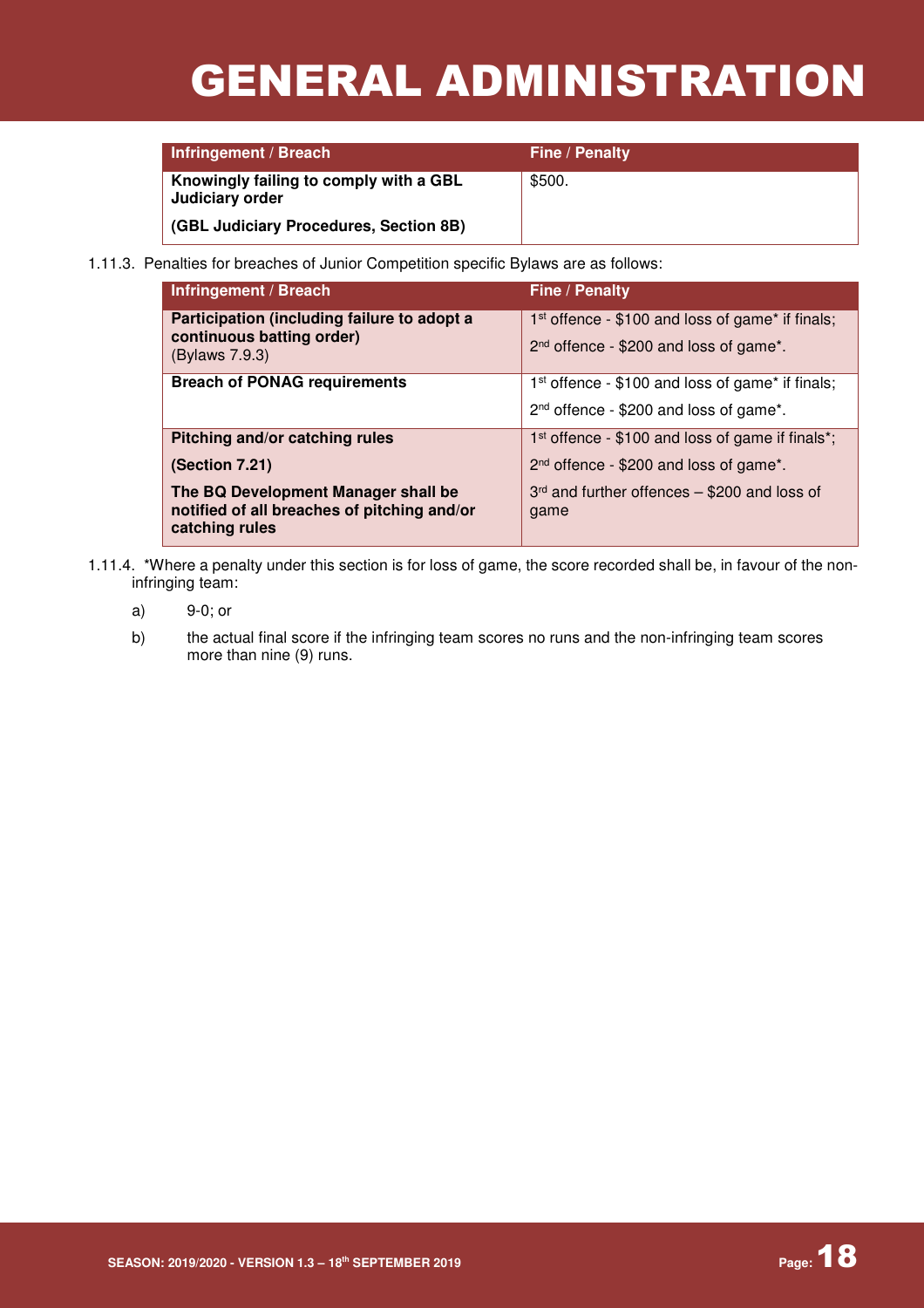# GENERAL ADMINISTRATION

| Infringement / Breach | Fine / Penalty |
|---|---|
| **Knowingly failing to comply with a GBL Judiciary order**<br><br>**(GBL Judiciary Procedures, Section 8B)** | $500. |

1.11.3. Penalties for breaches of Junior Competition specific Bylaws are as follows:

| Infringement / Breach | Fine / Penalty |
|---|---|
| **Participation (including failure to adopt a continuous batting order)** (Bylaws 7.9.3) | 1st offence - $100 and loss of game* if finals;<br><br>2nd offence - $200 and loss of game*. |
| **Breach of PONAG requirements** | 1st offence - $100 and loss of game* if finals;<br><br>2nd offence - $200 and loss of game*. |
| **Pitching and/or catching rules**<br><br>**(Section 7.21)**<br><br>**The BQ Development Manager shall be notified of all breaches of pitching and/or catching rules** | 1st offence - $100 and loss of game if finals*;<br><br>2nd offence - $200 and loss of game*.<br><br>3rd and further offences – $200 and loss of game |

1.11.4. *Where a penalty under this section is for loss of game, the score recorded shall be, in favour of the non-infringing team:

a) 9-0; or

b) the actual final score if the infringing team scores no runs and the non-infringing team scores more than nine (9) runs.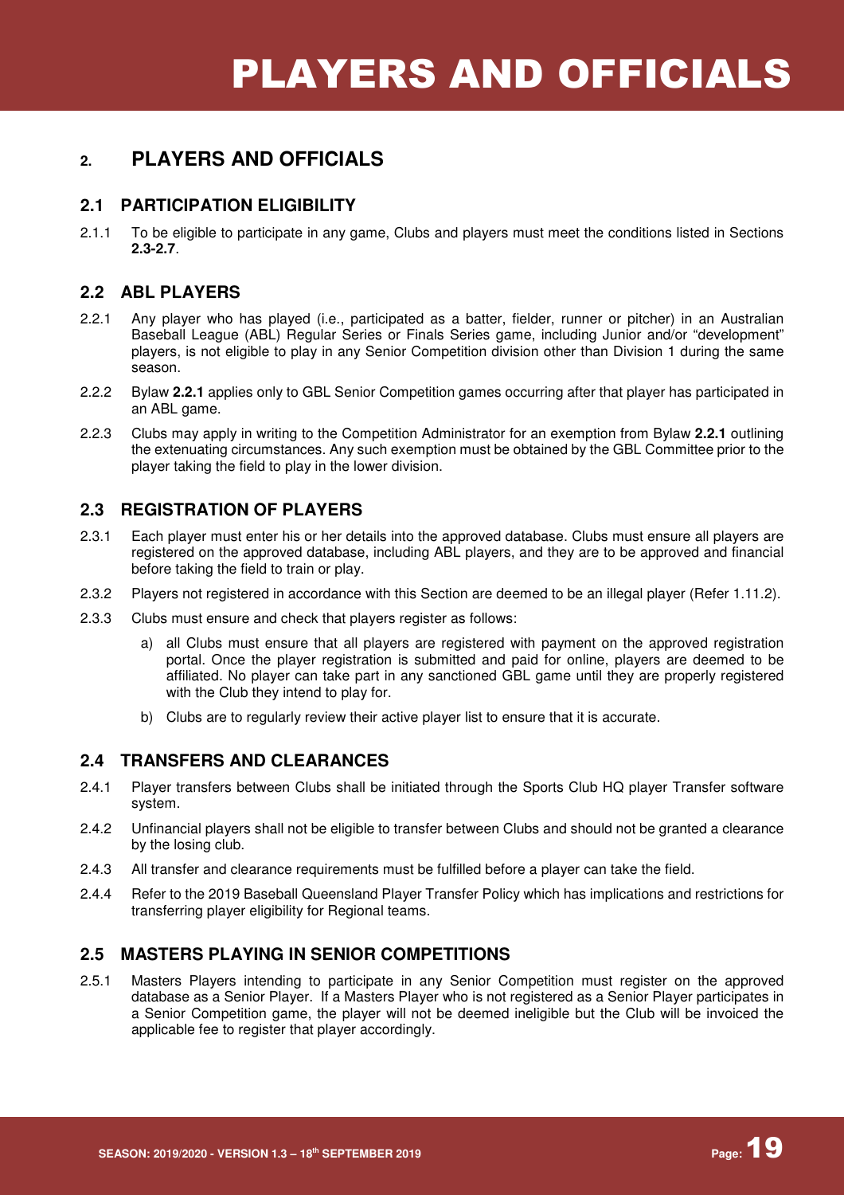## 2. PLAYERS AND OFFICIALS

### 2.1 PARTICIPATION ELIGIBILITY

2.1.1 To be eligible to participate in any game, Clubs and players must meet the conditions listed in Sections **2.3-2.7**.

### 2.2 ABL PLAYERS

2.2.1 Any player who has played (i.e., participated as a batter, fielder, runner or pitcher) in an Australian Baseball League (ABL) Regular Series or Finals Series game, including Junior and/or "development" players, is not eligible to play in any Senior Competition division other than Division 1 during the same season.

2.2.2 Bylaw **2.2.1** applies only to GBL Senior Competition games occurring after that player has participated in an ABL game.

2.2.3 Clubs may apply in writing to the Competition Administrator for an exemption from Bylaw **2.2.1** outlining the extenuating circumstances. Any such exemption must be obtained by the GBL Committee prior to the player taking the field to play in the lower division.

### 2.3 REGISTRATION OF PLAYERS

2.3.1 Each player must enter his or her details into the approved database. Clubs must ensure all players are registered on the approved database, including ABL players, and they are to be approved and financial before taking the field to train or play.

2.3.2 Players not registered in accordance with this Section are deemed to be an illegal player (Refer 1.11.2).

2.3.3 Clubs must ensure and check that players register as follows:

a) all Clubs must ensure that all players are registered with payment on the approved registration portal. Once the player registration is submitted and paid for online, players are deemed to be affiliated. No player can take part in any sanctioned GBL game until they are properly registered with the Club they intend to play for.

b) Clubs are to regularly review their active player list to ensure that it is accurate.

### 2.4 TRANSFERS AND CLEARANCES

2.4.1 Player transfers between Clubs shall be initiated through the Sports Club HQ player Transfer software system.

2.4.2 Unfinancial players shall not be eligible to transfer between Clubs and should not be granted a clearance by the losing club.

2.4.3 All transfer and clearance requirements must be fulfilled before a player can take the field.

2.4.4 Refer to the 2019 Baseball Queensland Player Transfer Policy which has implications and restrictions for transferring player eligibility for Regional teams.

### 2.5 MASTERS PLAYING IN SENIOR COMPETITIONS

2.5.1 Masters Players intending to participate in any Senior Competition must register on the approved database as a Senior Player. If a Masters Player who is not registered as a Senior Player participates in a Senior Competition game, the player will not be deemed ineligible but the Club will be invoiced the applicable fee to register that player accordingly.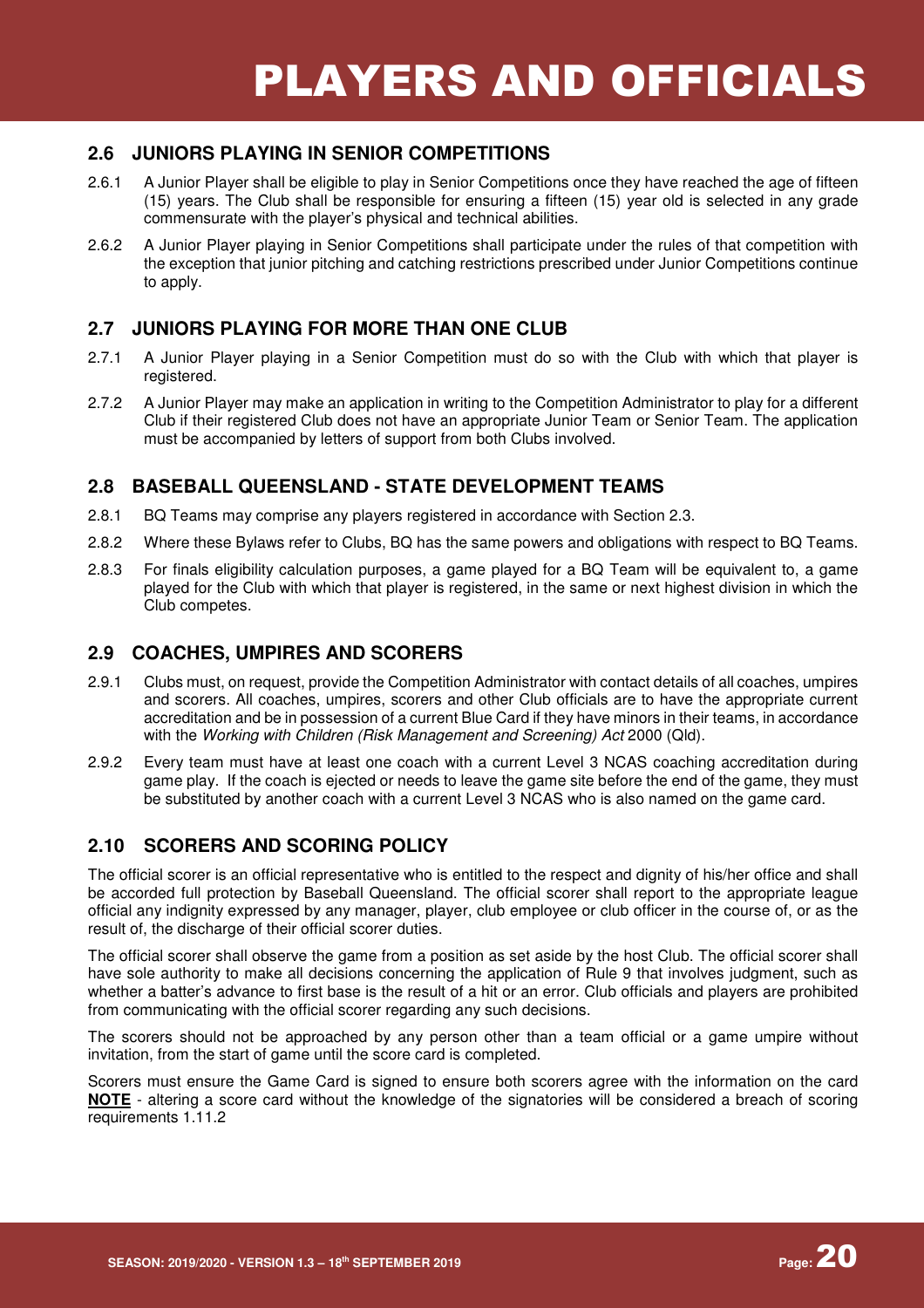# PLAYERS AND OFFICIALS

## 2.6 JUNIORS PLAYING IN SENIOR COMPETITIONS

2.6.1 A Junior Player shall be eligible to play in Senior Competitions once they have reached the age of fifteen (15) years. The Club shall be responsible for ensuring a fifteen (15) year old is selected in any grade commensurate with the player's physical and technical abilities.

2.6.2 A Junior Player playing in Senior Competitions shall participate under the rules of that competition with the exception that junior pitching and catching restrictions prescribed under Junior Competitions continue to apply.

## 2.7 JUNIORS PLAYING FOR MORE THAN ONE CLUB

2.7.1 A Junior Player playing in a Senior Competition must do so with the Club with which that player is registered.

2.7.2 A Junior Player may make an application in writing to the Competition Administrator to play for a different Club if their registered Club does not have an appropriate Junior Team or Senior Team. The application must be accompanied by letters of support from both Clubs involved.

## 2.8 BASEBALL QUEENSLAND - STATE DEVELOPMENT TEAMS

2.8.1 BQ Teams may comprise any players registered in accordance with Section 2.3.

2.8.2 Where these Bylaws refer to Clubs, BQ has the same powers and obligations with respect to BQ Teams.

2.8.3 For finals eligibility calculation purposes, a game played for a BQ Team will be equivalent to, a game played for the Club with which that player is registered, in the same or next highest division in which the Club competes.

## 2.9 COACHES, UMPIRES AND SCORERS

2.9.1 Clubs must, on request, provide the Competition Administrator with contact details of all coaches, umpires and scorers. All coaches, umpires, scorers and other Club officials are to have the appropriate current accreditation and be in possession of a current Blue Card if they have minors in their teams, in accordance with the *Working with Children (Risk Management and Screening) Act* 2000 (Qld).

2.9.2 Every team must have at least one coach with a current Level 3 NCAS coaching accreditation during game play. If the coach is ejected or needs to leave the game site before the end of the game, they must be substituted by another coach with a current Level 3 NCAS who is also named on the game card.

## 2.10 SCORERS AND SCORING POLICY

The official scorer is an official representative who is entitled to the respect and dignity of his/her office and shall be accorded full protection by Baseball Queensland. The official scorer shall report to the appropriate league official any indignity expressed by any manager, player, club employee or club officer in the course of, or as the result of, the discharge of their official scorer duties.

The official scorer shall observe the game from a position as set aside by the host Club. The official scorer shall have sole authority to make all decisions concerning the application of Rule 9 that involves judgment, such as whether a batter's advance to first base is the result of a hit or an error. Club officials and players are prohibited from communicating with the official scorer regarding any such decisions.

The scorers should not be approached by any person other than a team official or a game umpire without invitation, from the start of game until the score card is completed.

Scorers must ensure the Game Card is signed to ensure both scorers agree with the information on the card **NOTE** - altering a score card without the knowledge of the signatories will be considered a breach of scoring requirements 1.11.2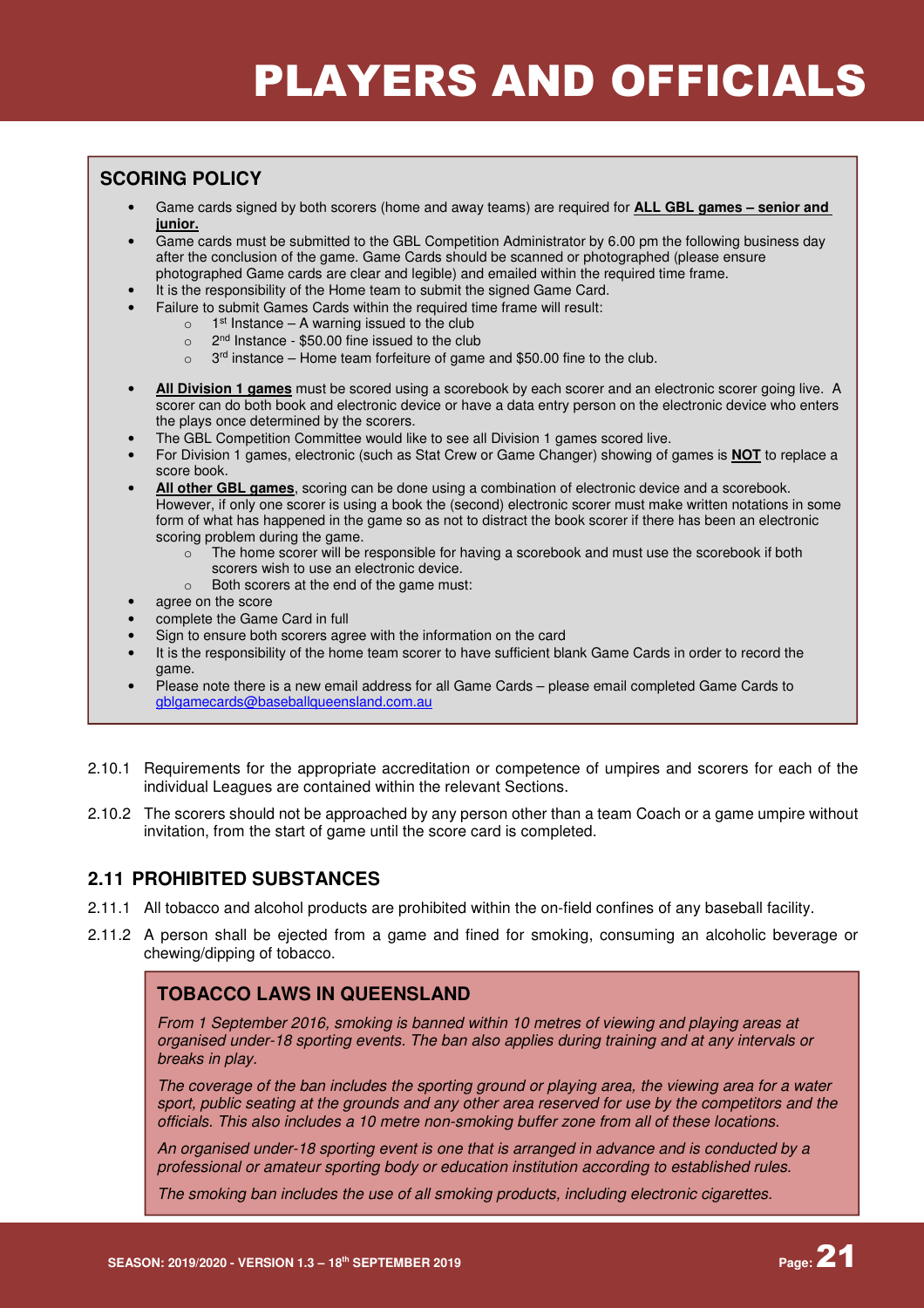# PLAYERS AND OFFICIALS

## SCORING POLICY

- Game cards signed by both scorers (home and away teams) are required for **ALL GBL games – senior and junior.**
- Game cards must be submitted to the GBL Competition Administrator by 6.00 pm the following business day after the conclusion of the game. Game Cards should be scanned or photographed (please ensure photographed Game cards are clear and legible) and emailed within the required time frame.
- It is the responsibility of the Home team to submit the signed Game Card.
- Failure to submit Games Cards within the required time frame will result:
  - 1st Instance – A warning issued to the club
  - 2nd Instance - $50.00 fine issued to the club
  - 3rd instance – Home team forfeiture of game and $50.00 fine to the club.
- **All Division 1 games** must be scored using a scorebook by each scorer and an electronic scorer going live. A scorer can do both book and electronic device or have a data entry person on the electronic device who enters the plays once determined by the scorers.
- The GBL Competition Committee would like to see all Division 1 games scored live.
- For Division 1 games, electronic (such as Stat Crew or Game Changer) showing of games is **NOT** to replace a score book.
- **All other GBL games**, scoring can be done using a combination of electronic device and a scorebook. However, if only one scorer is using a book the (second) electronic scorer must make written notations in some form of what has happened in the game so as not to distract the book scorer if there has been an electronic scoring problem during the game.
  - The home scorer will be responsible for having a scorebook and must use the scorebook if both scorers wish to use an electronic device.
  - Both scorers at the end of the game must:
- agree on the score
- complete the Game Card in full
- Sign to ensure both scorers agree with the information on the card
- It is the responsibility of the home team scorer to have sufficient blank Game Cards in order to record the game.
- Please note there is a new email address for all Game Cards – please email completed Game Cards to gblgamecards@baseballqueensland.com.au

2.10.1 Requirements for the appropriate accreditation or competence of umpires and scorers for each of the individual Leagues are contained within the relevant Sections.

2.10.2 The scorers should not be approached by any person other than a team Coach or a game umpire without invitation, from the start of game until the score card is completed.

## 2.11 PROHIBITED SUBSTANCES

2.11.1 All tobacco and alcohol products are prohibited within the on-field confines of any baseball facility.

2.11.2 A person shall be ejected from a game and fined for smoking, consuming an alcoholic beverage or chewing/dipping of tobacco.

### TOBACCO LAWS IN QUEENSLAND

*From 1 September 2016, smoking is banned within 10 metres of viewing and playing areas at organised under-18 sporting events. The ban also applies during training and at any intervals or breaks in play.*

*The coverage of the ban includes the sporting ground or playing area, the viewing area for a water sport, public seating at the grounds and any other area reserved for use by the competitors and the officials. This also includes a 10 metre non-smoking buffer zone from all of these locations.*

*An organised under-18 sporting event is one that is arranged in advance and is conducted by a professional or amateur sporting body or education institution according to established rules.*

*The smoking ban includes the use of all smoking products, including electronic cigarettes.*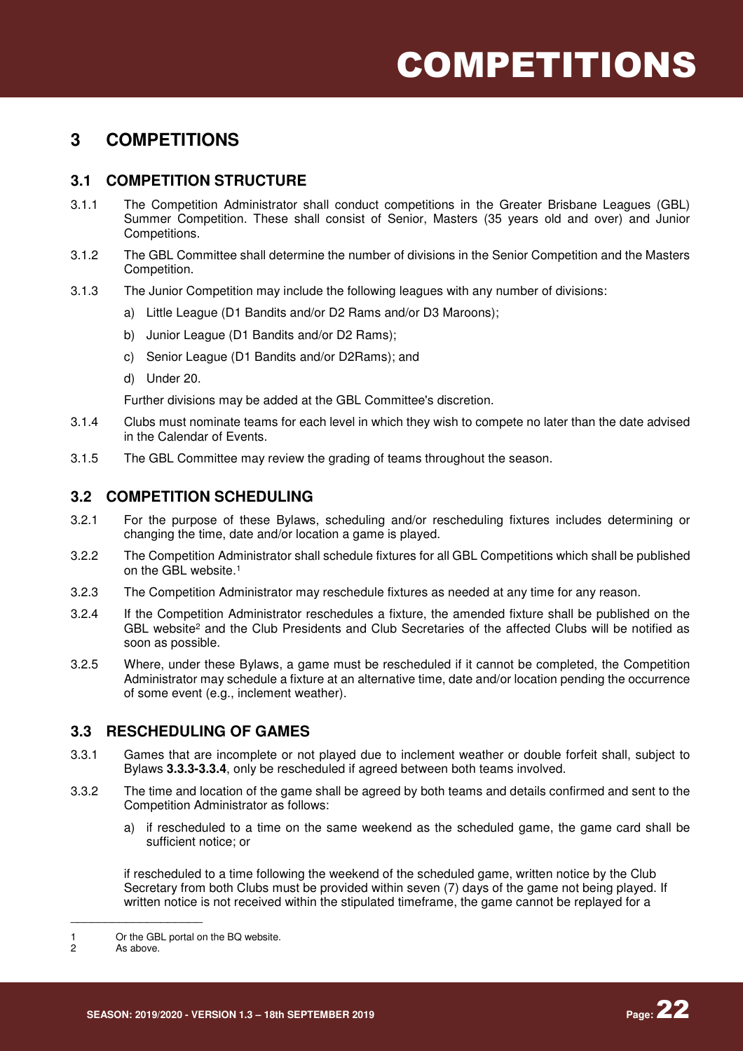# 3 COMPETITIONS

## 3.1 COMPETITION STRUCTURE

3.1.1 The Competition Administrator shall conduct competitions in the Greater Brisbane Leagues (GBL) Summer Competition. These shall consist of Senior, Masters (35 years old and over) and Junior Competitions.

3.1.2 The GBL Committee shall determine the number of divisions in the Senior Competition and the Masters Competition.

3.1.3 The Junior Competition may include the following leagues with any number of divisions:

a) Little League (D1 Bandits and/or D2 Rams and/or D3 Maroons);

b) Junior League (D1 Bandits and/or D2 Rams);

c) Senior League (D1 Bandits and/or D2Rams); and

d) Under 20.

Further divisions may be added at the GBL Committee's discretion.

3.1.4 Clubs must nominate teams for each level in which they wish to compete no later than the date advised in the Calendar of Events.

3.1.5 The GBL Committee may review the grading of teams throughout the season.

## 3.2 COMPETITION SCHEDULING

3.2.1 For the purpose of these Bylaws, scheduling and/or rescheduling fixtures includes determining or changing the time, date and/or location a game is played.

3.2.2 The Competition Administrator shall schedule fixtures for all GBL Competitions which shall be published on the GBL website.[1]

3.2.3 The Competition Administrator may reschedule fixtures as needed at any time for any reason.

3.2.4 If the Competition Administrator reschedules a fixture, the amended fixture shall be published on the GBL website[2] and the Club Presidents and Club Secretaries of the affected Clubs will be notified as soon as possible.

3.2.5 Where, under these Bylaws, a game must be rescheduled if it cannot be completed, the Competition Administrator may schedule a fixture at an alternative time, date and/or location pending the occurrence of some event (e.g., inclement weather).

## 3.3 RESCHEDULING OF GAMES

3.3.1 Games that are incomplete or not played due to inclement weather or double forfeit shall, subject to Bylaws **3.3.3-3.3.4**, only be rescheduled if agreed between both teams involved.

3.3.2 The time and location of the game shall be agreed by both teams and details confirmed and sent to the Competition Administrator as follows:

a) if rescheduled to a time on the same weekend as the scheduled game, the game card shall be sufficient notice; or

if rescheduled to a time following the weekend of the scheduled game, written notice by the Club Secretary from both Clubs must be provided within seven (7) days of the game not being played. If written notice is not received within the stipulated timeframe, the game cannot be replayed for a

---

1 Or the GBL portal on the BQ website.

2 As above.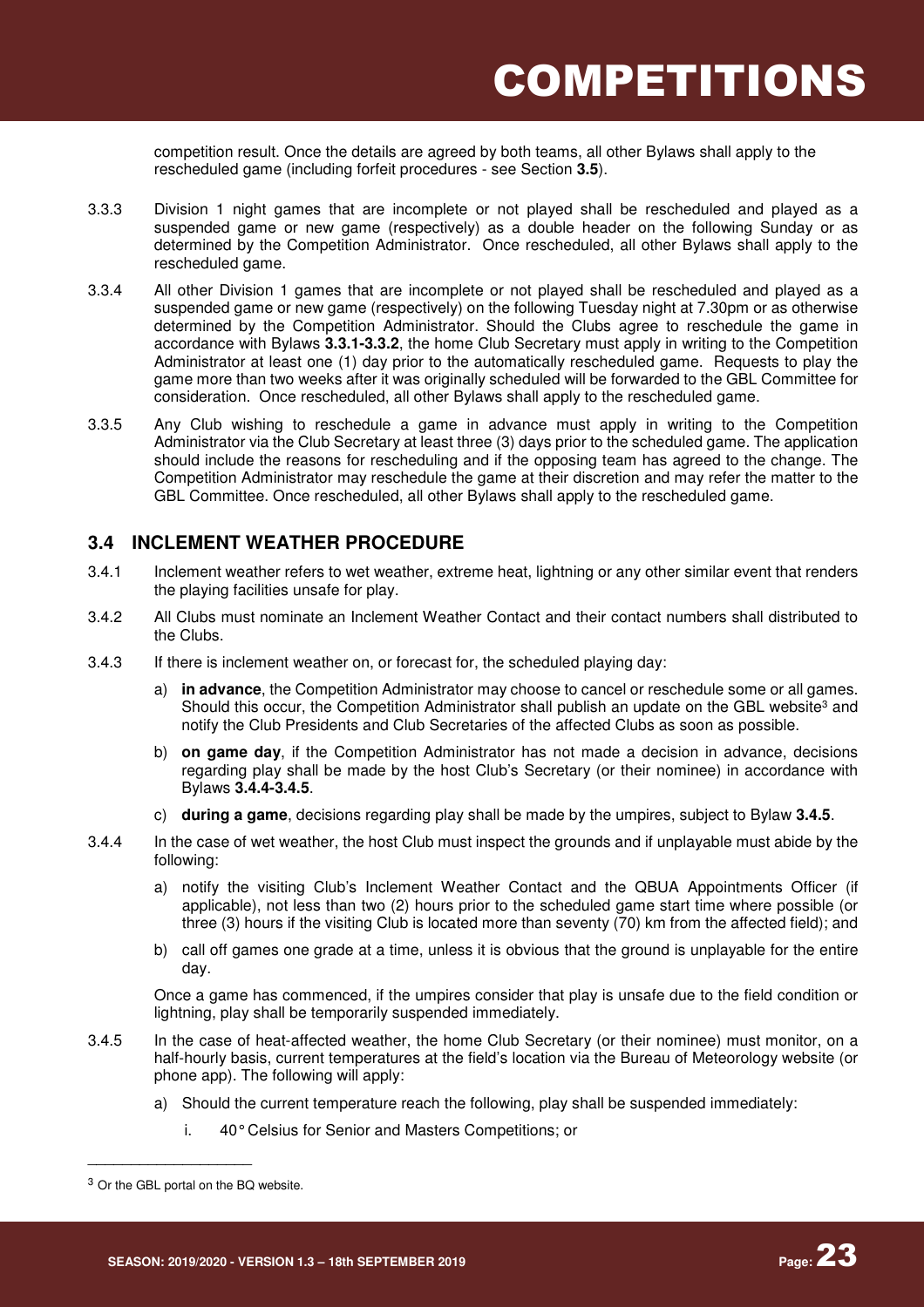competition result. Once the details are agreed by both teams, all other Bylaws shall apply to the rescheduled game (including forfeit procedures - see Section **3.5**).

3.3.3 Division 1 night games that are incomplete or not played shall be rescheduled and played as a suspended game or new game (respectively) as a double header on the following Sunday or as determined by the Competition Administrator. Once rescheduled, all other Bylaws shall apply to the rescheduled game.

3.3.4 All other Division 1 games that are incomplete or not played shall be rescheduled and played as a suspended game or new game (respectively) on the following Tuesday night at 7.30pm or as otherwise determined by the Competition Administrator. Should the Clubs agree to reschedule the game in accordance with Bylaws **3.3.1-3.3.2**, the home Club Secretary must apply in writing to the Competition Administrator at least one (1) day prior to the automatically rescheduled game. Requests to play the game more than two weeks after it was originally scheduled will be forwarded to the GBL Committee for consideration. Once rescheduled, all other Bylaws shall apply to the rescheduled game.

3.3.5 Any Club wishing to reschedule a game in advance must apply in writing to the Competition Administrator via the Club Secretary at least three (3) days prior to the scheduled game. The application should include the reasons for rescheduling and if the opposing team has agreed to the change. The Competition Administrator may reschedule the game at their discretion and may refer the matter to the GBL Committee. Once rescheduled, all other Bylaws shall apply to the rescheduled game.

## 3.4 INCLEMENT WEATHER PROCEDURE

3.4.1 Inclement weather refers to wet weather, extreme heat, lightning or any other similar event that renders the playing facilities unsafe for play.

3.4.2 All Clubs must nominate an Inclement Weather Contact and their contact numbers shall distributed to the Clubs.

3.4.3 If there is inclement weather on, or forecast for, the scheduled playing day:

a) **in advance**, the Competition Administrator may choose to cancel or reschedule some or all games. Should this occur, the Competition Administrator shall publish an update on the GBL website[3] and notify the Club Presidents and Club Secretaries of the affected Clubs as soon as possible.

b) **on game day**, if the Competition Administrator has not made a decision in advance, decisions regarding play shall be made by the host Club's Secretary (or their nominee) in accordance with Bylaws **3.4.4-3.4.5**.

c) **during a game**, decisions regarding play shall be made by the umpires, subject to Bylaw **3.4.5**.

3.4.4 In the case of wet weather, the host Club must inspect the grounds and if unplayable must abide by the following:

a) notify the visiting Club's Inclement Weather Contact and the QBUA Appointments Officer (if applicable), not less than two (2) hours prior to the scheduled game start time where possible (or three (3) hours if the visiting Club is located more than seventy (70) km from the affected field); and

b) call off games one grade at a time, unless it is obvious that the ground is unplayable for the entire day.

Once a game has commenced, if the umpires consider that play is unsafe due to the field condition or lightning, play shall be temporarily suspended immediately.

3.4.5 In the case of heat-affected weather, the home Club Secretary (or their nominee) must monitor, on a half-hourly basis, current temperatures at the field's location via the Bureau of Meteorology website (or phone app). The following will apply:

a) Should the current temperature reach the following, play shall be suspended immediately:

i. 40° Celsius for Senior and Masters Competitions; or

---

[3] Or the GBL portal on the BQ website.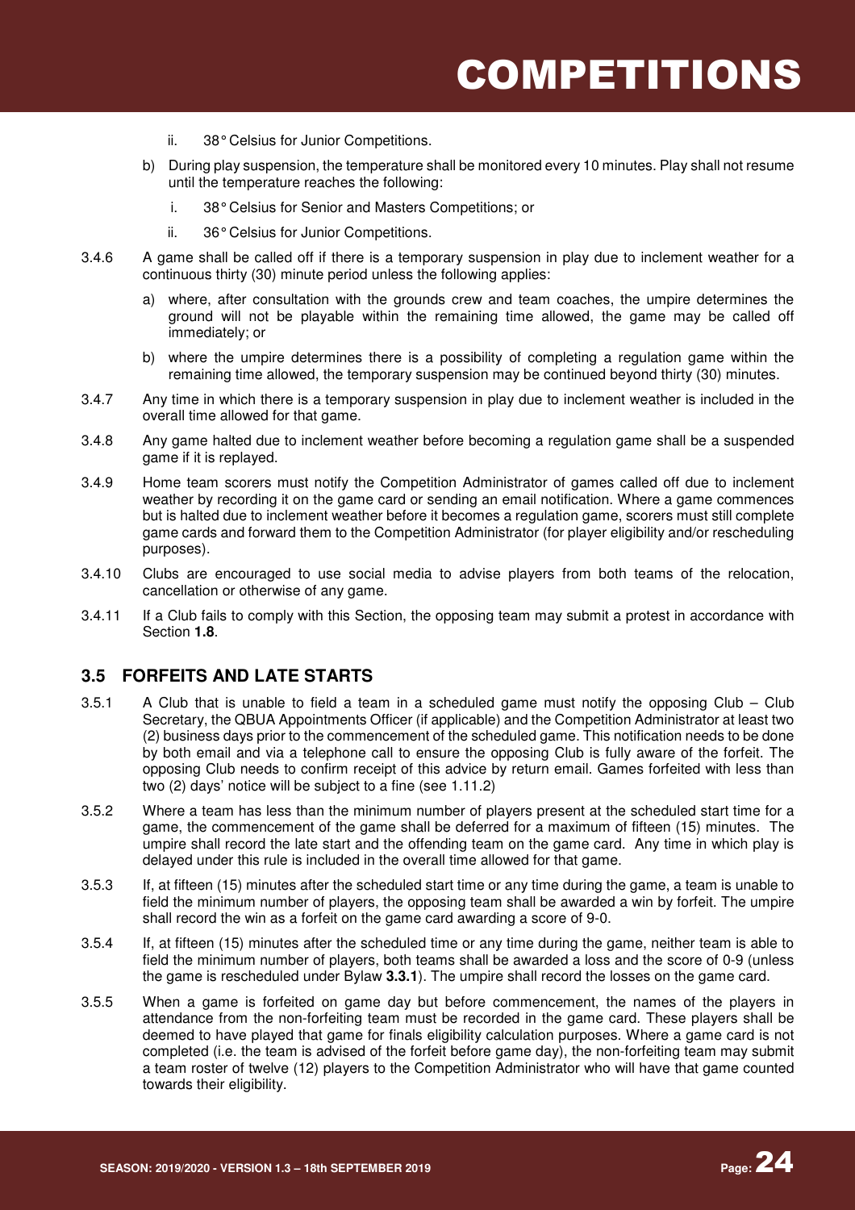ii. 38° Celsius for Junior Competitions.

b) During play suspension, the temperature shall be monitored every 10 minutes. Play shall not resume until the temperature reaches the following:

i. 38° Celsius for Senior and Masters Competitions; or

ii. 36° Celsius for Junior Competitions.

3.4.6 A game shall be called off if there is a temporary suspension in play due to inclement weather for a continuous thirty (30) minute period unless the following applies:

a) where, after consultation with the grounds crew and team coaches, the umpire determines the ground will not be playable within the remaining time allowed, the game may be called off immediately; or

b) where the umpire determines there is a possibility of completing a regulation game within the remaining time allowed, the temporary suspension may be continued beyond thirty (30) minutes.

3.4.7 Any time in which there is a temporary suspension in play due to inclement weather is included in the overall time allowed for that game.

3.4.8 Any game halted due to inclement weather before becoming a regulation game shall be a suspended game if it is replayed.

3.4.9 Home team scorers must notify the Competition Administrator of games called off due to inclement weather by recording it on the game card or sending an email notification. Where a game commences but is halted due to inclement weather before it becomes a regulation game, scorers must still complete game cards and forward them to the Competition Administrator (for player eligibility and/or rescheduling purposes).

3.4.10 Clubs are encouraged to use social media to advise players from both teams of the relocation, cancellation or otherwise of any game.

3.4.11 If a Club fails to comply with this Section, the opposing team may submit a protest in accordance with Section **1.8**.

## 3.5 FORFEITS AND LATE STARTS

3.5.1 A Club that is unable to field a team in a scheduled game must notify the opposing Club – Club Secretary, the QBUA Appointments Officer (if applicable) and the Competition Administrator at least two (2) business days prior to the commencement of the scheduled game. This notification needs to be done by both email and via a telephone call to ensure the opposing Club is fully aware of the forfeit. The opposing Club needs to confirm receipt of this advice by return email. Games forfeited with less than two (2) days' notice will be subject to a fine (see 1.11.2)

3.5.2 Where a team has less than the minimum number of players present at the scheduled start time for a game, the commencement of the game shall be deferred for a maximum of fifteen (15) minutes. The umpire shall record the late start and the offending team on the game card. Any time in which play is delayed under this rule is included in the overall time allowed for that game.

3.5.3 If, at fifteen (15) minutes after the scheduled start time or any time during the game, a team is unable to field the minimum number of players, the opposing team shall be awarded a win by forfeit. The umpire shall record the win as a forfeit on the game card awarding a score of 9-0.

3.5.4 If, at fifteen (15) minutes after the scheduled time or any time during the game, neither team is able to field the minimum number of players, both teams shall be awarded a loss and the score of 0-9 (unless the game is rescheduled under Bylaw **3.3.1**). The umpire shall record the losses on the game card.

3.5.5 When a game is forfeited on game day but before commencement, the names of the players in attendance from the non-forfeiting team must be recorded in the game card. These players shall be deemed to have played that game for finals eligibility calculation purposes. Where a game card is not completed (i.e. the team is advised of the forfeit before game day), the non-forfeiting team may submit a team roster of twelve (12) players to the Competition Administrator who will have that game counted towards their eligibility.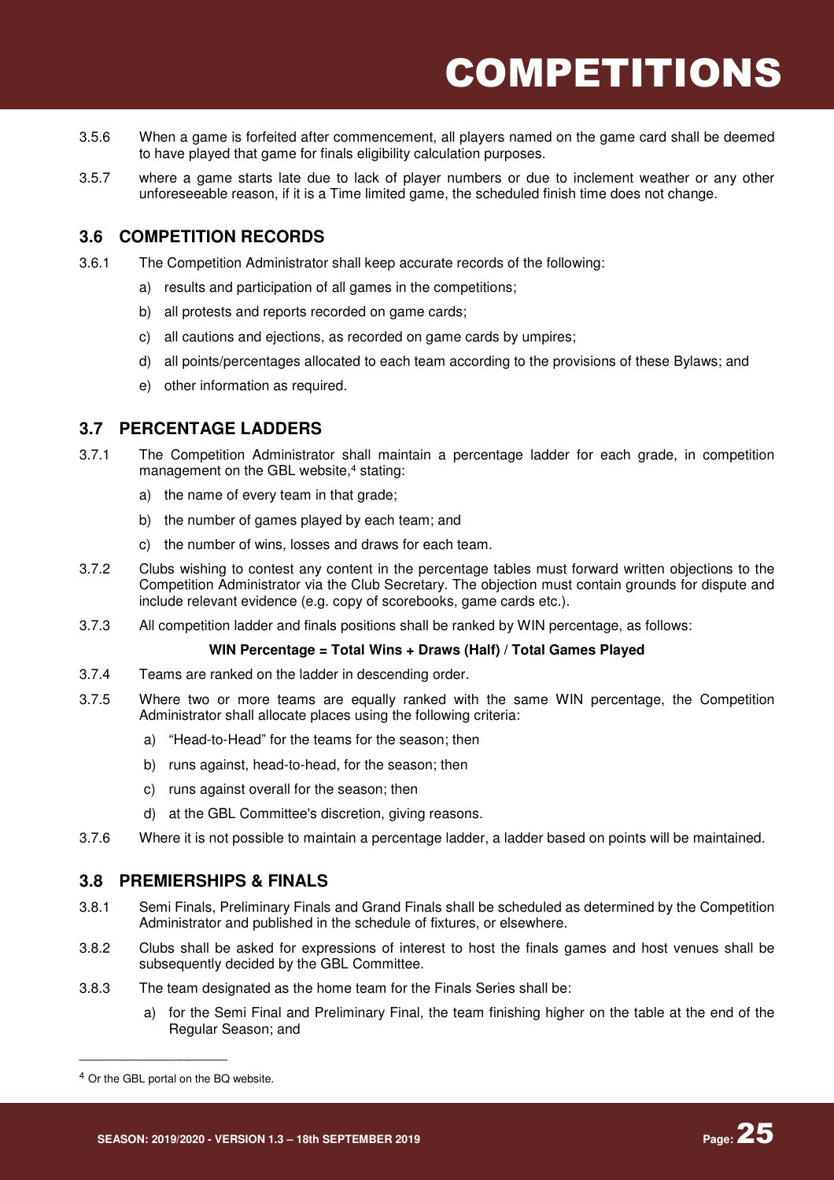3.5.6 When a game is forfeited after commencement, all players named on the game card shall be deemed to have played that game for finals eligibility calculation purposes.

3.5.7 where a game starts late due to lack of player numbers or due to inclement weather or any other unforeseeable reason, if it is a Time limited game, the scheduled finish time does not change.

## 3.6 COMPETITION RECORDS

3.6.1 The Competition Administrator shall keep accurate records of the following:

a) results and participation of all games in the competitions;

b) all protests and reports recorded on game cards;

c) all cautions and ejections, as recorded on game cards by umpires;

d) all points/percentages allocated to each team according to the provisions of these Bylaws; and

e) other information as required.

## 3.7 PERCENTAGE LADDERS

3.7.1 The Competition Administrator shall maintain a percentage ladder for each grade, in competition management on the GBL website,[4] stating:

a) the name of every team in that grade;

b) the number of games played by each team; and

c) the number of wins, losses and draws for each team.

3.7.2 Clubs wishing to contest any content in the percentage tables must forward written objections to the Competition Administrator via the Club Secretary. The objection must contain grounds for dispute and include relevant evidence (e.g. copy of scorebooks, game cards etc.).

3.7.3 All competition ladder and finals positions shall be ranked by WIN percentage, as follows:

**WIN Percentage = Total Wins + Draws (Half) / Total Games Played**

3.7.4 Teams are ranked on the ladder in descending order.

3.7.5 Where two or more teams are equally ranked with the same WIN percentage, the Competition Administrator shall allocate places using the following criteria:

a) "Head-to-Head" for the teams for the season; then

b) runs against, head-to-head, for the season; then

c) runs against overall for the season; then

d) at the GBL Committee's discretion, giving reasons.

3.7.6 Where it is not possible to maintain a percentage ladder, a ladder based on points will be maintained.

## 3.8 PREMIERSHIPS & FINALS

3.8.1 Semi Finals, Preliminary Finals and Grand Finals shall be scheduled as determined by the Competition Administrator and published in the schedule of fixtures, or elsewhere.

3.8.2 Clubs shall be asked for expressions of interest to host the finals games and host venues shall be subsequently decided by the GBL Committee.

3.8.3 The team designated as the home team for the Finals Series shall be:

a) for the Semi Final and Preliminary Final, the team finishing higher on the table at the end of the Regular Season; and

---

[4] Or the GBL portal on the BQ website.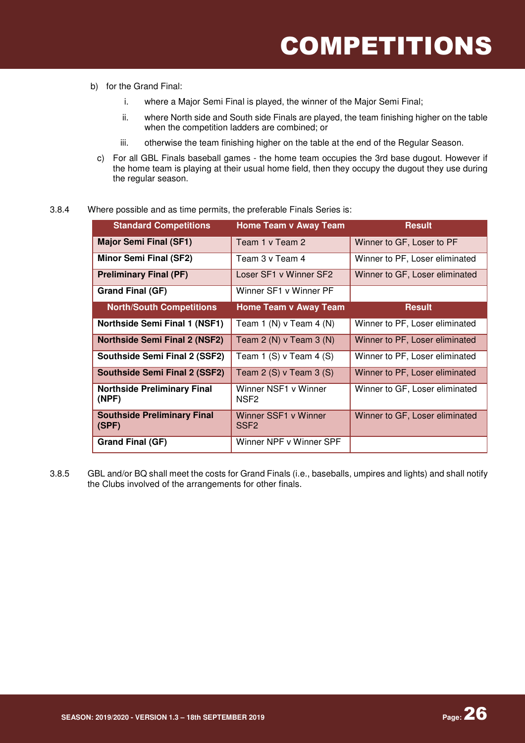b) for the Grand Final:

   i. where a Major Semi Final is played, the winner of the Major Semi Final;

   ii. where North side and South side Finals are played, the team finishing higher on the table when the competition ladders are combined; or

   iii. otherwise the team finishing higher on the table at the end of the Regular Season.

c) For all GBL Finals baseball games - the home team occupies the 3rd base dugout. However if the home team is playing at their usual home field, then they occupy the dugout they use during the regular season.

3.8.4 Where possible and as time permits, the preferable Finals Series is:

| Standard Competitions | Home Team v Away Team | Result |
|---|---|---|
| **Major Semi Final (SF1)** | Team 1 v Team 2 | Winner to GF, Loser to PF |
| **Minor Semi Final (SF2)** | Team 3 v Team 4 | Winner to PF, Loser eliminated |
| **Preliminary Final (PF)** | Loser SF1 v Winner SF2 | Winner to GF, Loser eliminated |
| **Grand Final (GF)** | Winner SF1 v Winner PF | |
| **North/South Competitions** | **Home Team v Away Team** | **Result** |
| **Northside Semi Final 1 (NSF1)** | Team 1 (N) v Team 4 (N) | Winner to PF, Loser eliminated |
| **Northside Semi Final 2 (NSF2)** | Team 2 (N) v Team 3 (N) | Winner to PF, Loser eliminated |
| **Southside Semi Final 2 (SSF2)** | Team 1 (S) v Team 4 (S) | Winner to PF, Loser eliminated |
| **Southside Semi Final 2 (SSF2)** | Team 2 (S) v Team 3 (S) | Winner to PF, Loser eliminated |
| **Northside Preliminary Final (NPF)** | Winner NSF1 v Winner NSF2 | Winner to GF, Loser eliminated |
| **Southside Preliminary Final (SPF)** | Winner SSF1 v Winner SSF2 | Winner to GF, Loser eliminated |
| **Grand Final (GF)** | Winner NPF v Winner SPF | |

3.8.5 GBL and/or BQ shall meet the costs for Grand Finals (i.e., baseballs, umpires and lights) and shall notify the Clubs involved of the arrangements for other finals.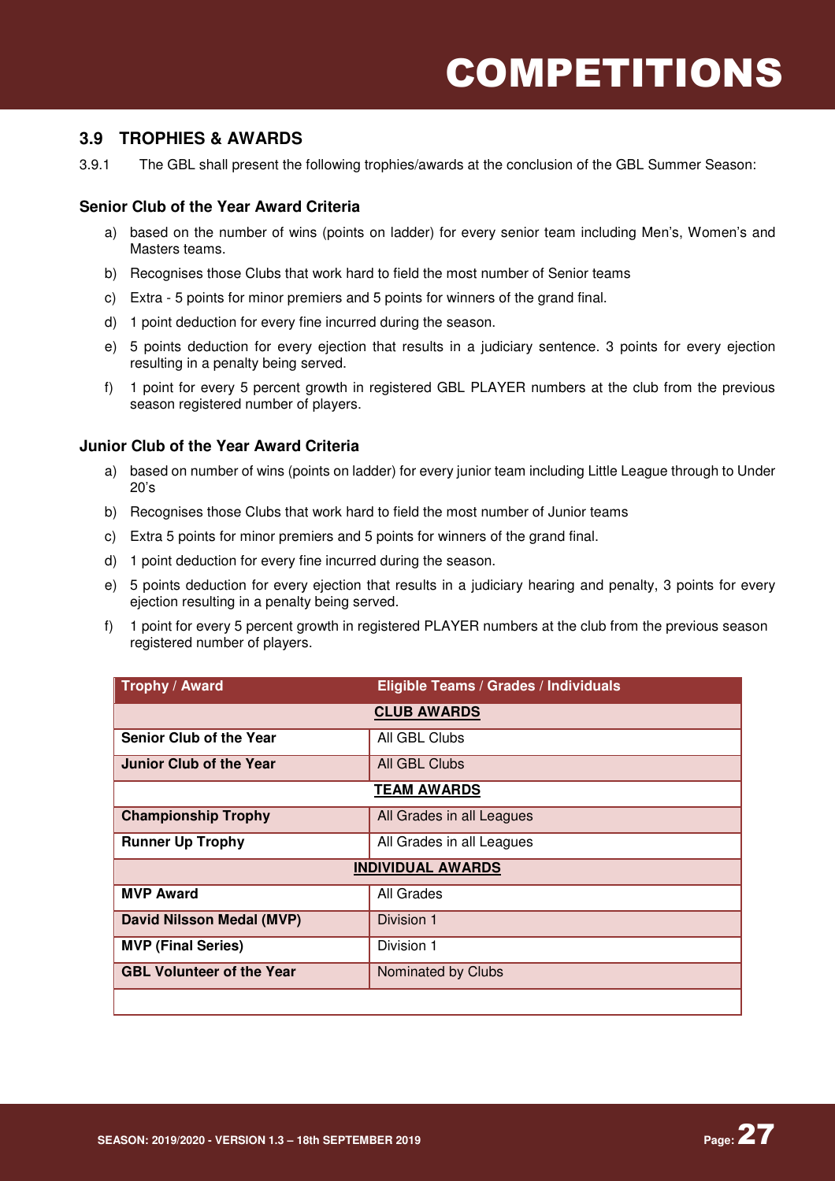## 3.9 TROPHIES & AWARDS

3.9.1 The GBL shall present the following trophies/awards at the conclusion of the GBL Summer Season:

### Senior Club of the Year Award Criteria

a) based on the number of wins (points on ladder) for every senior team including Men's, Women's and Masters teams.

b) Recognises those Clubs that work hard to field the most number of Senior teams

c) Extra - 5 points for minor premiers and 5 points for winners of the grand final.

d) 1 point deduction for every fine incurred during the season.

e) 5 points deduction for every ejection that results in a judiciary sentence. 3 points for every ejection resulting in a penalty being served.

f) 1 point for every 5 percent growth in registered GBL PLAYER numbers at the club from the previous season registered number of players.

### Junior Club of the Year Award Criteria

a) based on number of wins (points on ladder) for every junior team including Little League through to Under 20's

b) Recognises those Clubs that work hard to field the most number of Junior teams

c) Extra 5 points for minor premiers and 5 points for winners of the grand final.

d) 1 point deduction for every fine incurred during the season.

e) 5 points deduction for every ejection that results in a judiciary hearing and penalty, 3 points for every ejection resulting in a penalty being served.

f) 1 point for every 5 percent growth in registered PLAYER numbers at the club from the previous season registered number of players.

| Trophy / Award | Eligible Teams / Grades / Individuals |
|---|---|
| **CLUB AWARDS** | |
| **Senior Club of the Year** | All GBL Clubs |
| **Junior Club of the Year** | All GBL Clubs |
| **TEAM AWARDS** | |
| **Championship Trophy** | All Grades in all Leagues |
| **Runner Up Trophy** | All Grades in all Leagues |
| **INDIVIDUAL AWARDS** | |
| **MVP Award** | All Grades |
| **David Nilsson Medal (MVP)** | Division 1 |
| **MVP (Final Series)** | Division 1 |
| **GBL Volunteer of the Year** | Nominated by Clubs |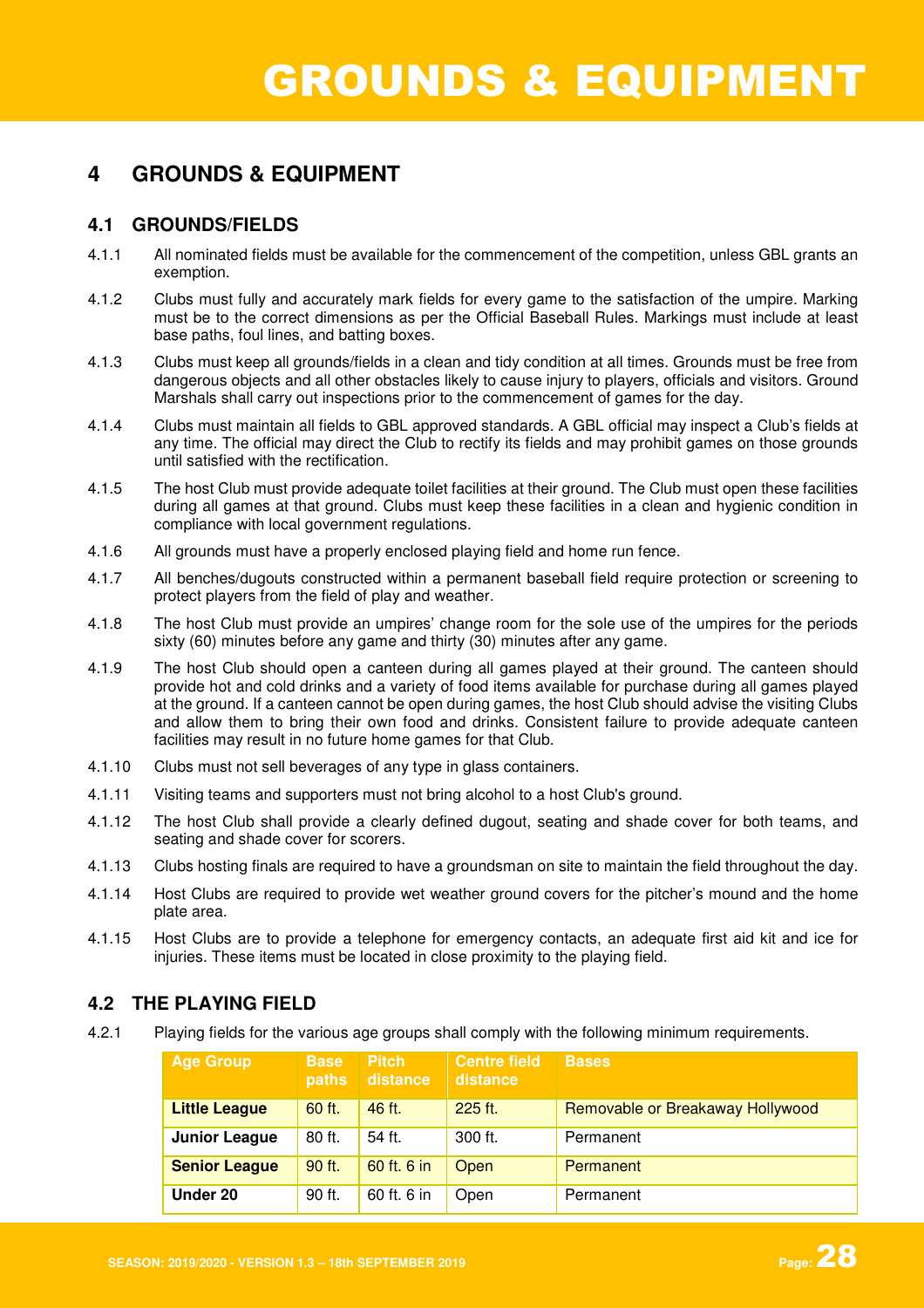# 4 GROUNDS & EQUIPMENT

## 4.1 GROUNDS/FIELDS

4.1.1 All nominated fields must be available for the commencement of the competition, unless GBL grants an exemption.

4.1.2 Clubs must fully and accurately mark fields for every game to the satisfaction of the umpire. Marking must be to the correct dimensions as per the Official Baseball Rules. Markings must include at least base paths, foul lines, and batting boxes.

4.1.3 Clubs must keep all grounds/fields in a clean and tidy condition at all times. Grounds must be free from dangerous objects and all other obstacles likely to cause injury to players, officials and visitors. Ground Marshals shall carry out inspections prior to the commencement of games for the day.

4.1.4 Clubs must maintain all fields to GBL approved standards. A GBL official may inspect a Club's fields at any time. The official may direct the Club to rectify its fields and may prohibit games on those grounds until satisfied with the rectification.

4.1.5 The host Club must provide adequate toilet facilities at their ground. The Club must open these facilities during all games at that ground. Clubs must keep these facilities in a clean and hygienic condition in compliance with local government regulations.

4.1.6 All grounds must have a properly enclosed playing field and home run fence.

4.1.7 All benches/dugouts constructed within a permanent baseball field require protection or screening to protect players from the field of play and weather.

4.1.8 The host Club must provide an umpires' change room for the sole use of the umpires for the periods sixty (60) minutes before any game and thirty (30) minutes after any game.

4.1.9 The host Club should open a canteen during all games played at their ground. The canteen should provide hot and cold drinks and a variety of food items available for purchase during all games played at the ground. If a canteen cannot be open during games, the host Club should advise the visiting Clubs and allow them to bring their own food and drinks. Consistent failure to provide adequate canteen facilities may result in no future home games for that Club.

4.1.10 Clubs must not sell beverages of any type in glass containers.

4.1.11 Visiting teams and supporters must not bring alcohol to a host Club's ground.

4.1.12 The host Club shall provide a clearly defined dugout, seating and shade cover for both teams, and seating and shade cover for scorers.

4.1.13 Clubs hosting finals are required to have a groundsman on site to maintain the field throughout the day.

4.1.14 Host Clubs are required to provide wet weather ground covers for the pitcher's mound and the home plate area.

4.1.15 Host Clubs are to provide a telephone for emergency contacts, an adequate first aid kit and ice for injuries. These items must be located in close proximity to the playing field.

## 4.2 THE PLAYING FIELD

4.2.1 Playing fields for the various age groups shall comply with the following minimum requirements.

| Age Group | Base paths | Pitch distance | Centre field distance | Bases |
|---|---|---|---|---|
| **Little League** | 60 ft. | 46 ft. | 225 ft. | Removable or Breakaway Hollywood |
| **Junior League** | 80 ft. | 54 ft. | 300 ft. | Permanent |
| **Senior League** | 90 ft. | 60 ft. 6 in | Open | Permanent |
| **Under 20** | 90 ft. | 60 ft. 6 in | Open | Permanent |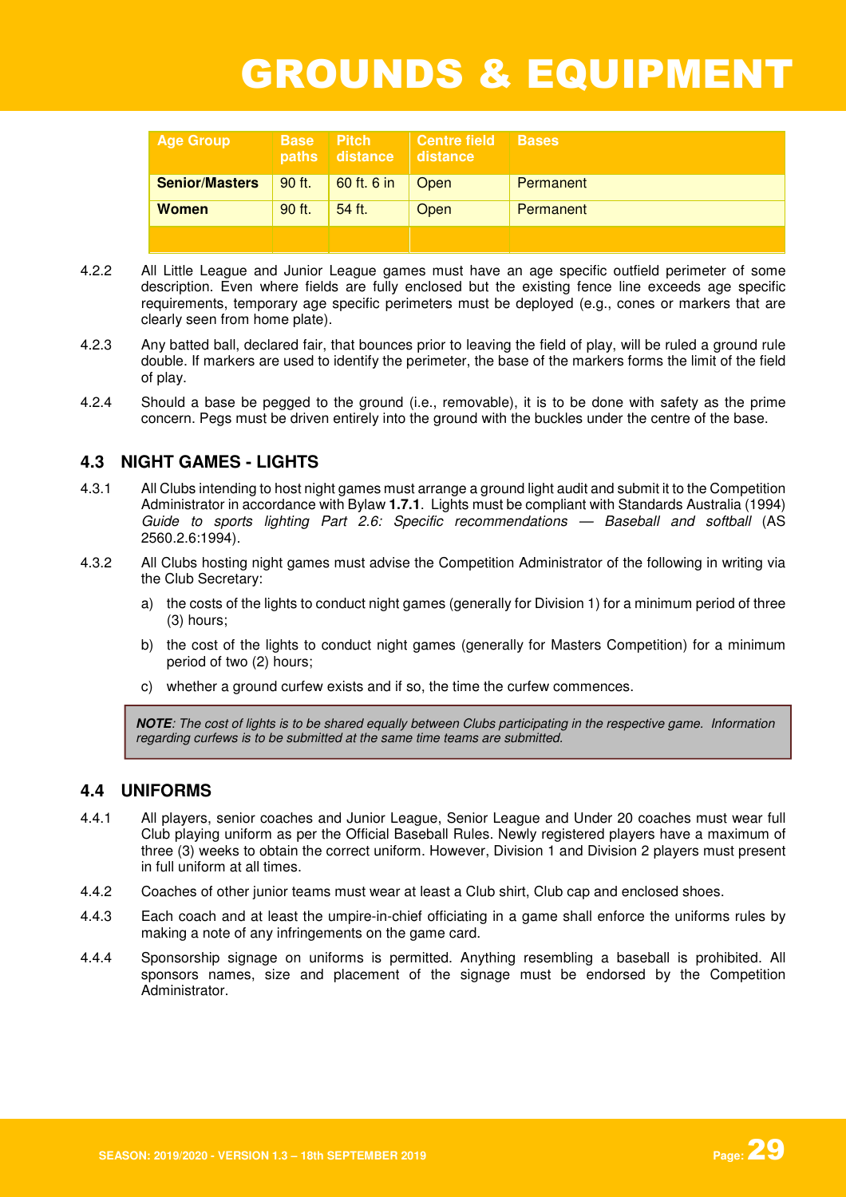| Age Group | Base paths | Pitch distance | Centre field distance | Bases |
|---|---|---|---|---|
| **Senior/Masters** | 90 ft. | 60 ft. 6 in | Open | Permanent |
| **Women** | 90 ft. | 54 ft. | Open | Permanent |
| | | | | |

4.2.2 All Little League and Junior League games must have an age specific outfield perimeter of some description. Even where fields are fully enclosed but the existing fence line exceeds age specific requirements, temporary age specific perimeters must be deployed (e.g., cones or markers that are clearly seen from home plate).

4.2.3 Any batted ball, declared fair, that bounces prior to leaving the field of play, will be ruled a ground rule double. If markers are used to identify the perimeter, the base of the markers forms the limit of the field of play.

4.2.4 Should a base be pegged to the ground (i.e., removable), it is to be done with safety as the prime concern. Pegs must be driven entirely into the ground with the buckles under the centre of the base.

### 4.3 NIGHT GAMES - LIGHTS

4.3.1 All Clubs intending to host night games must arrange a ground light audit and submit it to the Competition Administrator in accordance with Bylaw **1.7.1**. Lights must be compliant with Standards Australia (1994) *Guide to sports lighting Part 2.6: Specific recommendations — Baseball and softball* (AS 2560.2.6:1994).

4.3.2 All Clubs hosting night games must advise the Competition Administrator of the following in writing via the Club Secretary:

a) the costs of the lights to conduct night games (generally for Division 1) for a minimum period of three (3) hours;

b) the cost of the lights to conduct night games (generally for Masters Competition) for a minimum period of two (2) hours;

c) whether a ground curfew exists and if so, the time the curfew commences.

> ***NOTE****: The cost of lights is to be shared equally between Clubs participating in the respective game. Information regarding curfews is to be submitted at the same time teams are submitted.*

### 4.4 UNIFORMS

4.4.1 All players, senior coaches and Junior League, Senior League and Under 20 coaches must wear full Club playing uniform as per the Official Baseball Rules. Newly registered players have a maximum of three (3) weeks to obtain the correct uniform. However, Division 1 and Division 2 players must present in full uniform at all times.

4.4.2 Coaches of other junior teams must wear at least a Club shirt, Club cap and enclosed shoes.

4.4.3 Each coach and at least the umpire-in-chief officiating in a game shall enforce the uniforms rules by making a note of any infringements on the game card.

4.4.4 Sponsorship signage on uniforms is permitted. Anything resembling a baseball is prohibited. All sponsors names, size and placement of the signage must be endorsed by the Competition Administrator.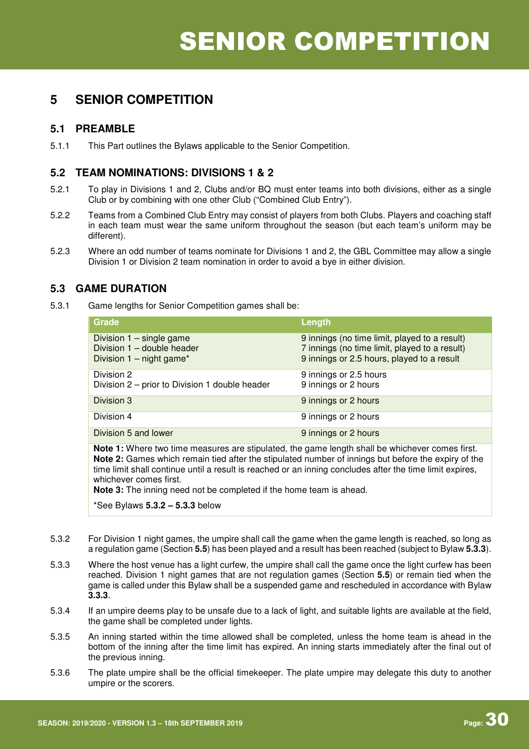# 5 SENIOR COMPETITION

## 5.1 PREAMBLE

5.1.1 This Part outlines the Bylaws applicable to the Senior Competition.

## 5.2 TEAM NOMINATIONS: DIVISIONS 1 & 2

5.2.1 To play in Divisions 1 and 2, Clubs and/or BQ must enter teams into both divisions, either as a single Club or by combining with one other Club ("Combined Club Entry").

5.2.2 Teams from a Combined Club Entry may consist of players from both Clubs. Players and coaching staff in each team must wear the same uniform throughout the season (but each team's uniform may be different).

5.2.3 Where an odd number of teams nominate for Divisions 1 and 2, the GBL Committee may allow a single Division 1 or Division 2 team nomination in order to avoid a bye in either division.

## 5.3 GAME DURATION

5.3.1 Game lengths for Senior Competition games shall be:

| Grade | Length |
|---|---|
| Division 1 – single game<br>Division 1 – double header<br>Division 1 – night game* | 9 innings (no time limit, played to a result)<br>7 innings (no time limit, played to a result)<br>9 innings or 2.5 hours, played to a result |
| Division 2<br>Division 2 – prior to Division 1 double header | 9 innings or 2.5 hours<br>9 innings or 2 hours |
| Division 3 | 9 innings or 2 hours |
| Division 4 | 9 innings or 2 hours |
| Division 5 and lower | 9 innings or 2 hours |

**Note 1:** Where two time measures are stipulated, the game length shall be whichever comes first.
**Note 2:** Games which remain tied after the stipulated number of innings but before the expiry of the time limit shall continue until a result is reached or an inning concludes after the time limit expires, whichever comes first.
**Note 3:** The inning need not be completed if the home team is ahead.

*See Bylaws **5.3.2 – 5.3.3** below

5.3.2 For Division 1 night games, the umpire shall call the game when the game length is reached, so long as a regulation game (Section **5.5**) has been played and a result has been reached (subject to Bylaw **5.3.3**).

5.3.3 Where the host venue has a light curfew, the umpire shall call the game once the light curfew has been reached. Division 1 night games that are not regulation games (Section **5.5**) or remain tied when the game is called under this Bylaw shall be a suspended game and rescheduled in accordance with Bylaw **3.3.3**.

5.3.4 If an umpire deems play to be unsafe due to a lack of light, and suitable lights are available at the field, the game shall be completed under lights.

5.3.5 An inning started within the time allowed shall be completed, unless the home team is ahead in the bottom of the inning after the time limit has expired. An inning starts immediately after the final out of the previous inning.

5.3.6 The plate umpire shall be the official timekeeper. The plate umpire may delegate this duty to another umpire or the scorers.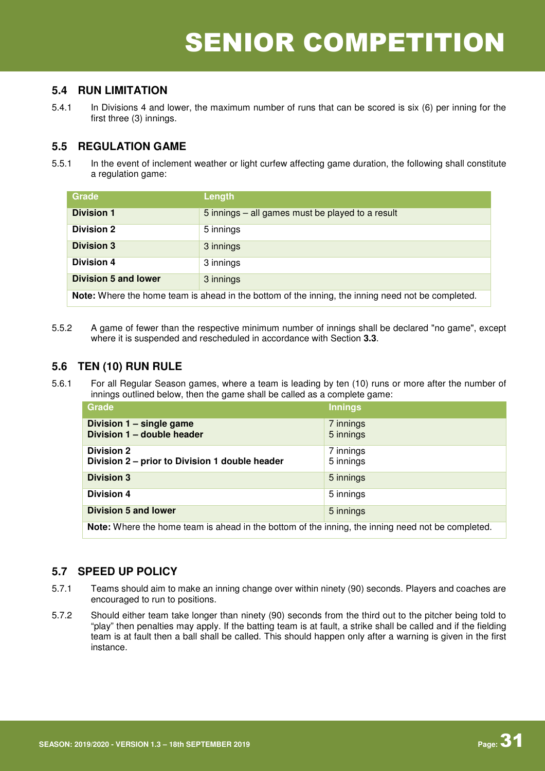## 5.4 RUN LIMITATION

5.4.1 In Divisions 4 and lower, the maximum number of runs that can be scored is six (6) per inning for the first three (3) innings.

## 5.5 REGULATION GAME

5.5.1 In the event of inclement weather or light curfew affecting game duration, the following shall constitute a regulation game:

| Grade | Length |
|---|---|
| **Division 1** | 5 innings – all games must be played to a result |
| **Division 2** | 5 innings |
| **Division 3** | 3 innings |
| **Division 4** | 3 innings |
| **Division 5 and lower** | 3 innings |
| **Note:** Where the home team is ahead in the bottom of the inning, the inning need not be completed. | |

5.5.2 A game of fewer than the respective minimum number of innings shall be declared "no game", except where it is suspended and rescheduled in accordance with Section **3.3**.

## 5.6 TEN (10) RUN RULE

5.6.1 For all Regular Season games, where a team is leading by ten (10) runs or more after the number of innings outlined below, then the game shall be called as a complete game:

| Grade | Innings |
|---|---|
| **Division 1 – single game**<br>**Division 1 – double header** | 7 innings<br>5 innings |
| **Division 2**<br>**Division 2 – prior to Division 1 double header** | 7 innings<br>5 innings |
| **Division 3** | 5 innings |
| **Division 4** | 5 innings |
| **Division 5 and lower** | 5 innings |
| **Note:** Where the home team is ahead in the bottom of the inning, the inning need not be completed. | |

## 5.7 SPEED UP POLICY

5.7.1 Teams should aim to make an inning change over within ninety (90) seconds. Players and coaches are encouraged to run to positions.

5.7.2 Should either team take longer than ninety (90) seconds from the third out to the pitcher being told to "play" then penalties may apply. If the batting team is at fault, a strike shall be called and if the fielding team is at fault then a ball shall be called. This should happen only after a warning is given in the first instance.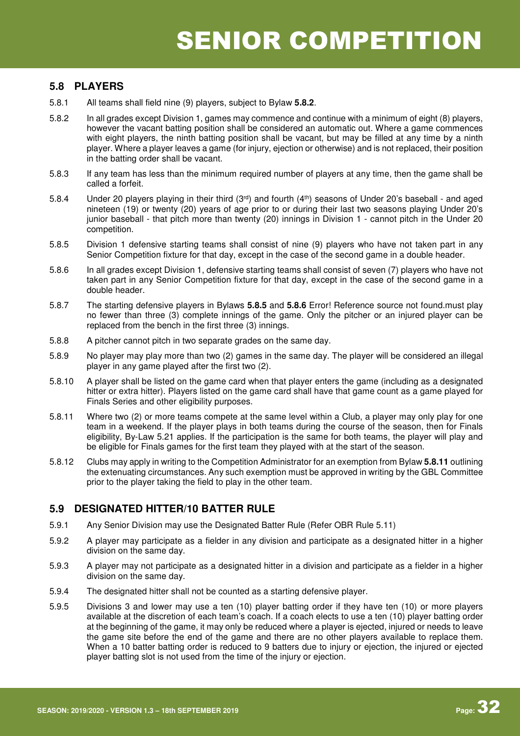## 5.8 PLAYERS

5.8.1 All teams shall field nine (9) players, subject to Bylaw **5.8.2**.

5.8.2 In all grades except Division 1, games may commence and continue with a minimum of eight (8) players, however the vacant batting position shall be considered an automatic out. Where a game commences with eight players, the ninth batting position shall be vacant, but may be filled at any time by a ninth player. Where a player leaves a game (for injury, ejection or otherwise) and is not replaced, their position in the batting order shall be vacant.

5.8.3 If any team has less than the minimum required number of players at any time, then the game shall be called a forfeit.

5.8.4 Under 20 players playing in their third (3rd) and fourth (4th) seasons of Under 20's baseball - and aged nineteen (19) or twenty (20) years of age prior to or during their last two seasons playing Under 20's junior baseball - that pitch more than twenty (20) innings in Division 1 - cannot pitch in the Under 20 competition.

5.8.5 Division 1 defensive starting teams shall consist of nine (9) players who have not taken part in any Senior Competition fixture for that day, except in the case of the second game in a double header.

5.8.6 In all grades except Division 1, defensive starting teams shall consist of seven (7) players who have not taken part in any Senior Competition fixture for that day, except in the case of the second game in a double header.

5.8.7 The starting defensive players in Bylaws **5.8.5** and **5.8.6** Error! Reference source not found.must play no fewer than three (3) complete innings of the game. Only the pitcher or an injured player can be replaced from the bench in the first three (3) innings.

5.8.8 A pitcher cannot pitch in two separate grades on the same day.

5.8.9 No player may play more than two (2) games in the same day. The player will be considered an illegal player in any game played after the first two (2).

5.8.10 A player shall be listed on the game card when that player enters the game (including as a designated hitter or extra hitter). Players listed on the game card shall have that game count as a game played for Finals Series and other eligibility purposes.

5.8.11 Where two (2) or more teams compete at the same level within a Club, a player may only play for one team in a weekend. If the player plays in both teams during the course of the season, then for Finals eligibility, By-Law 5.21 applies. If the participation is the same for both teams, the player will play and be eligible for Finals games for the first team they played with at the start of the season.

5.8.12 Clubs may apply in writing to the Competition Administrator for an exemption from Bylaw **5.8.11** outlining the extenuating circumstances. Any such exemption must be approved in writing by the GBL Committee prior to the player taking the field to play in the other team.

## 5.9 DESIGNATED HITTER/10 BATTER RULE

5.9.1 Any Senior Division may use the Designated Batter Rule (Refer OBR Rule 5.11)

5.9.2 A player may participate as a fielder in any division and participate as a designated hitter in a higher division on the same day.

5.9.3 A player may not participate as a designated hitter in a division and participate as a fielder in a higher division on the same day.

5.9.4 The designated hitter shall not be counted as a starting defensive player.

5.9.5 Divisions 3 and lower may use a ten (10) player batting order if they have ten (10) or more players available at the discretion of each team's coach. If a coach elects to use a ten (10) player batting order at the beginning of the game, it may only be reduced where a player is ejected, injured or needs to leave the game site before the end of the game and there are no other players available to replace them. When a 10 batter batting order is reduced to 9 batters due to injury or ejection, the injured or ejected player batting slot is not used from the time of the injury or ejection.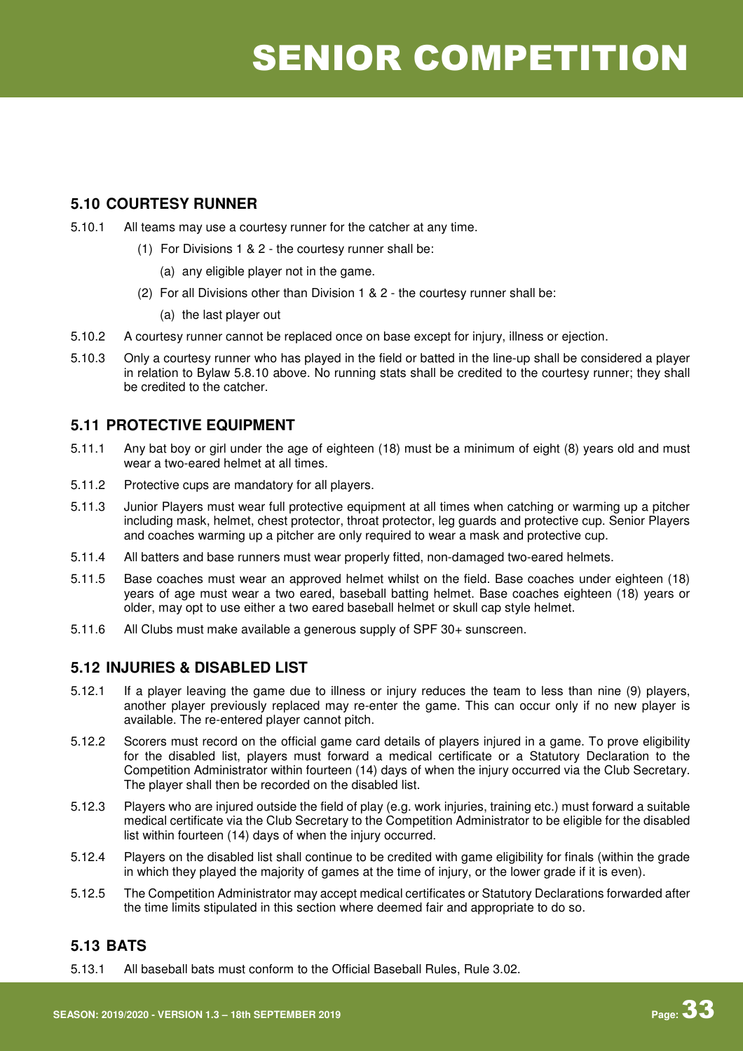## 5.10 COURTESY RUNNER

5.10.1 All teams may use a courtesy runner for the catcher at any time.

(1) For Divisions 1 & 2 - the courtesy runner shall be:

(a) any eligible player not in the game.

(2) For all Divisions other than Division 1 & 2 - the courtesy runner shall be:

(a) the last player out

5.10.2 A courtesy runner cannot be replaced once on base except for injury, illness or ejection.

5.10.3 Only a courtesy runner who has played in the field or batted in the line-up shall be considered a player in relation to Bylaw 5.8.10 above. No running stats shall be credited to the courtesy runner; they shall be credited to the catcher.

## 5.11 PROTECTIVE EQUIPMENT

5.11.1 Any bat boy or girl under the age of eighteen (18) must be a minimum of eight (8) years old and must wear a two-eared helmet at all times.

5.11.2 Protective cups are mandatory for all players.

5.11.3 Junior Players must wear full protective equipment at all times when catching or warming up a pitcher including mask, helmet, chest protector, throat protector, leg guards and protective cup. Senior Players and coaches warming up a pitcher are only required to wear a mask and protective cup.

5.11.4 All batters and base runners must wear properly fitted, non-damaged two-eared helmets.

5.11.5 Base coaches must wear an approved helmet whilst on the field. Base coaches under eighteen (18) years of age must wear a two eared, baseball batting helmet. Base coaches eighteen (18) years or older, may opt to use either a two eared baseball helmet or skull cap style helmet.

5.11.6 All Clubs must make available a generous supply of SPF 30+ sunscreen.

## 5.12 INJURIES & DISABLED LIST

5.12.1 If a player leaving the game due to illness or injury reduces the team to less than nine (9) players, another player previously replaced may re-enter the game. This can occur only if no new player is available. The re-entered player cannot pitch.

5.12.2 Scorers must record on the official game card details of players injured in a game. To prove eligibility for the disabled list, players must forward a medical certificate or a Statutory Declaration to the Competition Administrator within fourteen (14) days of when the injury occurred via the Club Secretary. The player shall then be recorded on the disabled list.

5.12.3 Players who are injured outside the field of play (e.g. work injuries, training etc.) must forward a suitable medical certificate via the Club Secretary to the Competition Administrator to be eligible for the disabled list within fourteen (14) days of when the injury occurred.

5.12.4 Players on the disabled list shall continue to be credited with game eligibility for finals (within the grade in which they played the majority of games at the time of injury, or the lower grade if it is even).

5.12.5 The Competition Administrator may accept medical certificates or Statutory Declarations forwarded after the time limits stipulated in this section where deemed fair and appropriate to do so.

## 5.13 BATS

5.13.1 All baseball bats must conform to the Official Baseball Rules, Rule 3.02.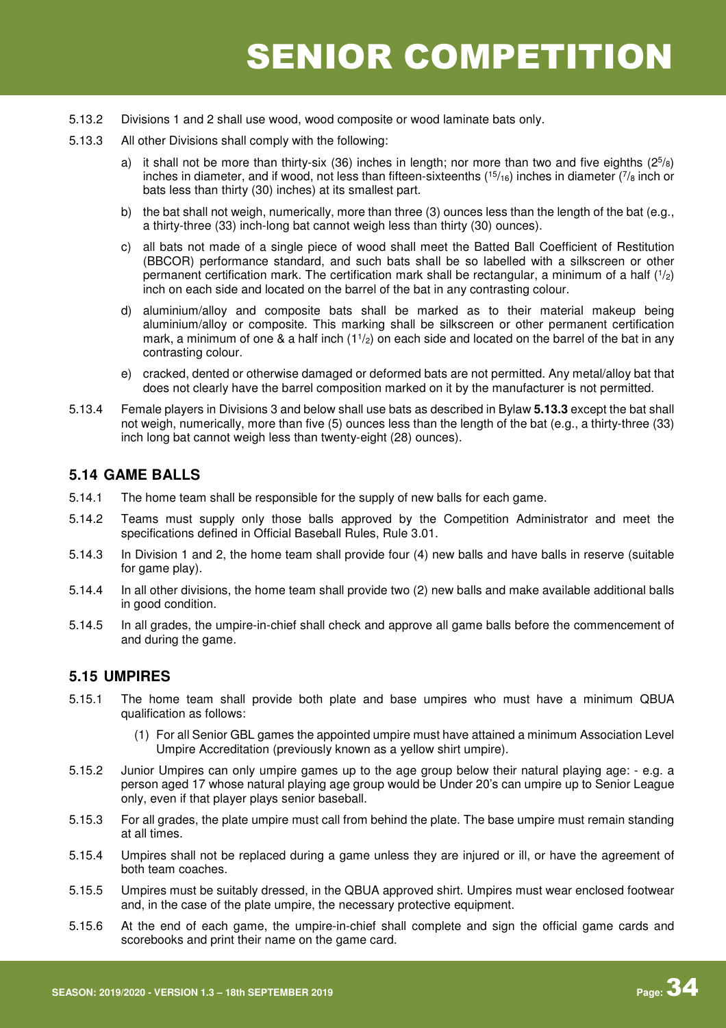5.13.2 Divisions 1 and 2 shall use wood, wood composite or wood laminate bats only.

5.13.3 All other Divisions shall comply with the following:

a) it shall not be more than thirty-six (36) inches in length; nor more than two and five eighths ($2^5/_8$) inches in diameter, and if wood, not less than fifteen-sixteenths ($^{15}/_{16}$) inches in diameter ($^7/_8$ inch or bats less than thirty (30) inches) at its smallest part.

b) the bat shall not weigh, numerically, more than three (3) ounces less than the length of the bat (e.g., a thirty-three (33) inch-long bat cannot weigh less than thirty (30) ounces).

c) all bats not made of a single piece of wood shall meet the Batted Ball Coefficient of Restitution (BBCOR) performance standard, and such bats shall be so labelled with a silkscreen or other permanent certification mark. The certification mark shall be rectangular, a minimum of a half ($^1/_2$) inch on each side and located on the barrel of the bat in any contrasting colour.

d) aluminium/alloy and composite bats shall be marked as to their material makeup being aluminium/alloy or composite. This marking shall be silkscreen or other permanent certification mark, a minimum of one & a half inch ($1^1/_2$) on each side and located on the barrel of the bat in any contrasting colour.

e) cracked, dented or otherwise damaged or deformed bats are not permitted. Any metal/alloy bat that does not clearly have the barrel composition marked on it by the manufacturer is not permitted.

5.13.4 Female players in Divisions 3 and below shall use bats as described in Bylaw **5.13.3** except the bat shall not weigh, numerically, more than five (5) ounces less than the length of the bat (e.g., a thirty-three (33) inch long bat cannot weigh less than twenty-eight (28) ounces).

## 5.14 GAME BALLS

5.14.1 The home team shall be responsible for the supply of new balls for each game.

5.14.2 Teams must supply only those balls approved by the Competition Administrator and meet the specifications defined in Official Baseball Rules, Rule 3.01.

5.14.3 In Division 1 and 2, the home team shall provide four (4) new balls and have balls in reserve (suitable for game play).

5.14.4 In all other divisions, the home team shall provide two (2) new balls and make available additional balls in good condition.

5.14.5 In all grades, the umpire-in-chief shall check and approve all game balls before the commencement of and during the game.

## 5.15 UMPIRES

5.15.1 The home team shall provide both plate and base umpires who must have a minimum QBUA qualification as follows:

(1) For all Senior GBL games the appointed umpire must have attained a minimum Association Level Umpire Accreditation (previously known as a yellow shirt umpire).

5.15.2 Junior Umpires can only umpire games up to the age group below their natural playing age: - e.g. a person aged 17 whose natural playing age group would be Under 20's can umpire up to Senior League only, even if that player plays senior baseball.

5.15.3 For all grades, the plate umpire must call from behind the plate. The base umpire must remain standing at all times.

5.15.4 Umpires shall not be replaced during a game unless they are injured or ill, or have the agreement of both team coaches.

5.15.5 Umpires must be suitably dressed, in the QBUA approved shirt. Umpires must wear enclosed footwear and, in the case of the plate umpire, the necessary protective equipment.

5.15.6 At the end of each game, the umpire-in-chief shall complete and sign the official game cards and scorebooks and print their name on the game card.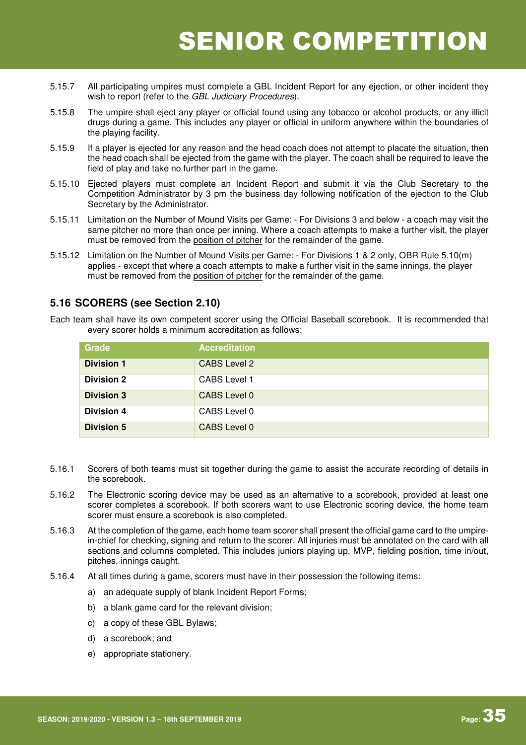5.15.7 All participating umpires must complete a GBL Incident Report for any ejection, or other incident they wish to report (refer to the *GBL Judiciary Procedures*).

5.15.8 The umpire shall eject any player or official found using any tobacco or alcohol products, or any illicit drugs during a game. This includes any player or official in uniform anywhere within the boundaries of the playing facility.

5.15.9 If a player is ejected for any reason and the head coach does not attempt to placate the situation, then the head coach shall be ejected from the game with the player. The coach shall be required to leave the field of play and take no further part in the game.

5.15.10 Ejected players must complete an Incident Report and submit it via the Club Secretary to the Competition Administrator by 3 pm the business day following notification of the ejection to the Club Secretary by the Administrator.

5.15.11 Limitation on the Number of Mound Visits per Game: - For Divisions 3 and below - a coach may visit the same pitcher no more than once per inning. Where a coach attempts to make a further visit, the player must be removed from the position of pitcher for the remainder of the game.

5.15.12 Limitation on the Number of Mound Visits per Game: - For Divisions 1 & 2 only, OBR Rule 5.10(m) applies - except that where a coach attempts to make a further visit in the same innings, the player must be removed from the position of pitcher for the remainder of the game.

## 5.16 SCORERS (see Section 2.10)

Each team shall have its own competent scorer using the Official Baseball scorebook. It is recommended that every scorer holds a minimum accreditation as follows:

| Grade | Accreditation |
|---|---|
| **Division 1** | CABS Level 2 |
| **Division 2** | CABS Level 1 |
| **Division 3** | CABS Level 0 |
| **Division 4** | CABS Level 0 |
| **Division 5** | CABS Level 0 |

5.16.1 Scorers of both teams must sit together during the game to assist the accurate recording of details in the scorebook.

5.16.2 The Electronic scoring device may be used as an alternative to a scorebook, provided at least one scorer completes a scorebook. If both scorers want to use Electronic scoring device, the home team scorer must ensure a scorebook is also completed.

5.16.3 At the completion of the game, each home team scorer shall present the official game card to the umpire-in-chief for checking, signing and return to the scorer. All injuries must be annotated on the card with all sections and columns completed. This includes juniors playing up, MVP, fielding position, time in/out, pitches, innings caught.

5.16.4 At all times during a game, scorers must have in their possession the following items:

a) an adequate supply of blank Incident Report Forms;

b) a blank game card for the relevant division;

c) a copy of these GBL Bylaws;

d) a scorebook; and

e) appropriate stationery.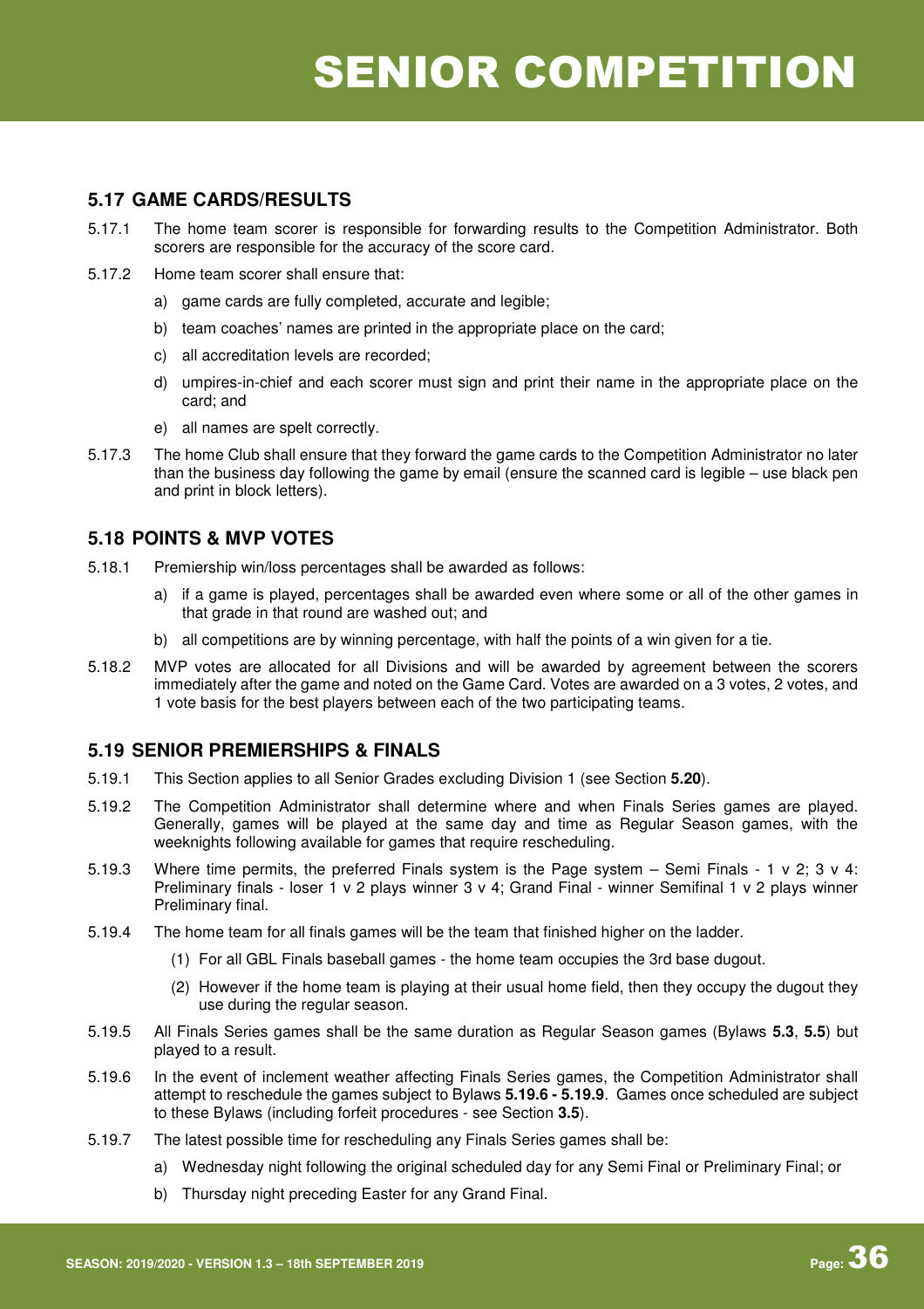## 5.17 GAME CARDS/RESULTS

5.17.1 The home team scorer is responsible for forwarding results to the Competition Administrator. Both scorers are responsible for the accuracy of the score card.

5.17.2 Home team scorer shall ensure that:

a) game cards are fully completed, accurate and legible;

b) team coaches' names are printed in the appropriate place on the card;

c) all accreditation levels are recorded;

d) umpires-in-chief and each scorer must sign and print their name in the appropriate place on the card; and

e) all names are spelt correctly.

5.17.3 The home Club shall ensure that they forward the game cards to the Competition Administrator no later than the business day following the game by email (ensure the scanned card is legible – use black pen and print in block letters).

## 5.18 POINTS & MVP VOTES

5.18.1 Premiership win/loss percentages shall be awarded as follows:

a) if a game is played, percentages shall be awarded even where some or all of the other games in that grade in that round are washed out; and

b) all competitions are by winning percentage, with half the points of a win given for a tie.

5.18.2 MVP votes are allocated for all Divisions and will be awarded by agreement between the scorers immediately after the game and noted on the Game Card. Votes are awarded on a 3 votes, 2 votes, and 1 vote basis for the best players between each of the two participating teams.

## 5.19 SENIOR PREMIERSHIPS & FINALS

5.19.1 This Section applies to all Senior Grades excluding Division 1 (see Section **5.20**).

5.19.2 The Competition Administrator shall determine where and when Finals Series games are played. Generally, games will be played at the same day and time as Regular Season games, with the weeknights following available for games that require rescheduling.

5.19.3 Where time permits, the preferred Finals system is the Page system – Semi Finals - 1 v 2; 3 v 4: Preliminary finals - loser 1 v 2 plays winner 3 v 4; Grand Final - winner Semifinal 1 v 2 plays winner Preliminary final.

5.19.4 The home team for all finals games will be the team that finished higher on the ladder.

(1) For all GBL Finals baseball games - the home team occupies the 3rd base dugout.

(2) However if the home team is playing at their usual home field, then they occupy the dugout they use during the regular season.

5.19.5 All Finals Series games shall be the same duration as Regular Season games (Bylaws **5.3**, **5.5**) but played to a result.

5.19.6 In the event of inclement weather affecting Finals Series games, the Competition Administrator shall attempt to reschedule the games subject to Bylaws **5.19.6 - 5.19.9**. Games once scheduled are subject to these Bylaws (including forfeit procedures - see Section **3.5**).

5.19.7 The latest possible time for rescheduling any Finals Series games shall be:

a) Wednesday night following the original scheduled day for any Semi Final or Preliminary Final; or

b) Thursday night preceding Easter for any Grand Final.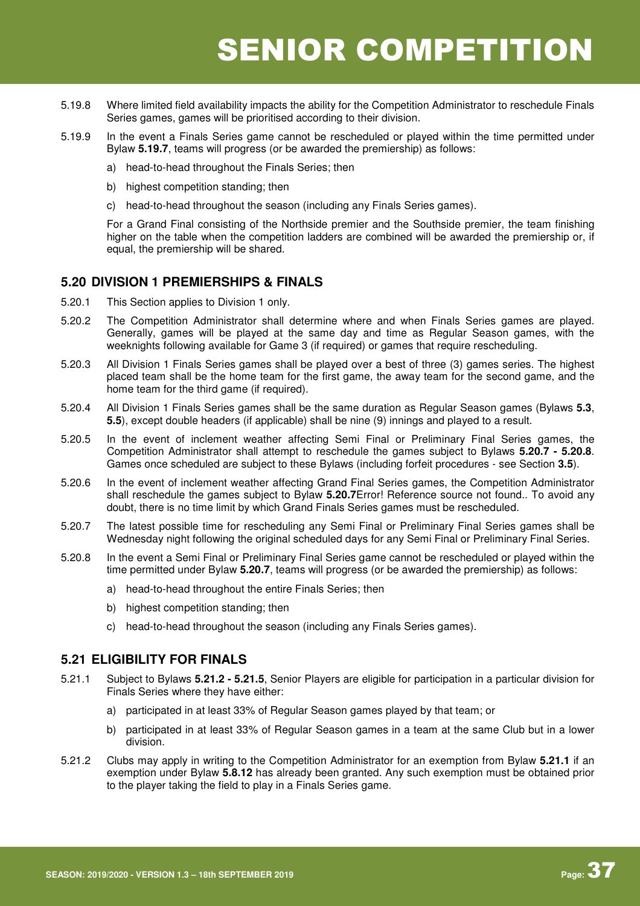5.19.8 Where limited field availability impacts the ability for the Competition Administrator to reschedule Finals Series games, games will be prioritised according to their division.

5.19.9 In the event a Finals Series game cannot be rescheduled or played within the time permitted under Bylaw **5.19.7**, teams will progress (or be awarded the premiership) as follows:

a) head-to-head throughout the Finals Series; then

b) highest competition standing; then

c) head-to-head throughout the season (including any Finals Series games).

For a Grand Final consisting of the Northside premier and the Southside premier, the team finishing higher on the table when the competition ladders are combined will be awarded the premiership or, if equal, the premiership will be shared.

## 5.20 DIVISION 1 PREMIERSHIPS & FINALS

5.20.1 This Section applies to Division 1 only.

5.20.2 The Competition Administrator shall determine where and when Finals Series games are played. Generally, games will be played at the same day and time as Regular Season games, with the weeknights following available for Game 3 (if required) or games that require rescheduling.

5.20.3 All Division 1 Finals Series games shall be played over a best of three (3) games series. The highest placed team shall be the home team for the first game, the away team for the second game, and the home team for the third game (if required).

5.20.4 All Division 1 Finals Series games shall be the same duration as Regular Season games (Bylaws **5.3**, **5.5**), except double headers (if applicable) shall be nine (9) innings and played to a result.

5.20.5 In the event of inclement weather affecting Semi Final or Preliminary Final Series games, the Competition Administrator shall attempt to reschedule the games subject to Bylaws **5.20.7 - 5.20.8**. Games once scheduled are subject to these Bylaws (including forfeit procedures - see Section **3.5**).

5.20.6 In the event of inclement weather affecting Grand Final Series games, the Competition Administrator shall reschedule the games subject to Bylaw **5.20.7**Error! Reference source not found.. To avoid any doubt, there is no time limit by which Grand Finals Series games must be rescheduled.

5.20.7 The latest possible time for rescheduling any Semi Final or Preliminary Final Series games shall be Wednesday night following the original scheduled days for any Semi Final or Preliminary Final Series.

5.20.8 In the event a Semi Final or Preliminary Final Series game cannot be rescheduled or played within the time permitted under Bylaw **5.20.7**, teams will progress (or be awarded the premiership) as follows:

a) head-to-head throughout the entire Finals Series; then

b) highest competition standing; then

c) head-to-head throughout the season (including any Finals Series games).

## 5.21 ELIGIBILITY FOR FINALS

5.21.1 Subject to Bylaws **5.21.2 - 5.21.5**, Senior Players are eligible for participation in a particular division for Finals Series where they have either:

a) participated in at least 33% of Regular Season games played by that team; or

b) participated in at least 33% of Regular Season games in a team at the same Club but in a lower division.

5.21.2 Clubs may apply in writing to the Competition Administrator for an exemption from Bylaw **5.21.1** if an exemption under Bylaw **5.8.12** has already been granted. Any such exemption must be obtained prior to the player taking the field to play in a Finals Series game.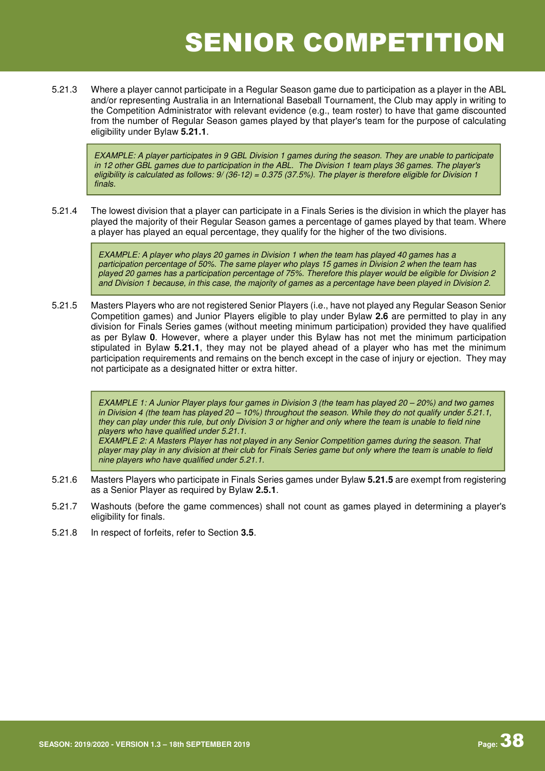5.21.3 Where a player cannot participate in a Regular Season game due to participation as a player in the ABL and/or representing Australia in an International Baseball Tournament, the Club may apply in writing to the Competition Administrator with relevant evidence (e.g., team roster) to have that game discounted from the number of Regular Season games played by that player's team for the purpose of calculating eligibility under Bylaw **5.21.1**.

> *EXAMPLE: A player participates in 9 GBL Division 1 games during the season. They are unable to participate in 12 other GBL games due to participation in the ABL. The Division 1 team plays 36 games. The player's eligibility is calculated as follows: 9/ (36-12) = 0.375 (37.5%). The player is therefore eligible for Division 1 finals.*

5.21.4 The lowest division that a player can participate in a Finals Series is the division in which the player has played the majority of their Regular Season games a percentage of games played by that team. Where a player has played an equal percentage, they qualify for the higher of the two divisions.

> *EXAMPLE: A player who plays 20 games in Division 1 when the team has played 40 games has a participation percentage of 50%. The same player who plays 15 games in Division 2 when the team has played 20 games has a participation percentage of 75%. Therefore this player would be eligible for Division 2 and Division 1 because, in this case, the majority of games as a percentage have been played in Division 2.*

5.21.5 Masters Players who are not registered Senior Players (i.e., have not played any Regular Season Senior Competition games) and Junior Players eligible to play under Bylaw **2.6** are permitted to play in any division for Finals Series games (without meeting minimum participation) provided they have qualified as per Bylaw **0**. However, where a player under this Bylaw has not met the minimum participation stipulated in Bylaw **5.21.1**, they may not be played ahead of a player who has met the minimum participation requirements and remains on the bench except in the case of injury or ejection. They may not participate as a designated hitter or extra hitter.

> *EXAMPLE 1: A Junior Player plays four games in Division 3 (the team has played 20 – 20%) and two games in Division 4 (the team has played 20 – 10%) throughout the season. While they do not qualify under 5.21.1, they can play under this rule, but only Division 3 or higher and only where the team is unable to field nine players who have qualified under 5.21.1.*
> *EXAMPLE 2: A Masters Player has not played in any Senior Competition games during the season. That player may play in any division at their club for Finals Series game but only where the team is unable to field nine players who have qualified under 5.21.1.*

5.21.6 Masters Players who participate in Finals Series games under Bylaw **5.21.5** are exempt from registering as a Senior Player as required by Bylaw **2.5.1**.

5.21.7 Washouts (before the game commences) shall not count as games played in determining a player's eligibility for finals.

5.21.8 In respect of forfeits, refer to Section **3.5**.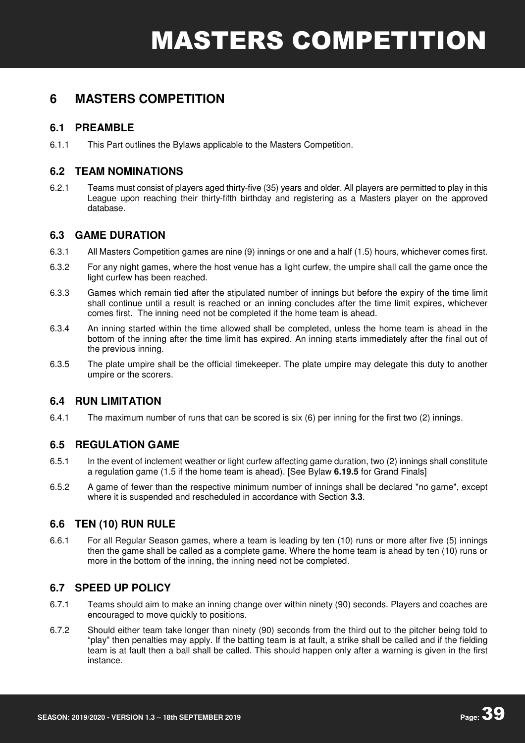# 6 MASTERS COMPETITION

## 6.1 PREAMBLE

6.1.1 This Part outlines the Bylaws applicable to the Masters Competition.

## 6.2 TEAM NOMINATIONS

6.2.1 Teams must consist of players aged thirty-five (35) years and older. All players are permitted to play in this League upon reaching their thirty-fifth birthday and registering as a Masters player on the approved database.

## 6.3 GAME DURATION

6.3.1 All Masters Competition games are nine (9) innings or one and a half (1.5) hours, whichever comes first.

6.3.2 For any night games, where the host venue has a light curfew, the umpire shall call the game once the light curfew has been reached.

6.3.3 Games which remain tied after the stipulated number of innings but before the expiry of the time limit shall continue until a result is reached or an inning concludes after the time limit expires, whichever comes first. The inning need not be completed if the home team is ahead.

6.3.4 An inning started within the time allowed shall be completed, unless the home team is ahead in the bottom of the inning after the time limit has expired. An inning starts immediately after the final out of the previous inning.

6.3.5 The plate umpire shall be the official timekeeper. The plate umpire may delegate this duty to another umpire or the scorers.

## 6.4 RUN LIMITATION

6.4.1 The maximum number of runs that can be scored is six (6) per inning for the first two (2) innings.

## 6.5 REGULATION GAME

6.5.1 In the event of inclement weather or light curfew affecting game duration, two (2) innings shall constitute a regulation game (1.5 if the home team is ahead). [See Bylaw **6.19.5** for Grand Finals]

6.5.2 A game of fewer than the respective minimum number of innings shall be declared "no game", except where it is suspended and rescheduled in accordance with Section **3.3**.

## 6.6 TEN (10) RUN RULE

6.6.1 For all Regular Season games, where a team is leading by ten (10) runs or more after five (5) innings then the game shall be called as a complete game. Where the home team is ahead by ten (10) runs or more in the bottom of the inning, the inning need not be completed.

## 6.7 SPEED UP POLICY

6.7.1 Teams should aim to make an inning change over within ninety (90) seconds. Players and coaches are encouraged to move quickly to positions.

6.7.2 Should either team take longer than ninety (90) seconds from the third out to the pitcher being told to "play" then penalties may apply. If the batting team is at fault, a strike shall be called and if the fielding team is at fault then a ball shall be called. This should happen only after a warning is given in the first instance.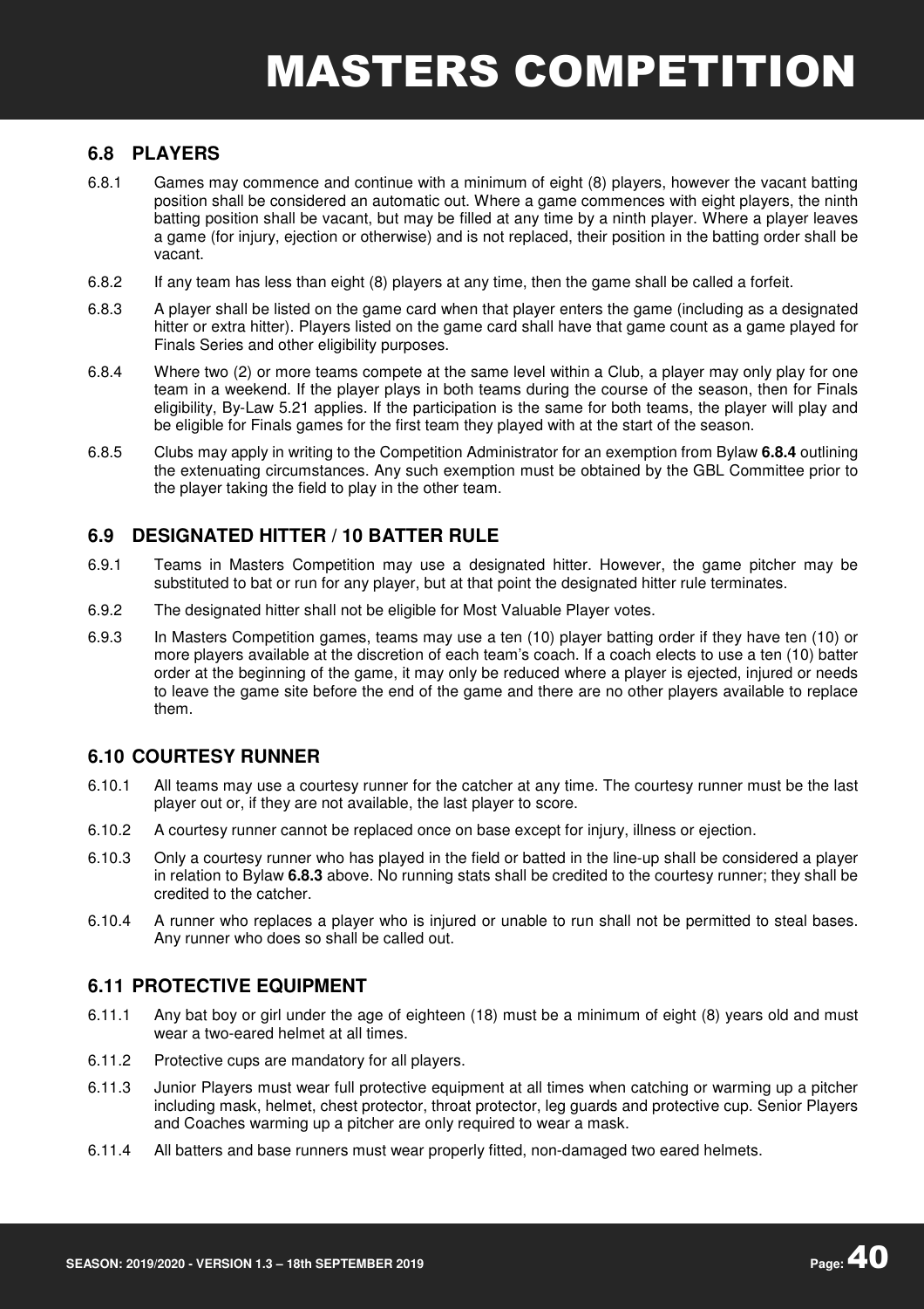# MASTERS COMPETITION

## 6.8 PLAYERS

6.8.1 Games may commence and continue with a minimum of eight (8) players, however the vacant batting position shall be considered an automatic out. Where a game commences with eight players, the ninth batting position shall be vacant, but may be filled at any time by a ninth player. Where a player leaves a game (for injury, ejection or otherwise) and is not replaced, their position in the batting order shall be vacant.

6.8.2 If any team has less than eight (8) players at any time, then the game shall be called a forfeit.

6.8.3 A player shall be listed on the game card when that player enters the game (including as a designated hitter or extra hitter). Players listed on the game card shall have that game count as a game played for Finals Series and other eligibility purposes.

6.8.4 Where two (2) or more teams compete at the same level within a Club, a player may only play for one team in a weekend. If the player plays in both teams during the course of the season, then for Finals eligibility, By-Law 5.21 applies. If the participation is the same for both teams, the player will play and be eligible for Finals games for the first team they played with at the start of the season.

6.8.5 Clubs may apply in writing to the Competition Administrator for an exemption from Bylaw **6.8.4** outlining the extenuating circumstances. Any such exemption must be obtained by the GBL Committee prior to the player taking the field to play in the other team.

## 6.9 DESIGNATED HITTER / 10 BATTER RULE

6.9.1 Teams in Masters Competition may use a designated hitter. However, the game pitcher may be substituted to bat or run for any player, but at that point the designated hitter rule terminates.

6.9.2 The designated hitter shall not be eligible for Most Valuable Player votes.

6.9.3 In Masters Competition games, teams may use a ten (10) player batting order if they have ten (10) or more players available at the discretion of each team's coach. If a coach elects to use a ten (10) batter order at the beginning of the game, it may only be reduced where a player is ejected, injured or needs to leave the game site before the end of the game and there are no other players available to replace them.

## 6.10 COURTESY RUNNER

6.10.1 All teams may use a courtesy runner for the catcher at any time. The courtesy runner must be the last player out or, if they are not available, the last player to score.

6.10.2 A courtesy runner cannot be replaced once on base except for injury, illness or ejection.

6.10.3 Only a courtesy runner who has played in the field or batted in the line-up shall be considered a player in relation to Bylaw **6.8.3** above. No running stats shall be credited to the courtesy runner; they shall be credited to the catcher.

6.10.4 A runner who replaces a player who is injured or unable to run shall not be permitted to steal bases. Any runner who does so shall be called out.

## 6.11 PROTECTIVE EQUIPMENT

6.11.1 Any bat boy or girl under the age of eighteen (18) must be a minimum of eight (8) years old and must wear a two-eared helmet at all times.

6.11.2 Protective cups are mandatory for all players.

6.11.3 Junior Players must wear full protective equipment at all times when catching or warming up a pitcher including mask, helmet, chest protector, throat protector, leg guards and protective cup. Senior Players and Coaches warming up a pitcher are only required to wear a mask.

6.11.4 All batters and base runners must wear properly fitted, non-damaged two eared helmets.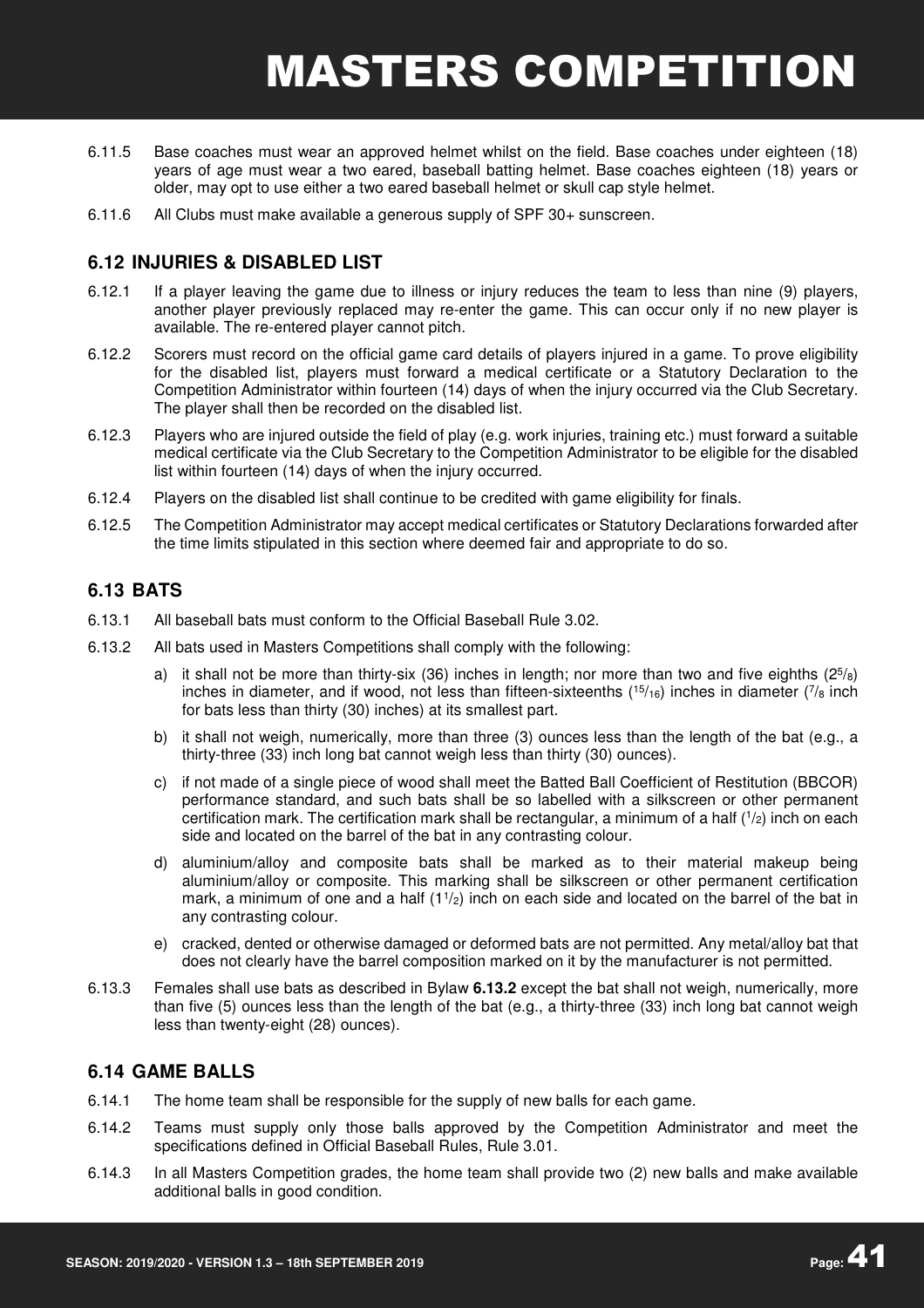6.11.5 Base coaches must wear an approved helmet whilst on the field. Base coaches under eighteen (18) years of age must wear a two eared, baseball batting helmet. Base coaches eighteen (18) years or older, may opt to use either a two eared baseball helmet or skull cap style helmet.

6.11.6 All Clubs must make available a generous supply of SPF 30+ sunscreen.

### 6.12 INJURIES & DISABLED LIST

6.12.1 If a player leaving the game due to illness or injury reduces the team to less than nine (9) players, another player previously replaced may re-enter the game. This can occur only if no new player is available. The re-entered player cannot pitch.

6.12.2 Scorers must record on the official game card details of players injured in a game. To prove eligibility for the disabled list, players must forward a medical certificate or a Statutory Declaration to the Competition Administrator within fourteen (14) days of when the injury occurred via the Club Secretary. The player shall then be recorded on the disabled list.

6.12.3 Players who are injured outside the field of play (e.g. work injuries, training etc.) must forward a suitable medical certificate via the Club Secretary to the Competition Administrator to be eligible for the disabled list within fourteen (14) days of when the injury occurred.

6.12.4 Players on the disabled list shall continue to be credited with game eligibility for finals.

6.12.5 The Competition Administrator may accept medical certificates or Statutory Declarations forwarded after the time limits stipulated in this section where deemed fair and appropriate to do so.

### 6.13 BATS

6.13.1 All baseball bats must conform to the Official Baseball Rule 3.02.

6.13.2 All bats used in Masters Competitions shall comply with the following:

a) it shall not be more than thirty-six (36) inches in length; nor more than two and five eighths ($2^5/_8$) inches in diameter, and if wood, not less than fifteen-sixteenths ($^{15}/_{16}$) inches in diameter ($^7/_8$ inch for bats less than thirty (30) inches) at its smallest part.

b) it shall not weigh, numerically, more than three (3) ounces less than the length of the bat (e.g., a thirty-three (33) inch long bat cannot weigh less than thirty (30) ounces).

c) if not made of a single piece of wood shall meet the Batted Ball Coefficient of Restitution (BBCOR) performance standard, and such bats shall be so labelled with a silkscreen or other permanent certification mark. The certification mark shall be rectangular, a minimum of a half ($^1/_2$) inch on each side and located on the barrel of the bat in any contrasting colour.

d) aluminium/alloy and composite bats shall be marked as to their material makeup being aluminium/alloy or composite. This marking shall be silkscreen or other permanent certification mark, a minimum of one and a half ($1^1/_2$) inch on each side and located on the barrel of the bat in any contrasting colour.

e) cracked, dented or otherwise damaged or deformed bats are not permitted. Any metal/alloy bat that does not clearly have the barrel composition marked on it by the manufacturer is not permitted.

6.13.3 Females shall use bats as described in Bylaw **6.13.2** except the bat shall not weigh, numerically, more than five (5) ounces less than the length of the bat (e.g., a thirty-three (33) inch long bat cannot weigh less than twenty-eight (28) ounces).

### 6.14 GAME BALLS

6.14.1 The home team shall be responsible for the supply of new balls for each game.

6.14.2 Teams must supply only those balls approved by the Competition Administrator and meet the specifications defined in Official Baseball Rules, Rule 3.01.

6.14.3 In all Masters Competition grades, the home team shall provide two (2) new balls and make available additional balls in good condition.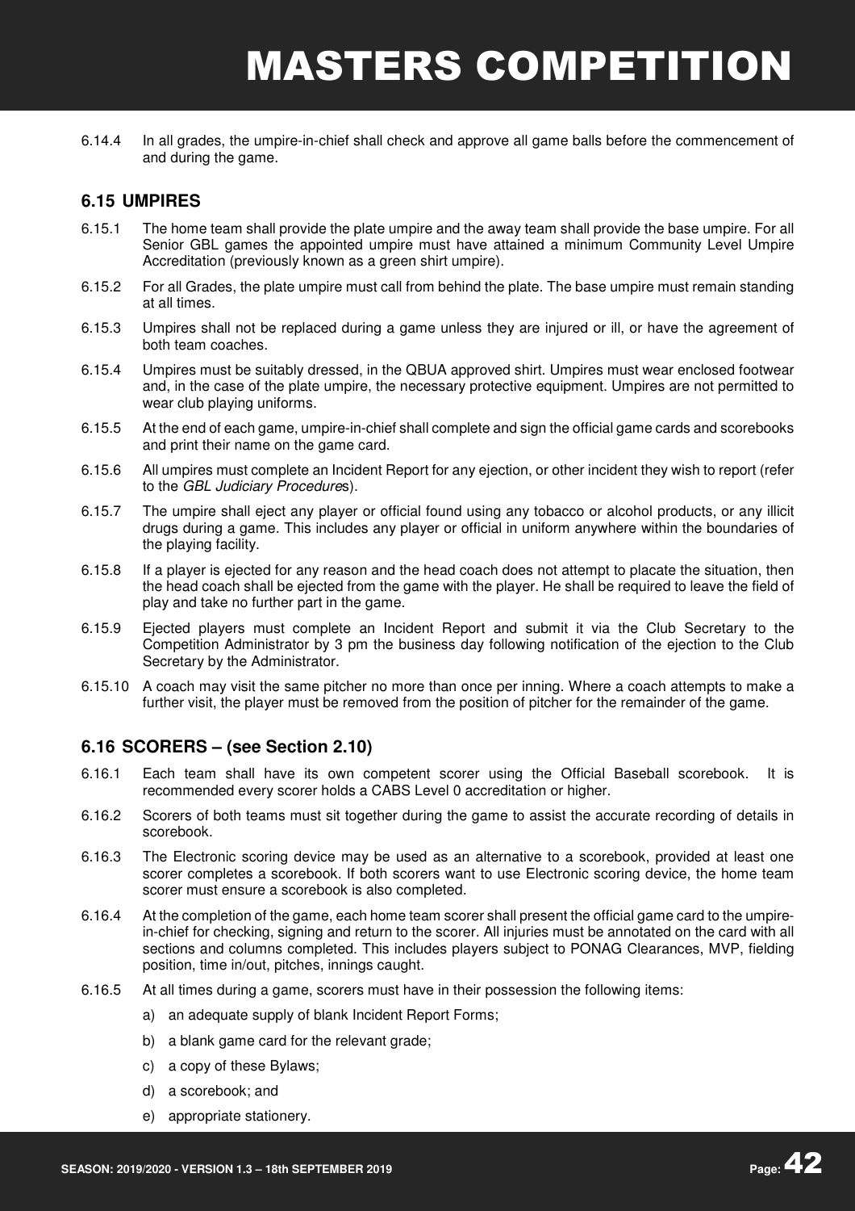6.14.4 In all grades, the umpire-in-chief shall check and approve all game balls before the commencement of and during the game.

## 6.15 UMPIRES

6.15.1 The home team shall provide the plate umpire and the away team shall provide the base umpire. For all Senior GBL games the appointed umpire must have attained a minimum Community Level Umpire Accreditation (previously known as a green shirt umpire).

6.15.2 For all Grades, the plate umpire must call from behind the plate. The base umpire must remain standing at all times.

6.15.3 Umpires shall not be replaced during a game unless they are injured or ill, or have the agreement of both team coaches.

6.15.4 Umpires must be suitably dressed, in the QBUA approved shirt. Umpires must wear enclosed footwear and, in the case of the plate umpire, the necessary protective equipment. Umpires are not permitted to wear club playing uniforms.

6.15.5 At the end of each game, umpire-in-chief shall complete and sign the official game cards and scorebooks and print their name on the game card.

6.15.6 All umpires must complete an Incident Report for any ejection, or other incident they wish to report (refer to the *GBL Judiciary Procedures*).

6.15.7 The umpire shall eject any player or official found using any tobacco or alcohol products, or any illicit drugs during a game. This includes any player or official in uniform anywhere within the boundaries of the playing facility.

6.15.8 If a player is ejected for any reason and the head coach does not attempt to placate the situation, then the head coach shall be ejected from the game with the player. He shall be required to leave the field of play and take no further part in the game.

6.15.9 Ejected players must complete an Incident Report and submit it via the Club Secretary to the Competition Administrator by 3 pm the business day following notification of the ejection to the Club Secretary by the Administrator.

6.15.10 A coach may visit the same pitcher no more than once per inning. Where a coach attempts to make a further visit, the player must be removed from the position of pitcher for the remainder of the game.

## 6.16 SCORERS – (see Section 2.10)

6.16.1 Each team shall have its own competent scorer using the Official Baseball scorebook. It is recommended every scorer holds a CABS Level 0 accreditation or higher.

6.16.2 Scorers of both teams must sit together during the game to assist the accurate recording of details in scorebook.

6.16.3 The Electronic scoring device may be used as an alternative to a scorebook, provided at least one scorer completes a scorebook. If both scorers want to use Electronic scoring device, the home team scorer must ensure a scorebook is also completed.

6.16.4 At the completion of the game, each home team scorer shall present the official game card to the umpire-in-chief for checking, signing and return to the scorer. All injuries must be annotated on the card with all sections and columns completed. This includes players subject to PONAG Clearances, MVP, fielding position, time in/out, pitches, innings caught.

6.16.5 At all times during a game, scorers must have in their possession the following items:

a) an adequate supply of blank Incident Report Forms;

b) a blank game card for the relevant grade;

c) a copy of these Bylaws;

d) a scorebook; and

e) appropriate stationery.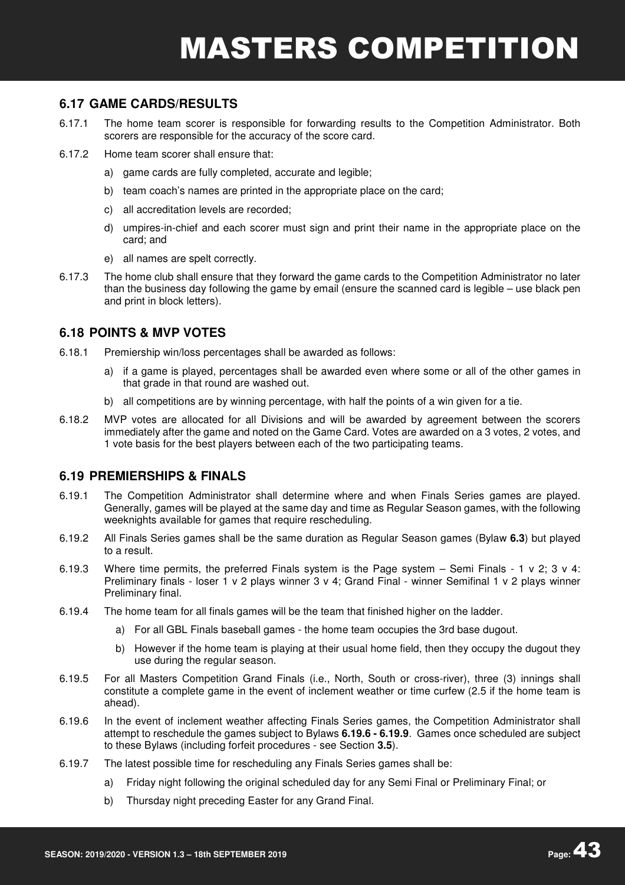## 6.17 GAME CARDS/RESULTS

6.17.1 The home team scorer is responsible for forwarding results to the Competition Administrator. Both scorers are responsible for the accuracy of the score card.

6.17.2 Home team scorer shall ensure that:

a) game cards are fully completed, accurate and legible;

b) team coach's names are printed in the appropriate place on the card;

c) all accreditation levels are recorded;

d) umpires-in-chief and each scorer must sign and print their name in the appropriate place on the card; and

e) all names are spelt correctly.

6.17.3 The home club shall ensure that they forward the game cards to the Competition Administrator no later than the business day following the game by email (ensure the scanned card is legible – use black pen and print in block letters).

## 6.18 POINTS & MVP VOTES

6.18.1 Premiership win/loss percentages shall be awarded as follows:

a) if a game is played, percentages shall be awarded even where some or all of the other games in that grade in that round are washed out.

b) all competitions are by winning percentage, with half the points of a win given for a tie.

6.18.2 MVP votes are allocated for all Divisions and will be awarded by agreement between the scorers immediately after the game and noted on the Game Card. Votes are awarded on a 3 votes, 2 votes, and 1 vote basis for the best players between each of the two participating teams.

## 6.19 PREMIERSHIPS & FINALS

6.19.1 The Competition Administrator shall determine where and when Finals Series games are played. Generally, games will be played at the same day and time as Regular Season games, with the following weeknights available for games that require rescheduling.

6.19.2 All Finals Series games shall be the same duration as Regular Season games (Bylaw **6.3**) but played to a result.

6.19.3 Where time permits, the preferred Finals system is the Page system – Semi Finals - 1 v 2; 3 v 4: Preliminary finals - loser 1 v 2 plays winner 3 v 4; Grand Final - winner Semifinal 1 v 2 plays winner Preliminary final.

6.19.4 The home team for all finals games will be the team that finished higher on the ladder.

a) For all GBL Finals baseball games - the home team occupies the 3rd base dugout.

b) However if the home team is playing at their usual home field, then they occupy the dugout they use during the regular season.

6.19.5 For all Masters Competition Grand Finals (i.e., North, South or cross-river), three (3) innings shall constitute a complete game in the event of inclement weather or time curfew (2.5 if the home team is ahead).

6.19.6 In the event of inclement weather affecting Finals Series games, the Competition Administrator shall attempt to reschedule the games subject to Bylaws **6.19.6 - 6.19.9**. Games once scheduled are subject to these Bylaws (including forfeit procedures - see Section **3.5**).

6.19.7 The latest possible time for rescheduling any Finals Series games shall be:

a) Friday night following the original scheduled day for any Semi Final or Preliminary Final; or

b) Thursday night preceding Easter for any Grand Final.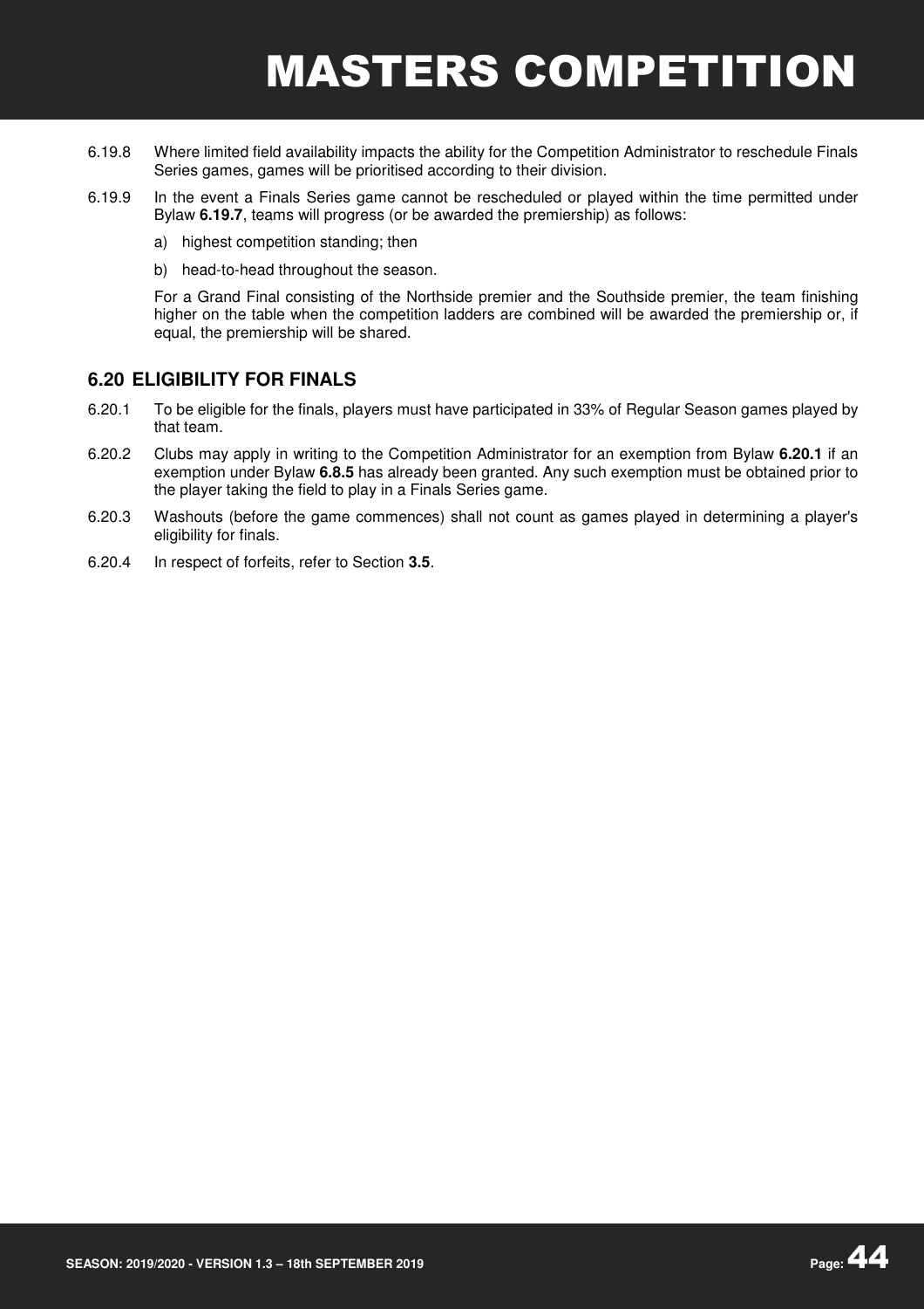6.19.8 Where limited field availability impacts the ability for the Competition Administrator to reschedule Finals Series games, games will be prioritised according to their division.

6.19.9 In the event a Finals Series game cannot be rescheduled or played within the time permitted under Bylaw **6.19.7**, teams will progress (or be awarded the premiership) as follows:

a) highest competition standing; then

b) head-to-head throughout the season.

For a Grand Final consisting of the Northside premier and the Southside premier, the team finishing higher on the table when the competition ladders are combined will be awarded the premiership or, if equal, the premiership will be shared.

## 6.20 ELIGIBILITY FOR FINALS

6.20.1 To be eligible for the finals, players must have participated in 33% of Regular Season games played by that team.

6.20.2 Clubs may apply in writing to the Competition Administrator for an exemption from Bylaw **6.20.1** if an exemption under Bylaw **6.8.5** has already been granted. Any such exemption must be obtained prior to the player taking the field to play in a Finals Series game.

6.20.3 Washouts (before the game commences) shall not count as games played in determining a player's eligibility for finals.

6.20.4 In respect of forfeits, refer to Section **3.5**.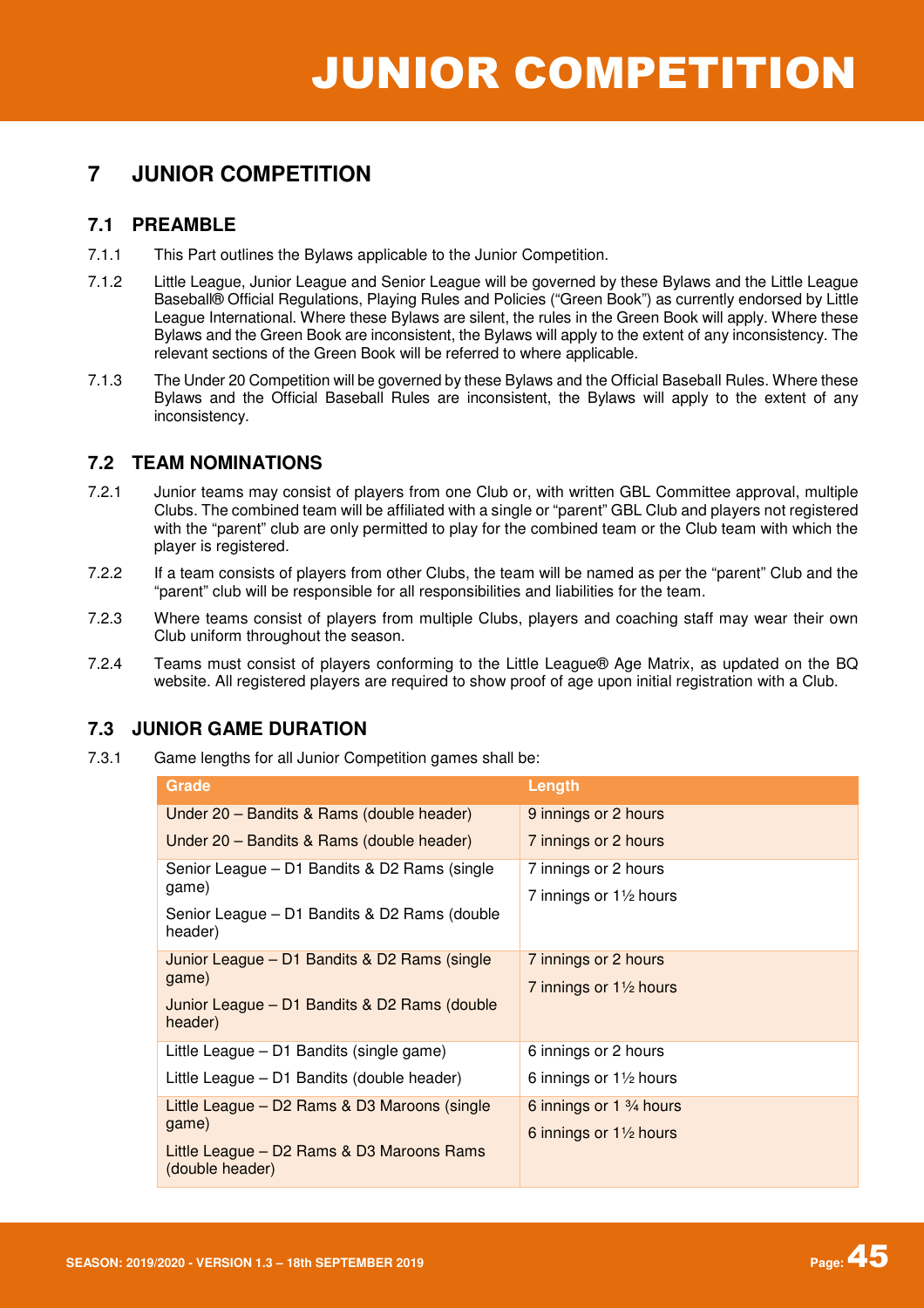# 7 JUNIOR COMPETITION

## 7.1 PREAMBLE

7.1.1 This Part outlines the Bylaws applicable to the Junior Competition.

7.1.2 Little League, Junior League and Senior League will be governed by these Bylaws and the Little League Baseball® Official Regulations, Playing Rules and Policies ("Green Book") as currently endorsed by Little League International. Where these Bylaws are silent, the rules in the Green Book will apply. Where these Bylaws and the Green Book are inconsistent, the Bylaws will apply to the extent of any inconsistency. The relevant sections of the Green Book will be referred to where applicable.

7.1.3 The Under 20 Competition will be governed by these Bylaws and the Official Baseball Rules. Where these Bylaws and the Official Baseball Rules are inconsistent, the Bylaws will apply to the extent of any inconsistency.

## 7.2 TEAM NOMINATIONS

7.2.1 Junior teams may consist of players from one Club or, with written GBL Committee approval, multiple Clubs. The combined team will be affiliated with a single or "parent" GBL Club and players not registered with the "parent" club are only permitted to play for the combined team or the Club team with which the player is registered.

7.2.2 If a team consists of players from other Clubs, the team will be named as per the "parent" Club and the "parent" club will be responsible for all responsibilities and liabilities for the team.

7.2.3 Where teams consist of players from multiple Clubs, players and coaching staff may wear their own Club uniform throughout the season.

7.2.4 Teams must consist of players conforming to the Little League® Age Matrix, as updated on the BQ website. All registered players are required to show proof of age upon initial registration with a Club.

## 7.3 JUNIOR GAME DURATION

7.3.1 Game lengths for all Junior Competition games shall be:

| Grade | Length |
|---|---|
| Under 20 – Bandits & Rams (double header) | 9 innings or 2 hours |
| Under 20 – Bandits & Rams (double header) | 7 innings or 2 hours |
| Senior League – D1 Bandits & D2 Rams (single game) | 7 innings or 2 hours |
| Senior League – D1 Bandits & D2 Rams (double header) | 7 innings or 1½ hours |
| Junior League – D1 Bandits & D2 Rams (single game) | 7 innings or 2 hours |
| Junior League – D1 Bandits & D2 Rams (double header) | 7 innings or 1½ hours |
| Little League – D1 Bandits (single game) | 6 innings or 2 hours |
| Little League – D1 Bandits (double header) | 6 innings or 1½ hours |
| Little League – D2 Rams & D3 Maroons (single game) | 6 innings or 1 ¾ hours |
| Little League – D2 Rams & D3 Maroons Rams (double header) | 6 innings or 1½ hours |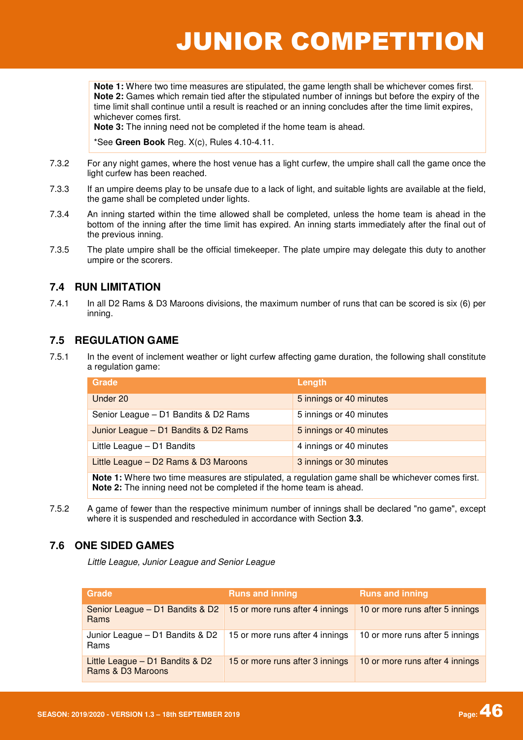> **Note 1:** Where two time measures are stipulated, the game length shall be whichever comes first.
> **Note 2:** Games which remain tied after the stipulated number of innings but before the expiry of the time limit shall continue until a result is reached or an inning concludes after the time limit expires, whichever comes first.
> **Note 3:** The inning need not be completed if the home team is ahead.
>
> *See **Green Book** Reg. X(c), Rules 4.10-4.11.

7.3.2 For any night games, where the host venue has a light curfew, the umpire shall call the game once the light curfew has been reached.

7.3.3 If an umpire deems play to be unsafe due to a lack of light, and suitable lights are available at the field, the game shall be completed under lights.

7.3.4 An inning started within the time allowed shall be completed, unless the home team is ahead in the bottom of the inning after the time limit has expired. An inning starts immediately after the final out of the previous inning.

7.3.5 The plate umpire shall be the official timekeeper. The plate umpire may delegate this duty to another umpire or the scorers.

## 7.4 RUN LIMITATION

7.4.1 In all D2 Rams & D3 Maroons divisions, the maximum number of runs that can be scored is six (6) per inning.

## 7.5 REGULATION GAME

7.5.1 In the event of inclement weather or light curfew affecting game duration, the following shall constitute a regulation game:

| Grade | Length |
|---|---|
| Under 20 | 5 innings or 40 minutes |
| Senior League – D1 Bandits & D2 Rams | 5 innings or 40 minutes |
| Junior League – D1 Bandits & D2 Rams | 5 innings or 40 minutes |
| Little League – D1 Bandits | 4 innings or 40 minutes |
| Little League – D2 Rams & D3 Maroons | 3 innings or 30 minutes |

**Note 1:** Where two time measures are stipulated, a regulation game shall be whichever comes first.
**Note 2:** The inning need not be completed if the home team is ahead.

7.5.2 A game of fewer than the respective minimum number of innings shall be declared "no game", except where it is suspended and rescheduled in accordance with Section **3.3**.

## 7.6 ONE SIDED GAMES

*Little League, Junior League and Senior League*

| Grade | Runs and inning | Runs and inning |
|---|---|---|
| Senior League – D1 Bandits & D2 Rams | 15 or more runs after 4 innings | 10 or more runs after 5 innings |
| Junior League – D1 Bandits & D2 Rams | 15 or more runs after 4 innings | 10 or more runs after 5 innings |
| Little League – D1 Bandits & D2 Rams & D3 Maroons | 15 or more runs after 3 innings | 10 or more runs after 4 innings |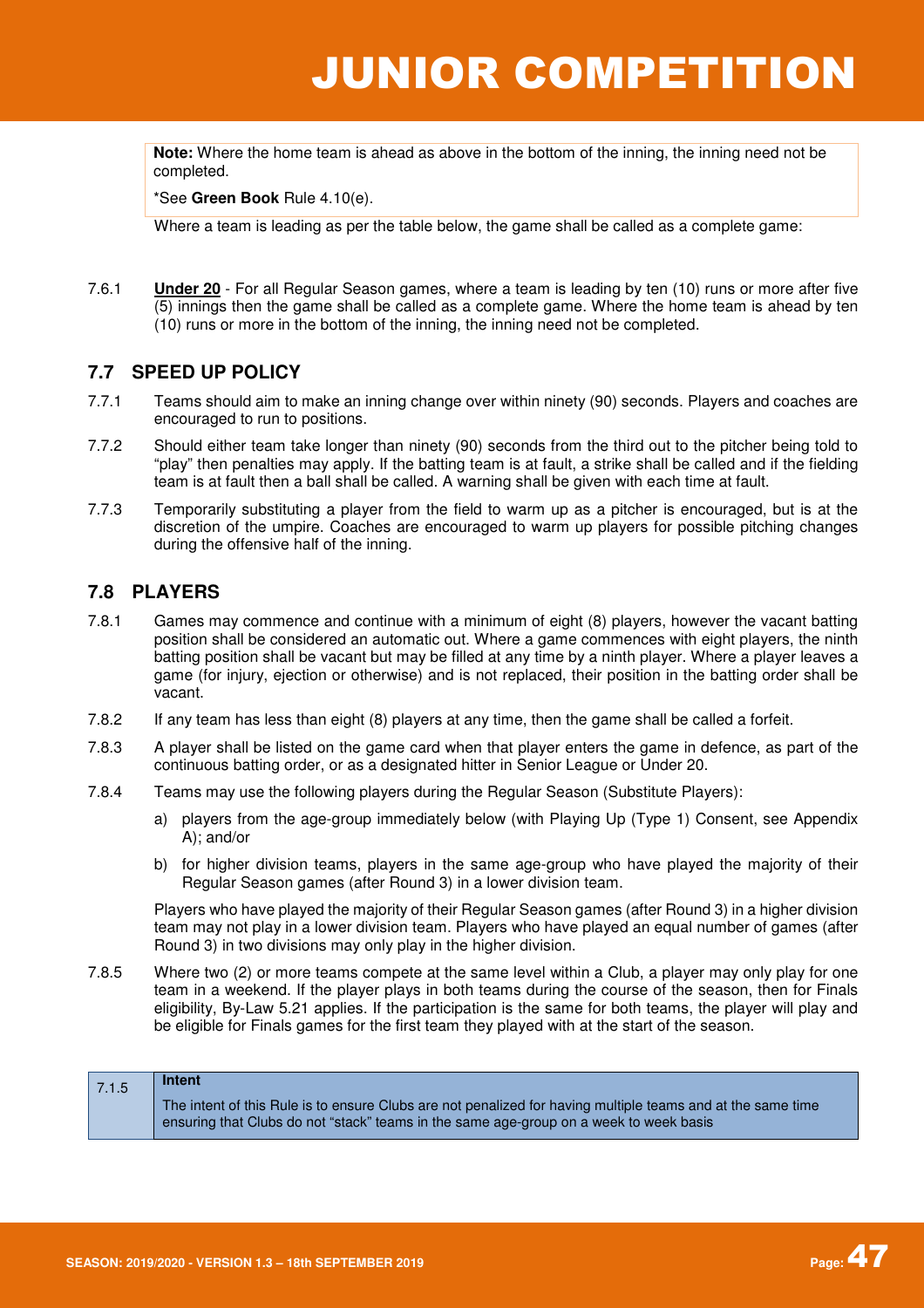**Note:** Where the home team is ahead as above in the bottom of the inning, the inning need not be completed.

*See **Green Book** Rule 4.10(e).

Where a team is leading as per the table below, the game shall be called as a complete game:

7.6.1 **Under 20** - For all Regular Season games, where a team is leading by ten (10) runs or more after five (5) innings then the game shall be called as a complete game. Where the home team is ahead by ten (10) runs or more in the bottom of the inning, the inning need not be completed.

## 7.7 SPEED UP POLICY

7.7.1 Teams should aim to make an inning change over within ninety (90) seconds. Players and coaches are encouraged to run to positions.

7.7.2 Should either team take longer than ninety (90) seconds from the third out to the pitcher being told to "play" then penalties may apply. If the batting team is at fault, a strike shall be called and if the fielding team is at fault then a ball shall be called. A warning shall be given with each time at fault.

7.7.3 Temporarily substituting a player from the field to warm up as a pitcher is encouraged, but is at the discretion of the umpire. Coaches are encouraged to warm up players for possible pitching changes during the offensive half of the inning.

## 7.8 PLAYERS

7.8.1 Games may commence and continue with a minimum of eight (8) players, however the vacant batting position shall be considered an automatic out. Where a game commences with eight players, the ninth batting position shall be vacant but may be filled at any time by a ninth player. Where a player leaves a game (for injury, ejection or otherwise) and is not replaced, their position in the batting order shall be vacant.

7.8.2 If any team has less than eight (8) players at any time, then the game shall be called a forfeit.

7.8.3 A player shall be listed on the game card when that player enters the game in defence, as part of the continuous batting order, or as a designated hitter in Senior League or Under 20.

7.8.4 Teams may use the following players during the Regular Season (Substitute Players):

a) players from the age-group immediately below (with Playing Up (Type 1) Consent, see Appendix A); and/or

b) for higher division teams, players in the same age-group who have played the majority of their Regular Season games (after Round 3) in a lower division team.

Players who have played the majority of their Regular Season games (after Round 3) in a higher division team may not play in a lower division team. Players who have played an equal number of games (after Round 3) in two divisions may only play in the higher division.

7.8.5 Where two (2) or more teams compete at the same level within a Club, a player may only play for one team in a weekend. If the player plays in both teams during the course of the season, then for Finals eligibility, By-Law 5.21 applies. If the participation is the same for both teams, the player will play and be eligible for Finals games for the first team they played with at the start of the season.

| 7.1.5 | **Intent**<br>The intent of this Rule is to ensure Clubs are not penalized for having multiple teams and at the same time ensuring that Clubs do not "stack" teams in the same age-group on a week to week basis |
|---|---|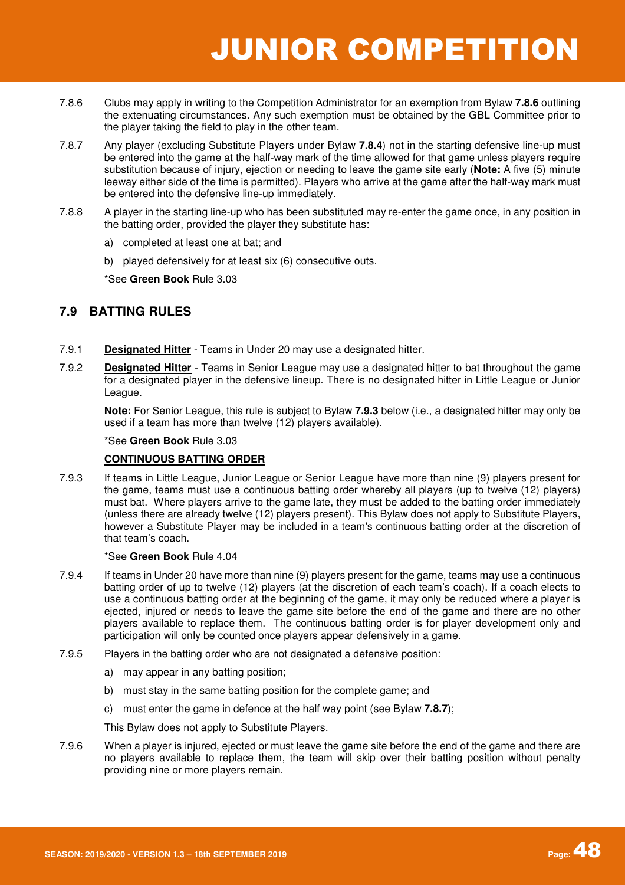7.8.6 Clubs may apply in writing to the Competition Administrator for an exemption from Bylaw **7.8.6** outlining the extenuating circumstances. Any such exemption must be obtained by the GBL Committee prior to the player taking the field to play in the other team.

7.8.7 Any player (excluding Substitute Players under Bylaw **7.8.4**) not in the starting defensive line-up must be entered into the game at the half-way mark of the time allowed for that game unless players require substitution because of injury, ejection or needing to leave the game site early (**Note:** A five (5) minute leeway either side of the time is permitted). Players who arrive at the game after the half-way mark must be entered into the defensive line-up immediately.

7.8.8 A player in the starting line-up who has been substituted may re-enter the game once, in any position in the batting order, provided the player they substitute has:

a) completed at least one at bat; and

b) played defensively for at least six (6) consecutive outs.

*See **Green Book** Rule 3.03

## 7.9 BATTING RULES

7.9.1 **Designated Hitter** - Teams in Under 20 may use a designated hitter.

7.9.2 **Designated Hitter** - Teams in Senior League may use a designated hitter to bat throughout the game for a designated player in the defensive lineup. There is no designated hitter in Little League or Junior League.

**Note:** For Senior League, this rule is subject to Bylaw **7.9.3** below (i.e., a designated hitter may only be used if a team has more than twelve (12) players available).

*See **Green Book** Rule 3.03

**CONTINUOUS BATTING ORDER**

7.9.3 If teams in Little League, Junior League or Senior League have more than nine (9) players present for the game, teams must use a continuous batting order whereby all players (up to twelve (12) players) must bat. Where players arrive to the game late, they must be added to the batting order immediately (unless there are already twelve (12) players present). This Bylaw does not apply to Substitute Players, however a Substitute Player may be included in a team's continuous batting order at the discretion of that team's coach.

*See **Green Book** Rule 4.04

7.9.4 If teams in Under 20 have more than nine (9) players present for the game, teams may use a continuous batting order of up to twelve (12) players (at the discretion of each team's coach). If a coach elects to use a continuous batting order at the beginning of the game, it may only be reduced where a player is ejected, injured or needs to leave the game site before the end of the game and there are no other players available to replace them. The continuous batting order is for player development only and participation will only be counted once players appear defensively in a game.

7.9.5 Players in the batting order who are not designated a defensive position:

a) may appear in any batting position;

b) must stay in the same batting position for the complete game; and

c) must enter the game in defence at the half way point (see Bylaw **7.8.7**);

This Bylaw does not apply to Substitute Players.

7.9.6 When a player is injured, ejected or must leave the game site before the end of the game and there are no players available to replace them, the team will skip over their batting position without penalty providing nine or more players remain.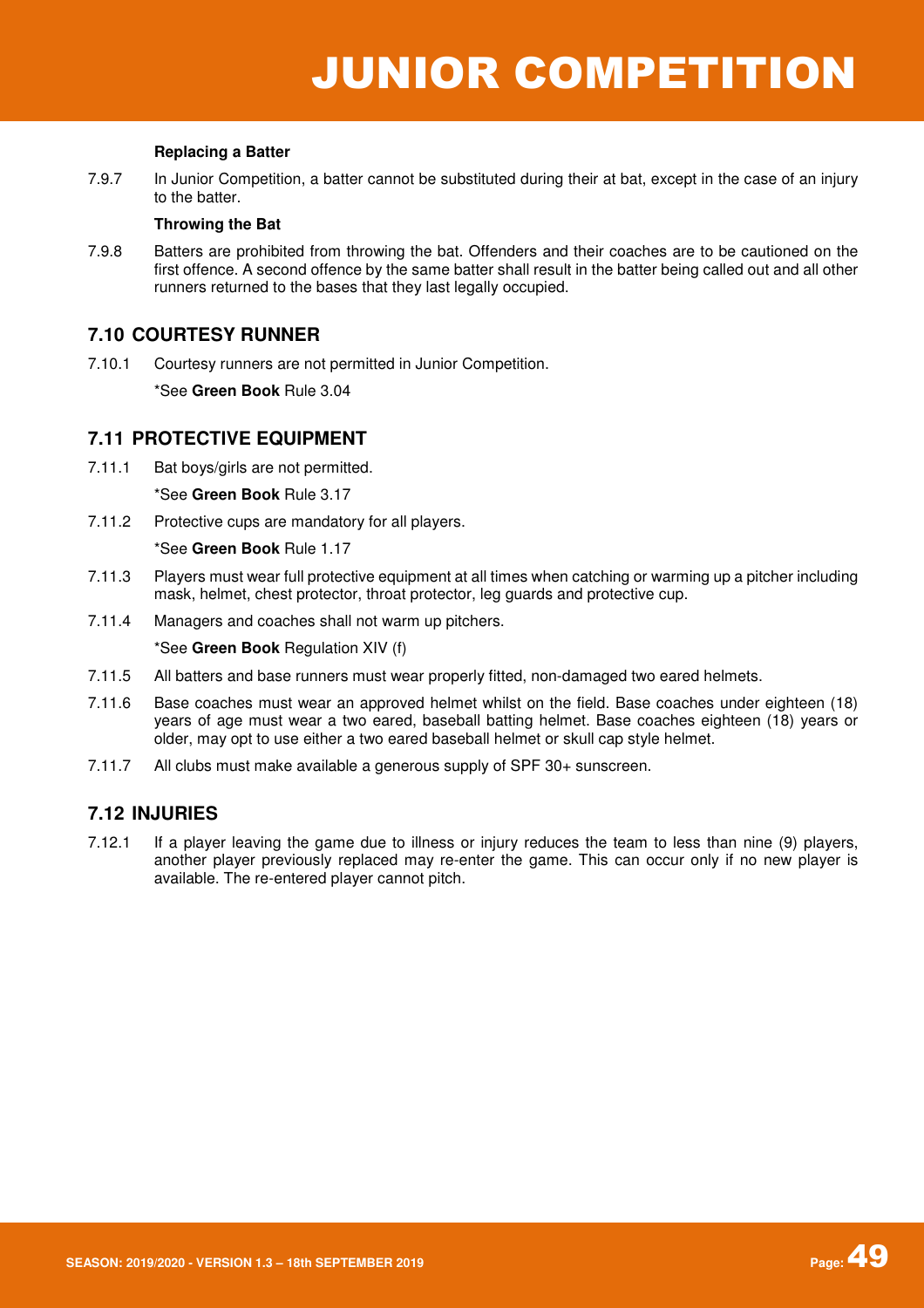**Replacing a Batter**

7.9.7 In Junior Competition, a batter cannot be substituted during their at bat, except in the case of an injury to the batter.

**Throwing the Bat**

7.9.8 Batters are prohibited from throwing the bat. Offenders and their coaches are to be cautioned on the first offence. A second offence by the same batter shall result in the batter being called out and all other runners returned to the bases that they last legally occupied.

## 7.10 COURTESY RUNNER

7.10.1 Courtesy runners are not permitted in Junior Competition.

*See **Green Book** Rule 3.04

## 7.11 PROTECTIVE EQUIPMENT

7.11.1 Bat boys/girls are not permitted.

*See **Green Book** Rule 3.17

7.11.2 Protective cups are mandatory for all players.

*See **Green Book** Rule 1.17

7.11.3 Players must wear full protective equipment at all times when catching or warming up a pitcher including mask, helmet, chest protector, throat protector, leg guards and protective cup.

7.11.4 Managers and coaches shall not warm up pitchers.

*See **Green Book** Regulation XIV (f)

7.11.5 All batters and base runners must wear properly fitted, non-damaged two eared helmets.

7.11.6 Base coaches must wear an approved helmet whilst on the field. Base coaches under eighteen (18) years of age must wear a two eared, baseball batting helmet. Base coaches eighteen (18) years or older, may opt to use either a two eared baseball helmet or skull cap style helmet.

7.11.7 All clubs must make available a generous supply of SPF 30+ sunscreen.

## 7.12 INJURIES

7.12.1 If a player leaving the game due to illness or injury reduces the team to less than nine (9) players, another player previously replaced may re-enter the game. This can occur only if no new player is available. The re-entered player cannot pitch.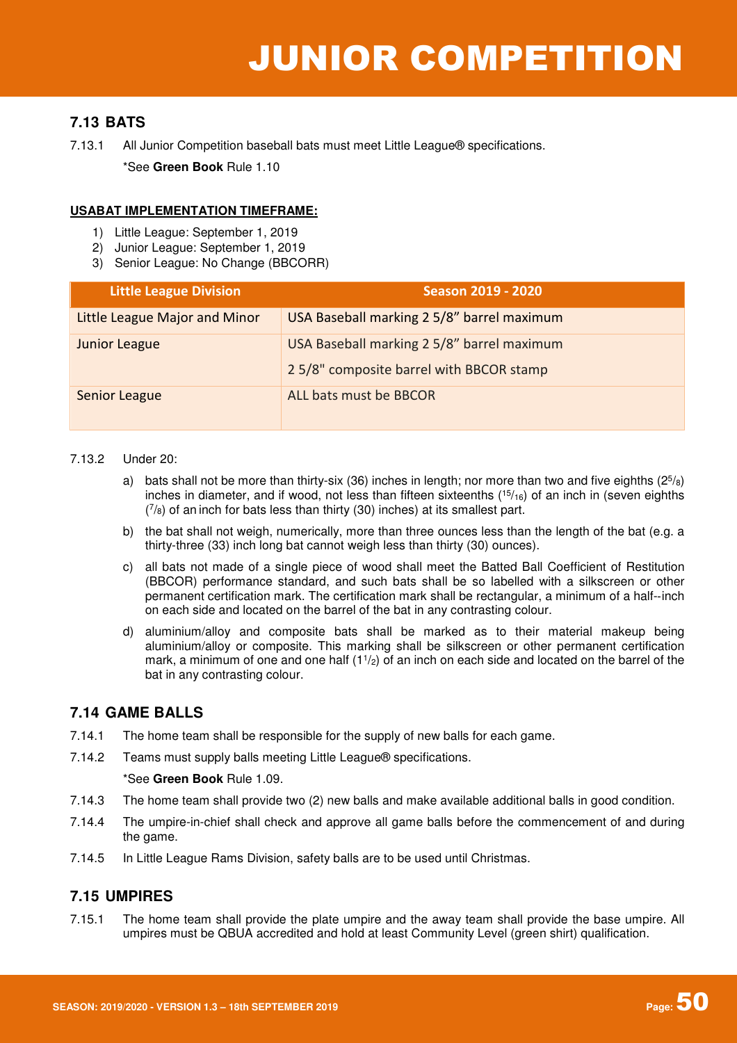# JUNIOR COMPETITION

## 7.13 BATS

7.13.1 All Junior Competition baseball bats must meet Little League® specifications.

*See **Green Book** Rule 1.10

**USABAT IMPLEMENTATION TIMEFRAME:**

1) Little League: September 1, 2019
2) Junior League: September 1, 2019
3) Senior League: No Change (BBCORR)

| Little League Division | Season 2019 - 2020 |
|---|---|
| Little League Major and Minor | USA Baseball marking 2 5/8" barrel maximum |
| Junior League | USA Baseball marking 2 5/8" barrel maximum<br>2 5/8" composite barrel with BBCOR stamp |
| Senior League | ALL bats must be BBCOR |

7.13.2 Under 20:

a) bats shall not be more than thirty-six (36) inches in length; nor more than two and five eighths ($2^5/_8$) inches in diameter, and if wood, not less than fifteen sixteenths ($^{15}/_{16}$) of an inch in (seven eighths ($^7/_8$) of an inch for bats less than thirty (30) inches) at its smallest part.

b) the bat shall not weigh, numerically, more than three ounces less than the length of the bat (e.g. a thirty-three (33) inch long bat cannot weigh less than thirty (30) ounces).

c) all bats not made of a single piece of wood shall meet the Batted Ball Coefficient of Restitution (BBCOR) performance standard, and such bats shall be so labelled with a silkscreen or other permanent certification mark. The certification mark shall be rectangular, a minimum of a half--inch on each side and located on the barrel of the bat in any contrasting colour.

d) aluminium/alloy and composite bats shall be marked as to their material makeup being aluminium/alloy or composite. This marking shall be silkscreen or other permanent certification mark, a minimum of one and one half ($1^1/_2$) of an inch on each side and located on the barrel of the bat in any contrasting colour.

## 7.14 GAME BALLS

7.14.1 The home team shall be responsible for the supply of new balls for each game.

7.14.2 Teams must supply balls meeting Little League® specifications.

*See **Green Book** Rule 1.09.

7.14.3 The home team shall provide two (2) new balls and make available additional balls in good condition.

7.14.4 The umpire-in-chief shall check and approve all game balls before the commencement of and during the game.

7.14.5 In Little League Rams Division, safety balls are to be used until Christmas.

## 7.15 UMPIRES

7.15.1 The home team shall provide the plate umpire and the away team shall provide the base umpire. All umpires must be QBUA accredited and hold at least Community Level (green shirt) qualification.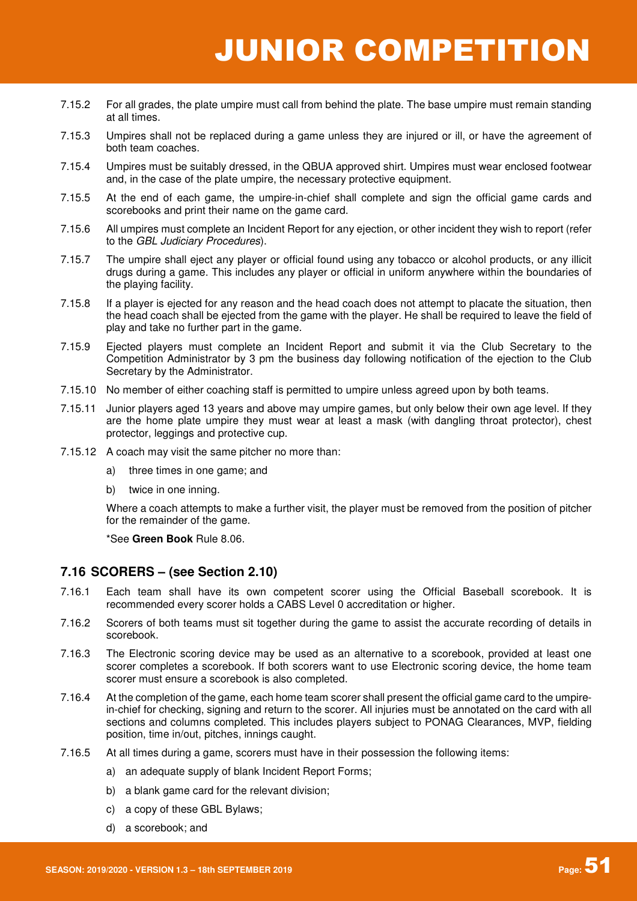7.15.2 For all grades, the plate umpire must call from behind the plate. The base umpire must remain standing at all times.

7.15.3 Umpires shall not be replaced during a game unless they are injured or ill, or have the agreement of both team coaches.

7.15.4 Umpires must be suitably dressed, in the QBUA approved shirt. Umpires must wear enclosed footwear and, in the case of the plate umpire, the necessary protective equipment.

7.15.5 At the end of each game, the umpire-in-chief shall complete and sign the official game cards and scorebooks and print their name on the game card.

7.15.6 All umpires must complete an Incident Report for any ejection, or other incident they wish to report (refer to the *GBL Judiciary Procedures*).

7.15.7 The umpire shall eject any player or official found using any tobacco or alcohol products, or any illicit drugs during a game. This includes any player or official in uniform anywhere within the boundaries of the playing facility.

7.15.8 If a player is ejected for any reason and the head coach does not attempt to placate the situation, then the head coach shall be ejected from the game with the player. He shall be required to leave the field of play and take no further part in the game.

7.15.9 Ejected players must complete an Incident Report and submit it via the Club Secretary to the Competition Administrator by 3 pm the business day following notification of the ejection to the Club Secretary by the Administrator.

7.15.10 No member of either coaching staff is permitted to umpire unless agreed upon by both teams.

7.15.11 Junior players aged 13 years and above may umpire games, but only below their own age level. If they are the home plate umpire they must wear at least a mask (with dangling throat protector), chest protector, leggings and protective cup.

7.15.12 A coach may visit the same pitcher no more than:

a) three times in one game; and

b) twice in one inning.

Where a coach attempts to make a further visit, the player must be removed from the position of pitcher for the remainder of the game.

*See **Green Book** Rule 8.06.

### 7.16 SCORERS – (see Section 2.10)

7.16.1 Each team shall have its own competent scorer using the Official Baseball scorebook. It is recommended every scorer holds a CABS Level 0 accreditation or higher.

7.16.2 Scorers of both teams must sit together during the game to assist the accurate recording of details in scorebook.

7.16.3 The Electronic scoring device may be used as an alternative to a scorebook, provided at least one scorer completes a scorebook. If both scorers want to use Electronic scoring device, the home team scorer must ensure a scorebook is also completed.

7.16.4 At the completion of the game, each home team scorer shall present the official game card to the umpire-in-chief for checking, signing and return to the scorer. All injuries must be annotated on the card with all sections and columns completed. This includes players subject to PONAG Clearances, MVP, fielding position, time in/out, pitches, innings caught.

7.16.5 At all times during a game, scorers must have in their possession the following items:

a) an adequate supply of blank Incident Report Forms;

b) a blank game card for the relevant division;

c) a copy of these GBL Bylaws;

d) a scorebook; and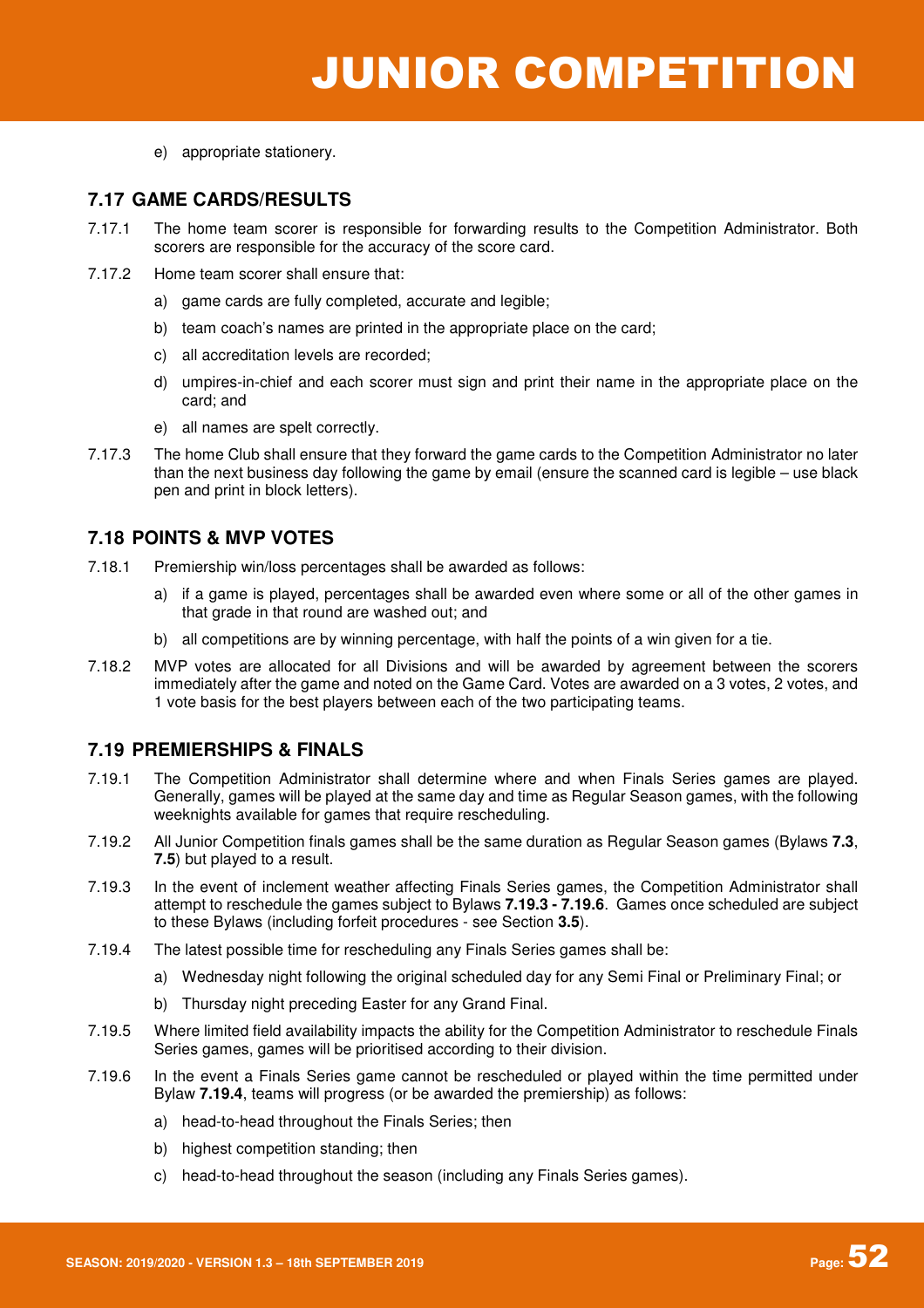e) appropriate stationery.

## 7.17 GAME CARDS/RESULTS

7.17.1 The home team scorer is responsible for forwarding results to the Competition Administrator. Both scorers are responsible for the accuracy of the score card.

7.17.2 Home team scorer shall ensure that:

a) game cards are fully completed, accurate and legible;

b) team coach's names are printed in the appropriate place on the card;

c) all accreditation levels are recorded;

d) umpires-in-chief and each scorer must sign and print their name in the appropriate place on the card; and

e) all names are spelt correctly.

7.17.3 The home Club shall ensure that they forward the game cards to the Competition Administrator no later than the next business day following the game by email (ensure the scanned card is legible – use black pen and print in block letters).

## 7.18 POINTS & MVP VOTES

7.18.1 Premiership win/loss percentages shall be awarded as follows:

a) if a game is played, percentages shall be awarded even where some or all of the other games in that grade in that round are washed out; and

b) all competitions are by winning percentage, with half the points of a win given for a tie.

7.18.2 MVP votes are allocated for all Divisions and will be awarded by agreement between the scorers immediately after the game and noted on the Game Card. Votes are awarded on a 3 votes, 2 votes, and 1 vote basis for the best players between each of the two participating teams.

## 7.19 PREMIERSHIPS & FINALS

7.19.1 The Competition Administrator shall determine where and when Finals Series games are played. Generally, games will be played at the same day and time as Regular Season games, with the following weeknights available for games that require rescheduling.

7.19.2 All Junior Competition finals games shall be the same duration as Regular Season games (Bylaws **7.3**, **7.5**) but played to a result.

7.19.3 In the event of inclement weather affecting Finals Series games, the Competition Administrator shall attempt to reschedule the games subject to Bylaws **7.19.3 - 7.19.6**. Games once scheduled are subject to these Bylaws (including forfeit procedures - see Section **3.5**).

7.19.4 The latest possible time for rescheduling any Finals Series games shall be:

a) Wednesday night following the original scheduled day for any Semi Final or Preliminary Final; or

b) Thursday night preceding Easter for any Grand Final.

7.19.5 Where limited field availability impacts the ability for the Competition Administrator to reschedule Finals Series games, games will be prioritised according to their division.

7.19.6 In the event a Finals Series game cannot be rescheduled or played within the time permitted under Bylaw **7.19.4**, teams will progress (or be awarded the premiership) as follows:

a) head-to-head throughout the Finals Series; then

b) highest competition standing; then

c) head-to-head throughout the season (including any Finals Series games).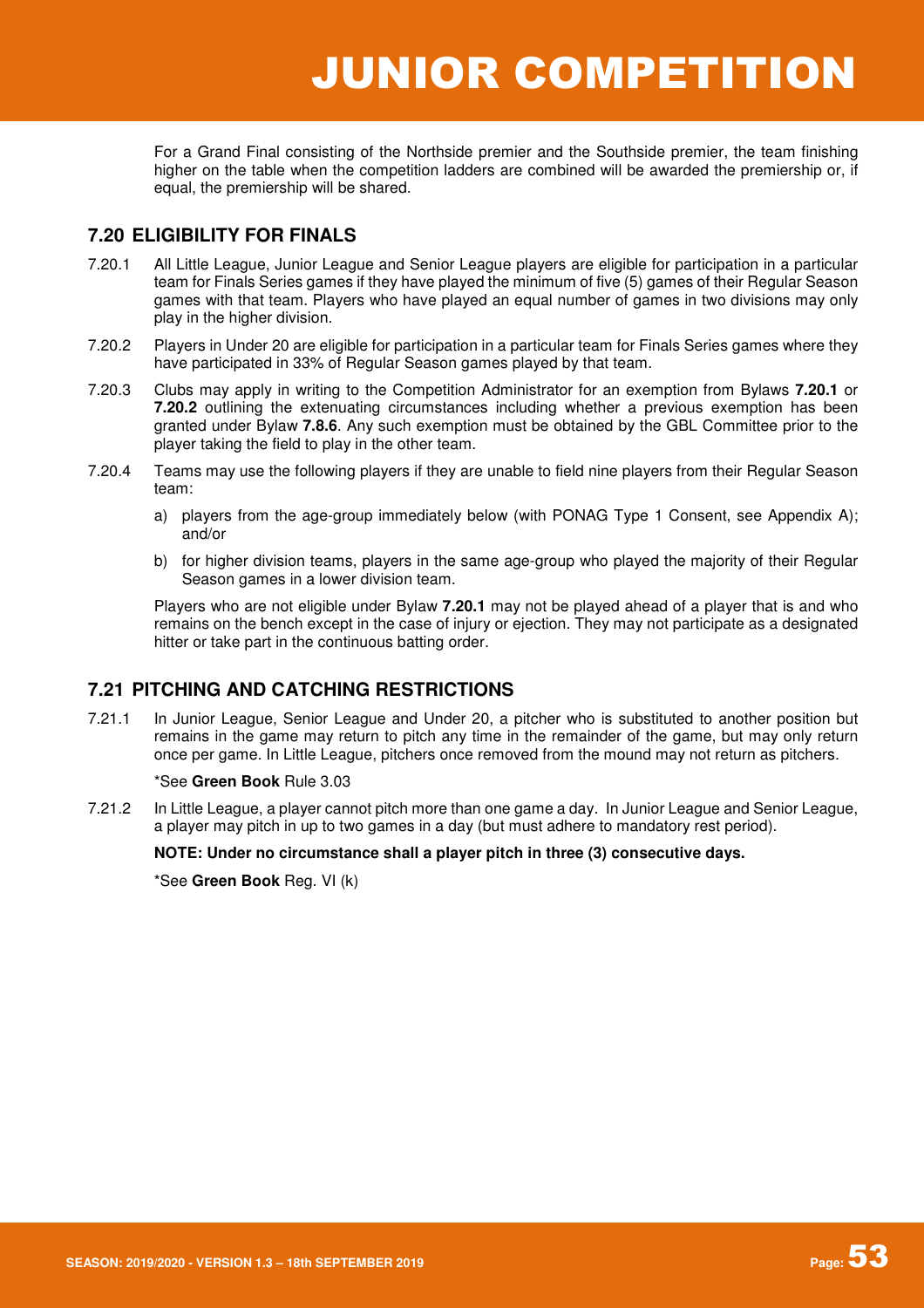For a Grand Final consisting of the Northside premier and the Southside premier, the team finishing higher on the table when the competition ladders are combined will be awarded the premiership or, if equal, the premiership will be shared.

## 7.20 ELIGIBILITY FOR FINALS

7.20.1 All Little League, Junior League and Senior League players are eligible for participation in a particular team for Finals Series games if they have played the minimum of five (5) games of their Regular Season games with that team. Players who have played an equal number of games in two divisions may only play in the higher division.

7.20.2 Players in Under 20 are eligible for participation in a particular team for Finals Series games where they have participated in 33% of Regular Season games played by that team.

7.20.3 Clubs may apply in writing to the Competition Administrator for an exemption from Bylaws **7.20.1** or **7.20.2** outlining the extenuating circumstances including whether a previous exemption has been granted under Bylaw **7.8.6**. Any such exemption must be obtained by the GBL Committee prior to the player taking the field to play in the other team.

7.20.4 Teams may use the following players if they are unable to field nine players from their Regular Season team:

a) players from the age-group immediately below (with PONAG Type 1 Consent, see Appendix A); and/or

b) for higher division teams, players in the same age-group who played the majority of their Regular Season games in a lower division team.

Players who are not eligible under Bylaw **7.20.1** may not be played ahead of a player that is and who remains on the bench except in the case of injury or ejection. They may not participate as a designated hitter or take part in the continuous batting order.

## 7.21 PITCHING AND CATCHING RESTRICTIONS

7.21.1 In Junior League, Senior League and Under 20, a pitcher who is substituted to another position but remains in the game may return to pitch any time in the remainder of the game, but may only return once per game. In Little League, pitchers once removed from the mound may not return as pitchers.

*See **Green Book** Rule 3.03

7.21.2 In Little League, a player cannot pitch more than one game a day. In Junior League and Senior League, a player may pitch in up to two games in a day (but must adhere to mandatory rest period).

**NOTE: Under no circumstance shall a player pitch in three (3) consecutive days.**

*See **Green Book** Reg. VI (k)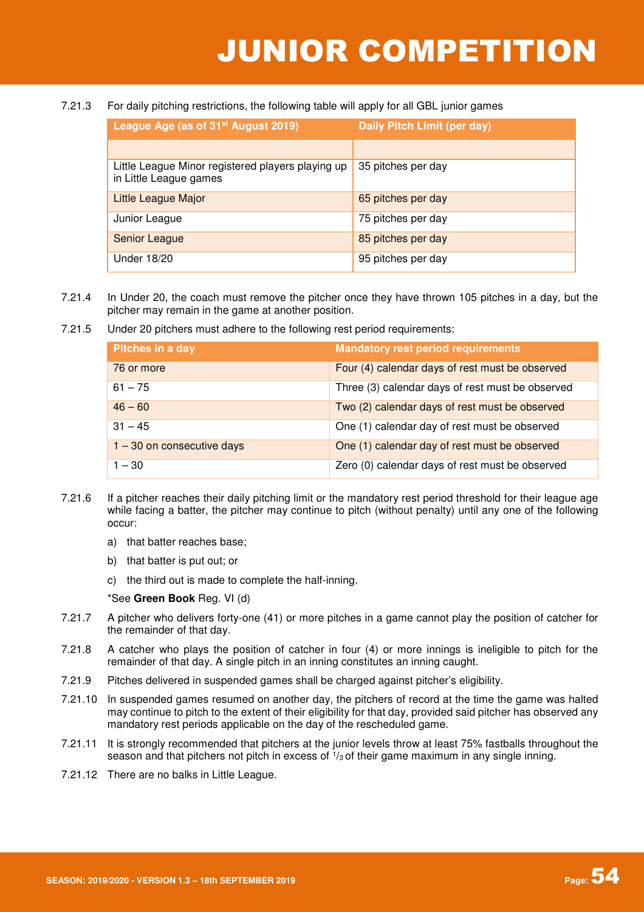# JUNIOR COMPETITION

7.21.3 For daily pitching restrictions, the following table will apply for all GBL junior games

| League Age (as of 31st August 2019) | Daily Pitch Limit (per day) |
|---|---|
| | |
| Little League Minor registered players playing up in Little League games | 35 pitches per day |
| Little League Major | 65 pitches per day |
| Junior League | 75 pitches per day |
| Senior League | 85 pitches per day |
| Under 18/20 | 95 pitches per day |

7.21.4 In Under 20, the coach must remove the pitcher once they have thrown 105 pitches in a day, but the pitcher may remain in the game at another position.

7.21.5 Under 20 pitchers must adhere to the following rest period requirements:

| Pitches in a day | Mandatory rest period requirements |
|---|---|
| 76 or more | Four (4) calendar days of rest must be observed |
| 61 – 75 | Three (3) calendar days of rest must be observed |
| 46 – 60 | Two (2) calendar days of rest must be observed |
| 31 – 45 | One (1) calendar day of rest must be observed |
| 1 – 30 on consecutive days | One (1) calendar day of rest must be observed |
| 1 – 30 | Zero (0) calendar days of rest must be observed |

7.21.6 If a pitcher reaches their daily pitching limit or the mandatory rest period threshold for their league age while facing a batter, the pitcher may continue to pitch (without penalty) until any one of the following occur:

a) that batter reaches base;

b) that batter is put out; or

c) the third out is made to complete the half-inning.

*See **Green Book** Reg. VI (d)

7.21.7 A pitcher who delivers forty-one (41) or more pitches in a game cannot play the position of catcher for the remainder of that day.

7.21.8 A catcher who plays the position of catcher in four (4) or more innings is ineligible to pitch for the remainder of that day. A single pitch in an inning constitutes an inning caught.

7.21.9 Pitches delivered in suspended games shall be charged against pitcher's eligibility.

7.21.10 In suspended games resumed on another day, the pitchers of record at the time the game was halted may continue to pitch to the extent of their eligibility for that day, provided said pitcher has observed any mandatory rest periods applicable on the day of the rescheduled game.

7.21.11 It is strongly recommended that pitchers at the junior levels throw at least 75% fastballs throughout the season and that pitchers not pitch in excess of $^{1}/_{3}$ of their game maximum in any single inning.

7.21.12 There are no balks in Little League.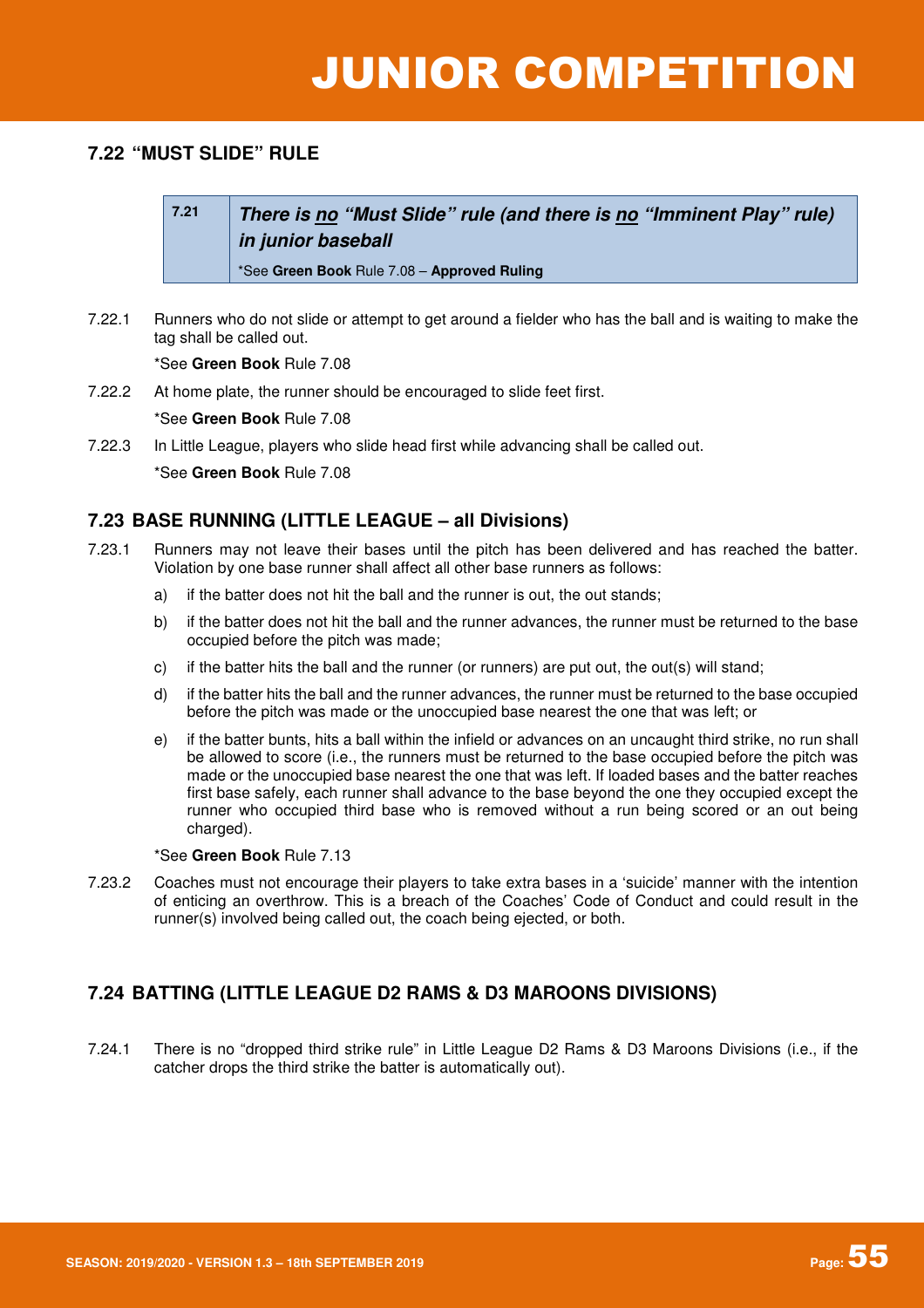## 7.22 "MUST SLIDE" RULE

| 7.21 | ***There is no "Must Slide" rule (and there is no "Imminent Play" rule) in junior baseball***<br>*See **Green Book** Rule 7.08 – **Approved Ruling** |
|---|---|

7.22.1 Runners who do not slide or attempt to get around a fielder who has the ball and is waiting to make the tag shall be called out.

*See **Green Book** Rule 7.08

7.22.2 At home plate, the runner should be encouraged to slide feet first.

*See **Green Book** Rule 7.08

7.22.3 In Little League, players who slide head first while advancing shall be called out.

*See **Green Book** Rule 7.08

## 7.23 BASE RUNNING (LITTLE LEAGUE – all Divisions)

7.23.1 Runners may not leave their bases until the pitch has been delivered and has reached the batter. Violation by one base runner shall affect all other base runners as follows:

a) if the batter does not hit the ball and the runner is out, the out stands;

b) if the batter does not hit the ball and the runner advances, the runner must be returned to the base occupied before the pitch was made;

c) if the batter hits the ball and the runner (or runners) are put out, the out(s) will stand;

d) if the batter hits the ball and the runner advances, the runner must be returned to the base occupied before the pitch was made or the unoccupied base nearest the one that was left; or

e) if the batter bunts, hits a ball within the infield or advances on an uncaught third strike, no run shall be allowed to score (i.e., the runners must be returned to the base occupied before the pitch was made or the unoccupied base nearest the one that was left. If loaded bases and the batter reaches first base safely, each runner shall advance to the base beyond the one they occupied except the runner who occupied third base who is removed without a run being scored or an out being charged).

*See **Green Book** Rule 7.13

7.23.2 Coaches must not encourage their players to take extra bases in a 'suicide' manner with the intention of enticing an overthrow. This is a breach of the Coaches' Code of Conduct and could result in the runner(s) involved being called out, the coach being ejected, or both.

## 7.24 BATTING (LITTLE LEAGUE D2 RAMS & D3 MAROONS DIVISIONS)

7.24.1 There is no "dropped third strike rule" in Little League D2 Rams & D3 Maroons Divisions (i.e., if the catcher drops the third strike the batter is automatically out).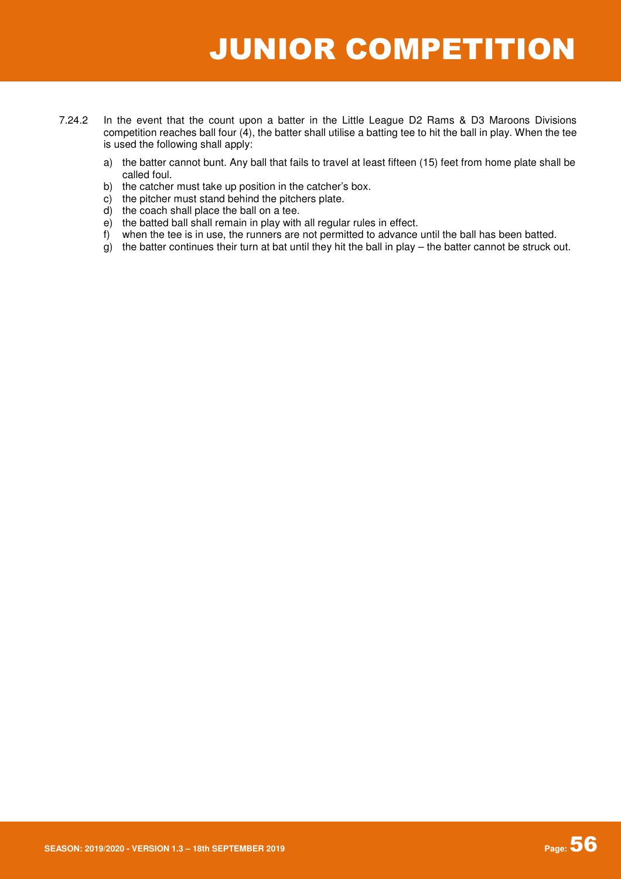7.24.2 In the event that the count upon a batter in the Little League D2 Rams & D3 Maroons Divisions competition reaches ball four (4), the batter shall utilise a batting tee to hit the ball in play. When the tee is used the following shall apply:

a) the batter cannot bunt. Any ball that fails to travel at least fifteen (15) feet from home plate shall be called foul.
b) the catcher must take up position in the catcher's box.
c) the pitcher must stand behind the pitchers plate.
d) the coach shall place the ball on a tee.
e) the batted ball shall remain in play with all regular rules in effect.
f) when the tee is in use, the runners are not permitted to advance until the ball has been batted.
g) the batter continues their turn at bat until they hit the ball in play – the batter cannot be struck out.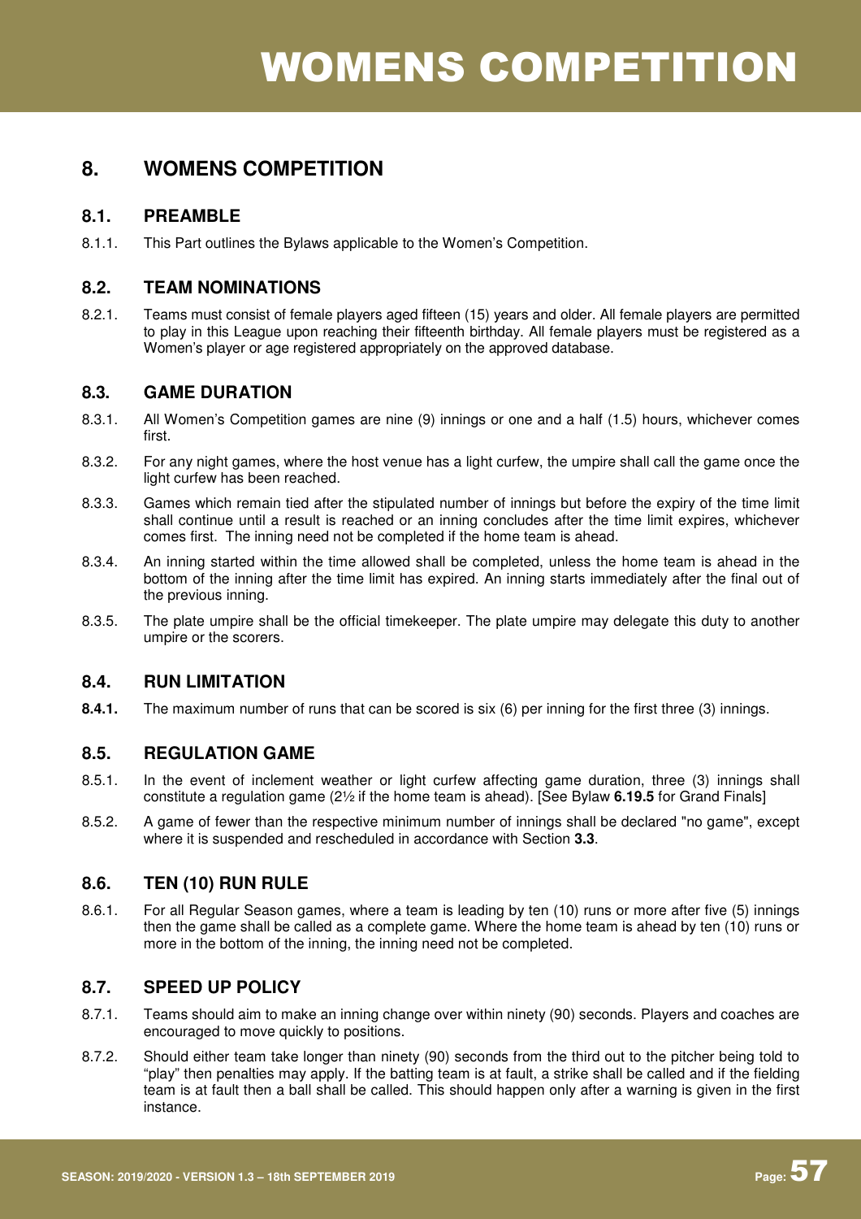# 8. WOMENS COMPETITION

## 8.1. PREAMBLE

8.1.1. This Part outlines the Bylaws applicable to the Women's Competition.

## 8.2. TEAM NOMINATIONS

8.2.1. Teams must consist of female players aged fifteen (15) years and older. All female players are permitted to play in this League upon reaching their fifteenth birthday. All female players must be registered as a Women's player or age registered appropriately on the approved database.

## 8.3. GAME DURATION

8.3.1. All Women's Competition games are nine (9) innings or one and a half (1.5) hours, whichever comes first.

8.3.2. For any night games, where the host venue has a light curfew, the umpire shall call the game once the light curfew has been reached.

8.3.3. Games which remain tied after the stipulated number of innings but before the expiry of the time limit shall continue until a result is reached or an inning concludes after the time limit expires, whichever comes first. The inning need not be completed if the home team is ahead.

8.3.4. An inning started within the time allowed shall be completed, unless the home team is ahead in the bottom of the inning after the time limit has expired. An inning starts immediately after the final out of the previous inning.

8.3.5. The plate umpire shall be the official timekeeper. The plate umpire may delegate this duty to another umpire or the scorers.

## 8.4. RUN LIMITATION

**8.4.1.** The maximum number of runs that can be scored is six (6) per inning for the first three (3) innings.

## 8.5. REGULATION GAME

8.5.1. In the event of inclement weather or light curfew affecting game duration, three (3) innings shall constitute a regulation game (2½ if the home team is ahead). [See Bylaw **6.19.5** for Grand Finals]

8.5.2. A game of fewer than the respective minimum number of innings shall be declared "no game", except where it is suspended and rescheduled in accordance with Section **3.3**.

## 8.6. TEN (10) RUN RULE

8.6.1. For all Regular Season games, where a team is leading by ten (10) runs or more after five (5) innings then the game shall be called as a complete game. Where the home team is ahead by ten (10) runs or more in the bottom of the inning, the inning need not be completed.

## 8.7. SPEED UP POLICY

8.7.1. Teams should aim to make an inning change over within ninety (90) seconds. Players and coaches are encouraged to move quickly to positions.

8.7.2. Should either team take longer than ninety (90) seconds from the third out to the pitcher being told to "play" then penalties may apply. If the batting team is at fault, a strike shall be called and if the fielding team is at fault then a ball shall be called. This should happen only after a warning is given in the first instance.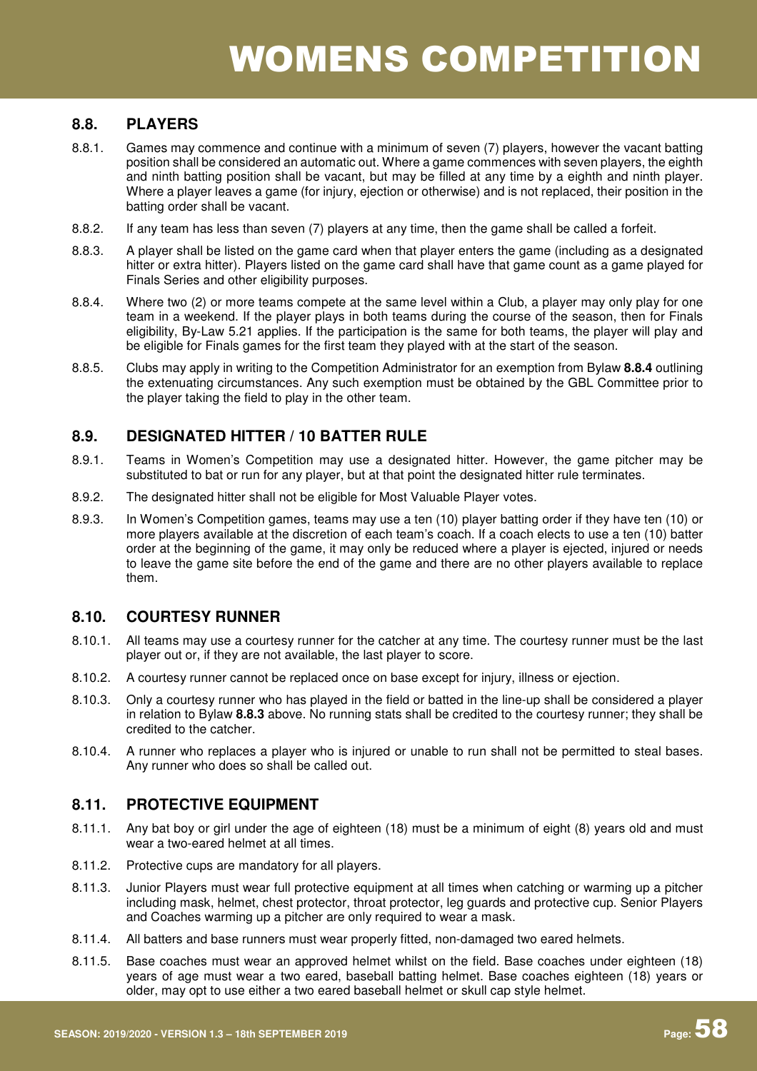# WOMENS COMPETITION

## 8.8. PLAYERS

8.8.1. Games may commence and continue with a minimum of seven (7) players, however the vacant batting position shall be considered an automatic out. Where a game commences with seven players, the eighth and ninth batting position shall be vacant, but may be filled at any time by a eighth and ninth player. Where a player leaves a game (for injury, ejection or otherwise) and is not replaced, their position in the batting order shall be vacant.

8.8.2. If any team has less than seven (7) players at any time, then the game shall be called a forfeit.

8.8.3. A player shall be listed on the game card when that player enters the game (including as a designated hitter or extra hitter). Players listed on the game card shall have that game count as a game played for Finals Series and other eligibility purposes.

8.8.4. Where two (2) or more teams compete at the same level within a Club, a player may only play for one team in a weekend. If the player plays in both teams during the course of the season, then for Finals eligibility, By-Law 5.21 applies. If the participation is the same for both teams, the player will play and be eligible for Finals games for the first team they played with at the start of the season.

8.8.5. Clubs may apply in writing to the Competition Administrator for an exemption from Bylaw **8.8.4** outlining the extenuating circumstances. Any such exemption must be obtained by the GBL Committee prior to the player taking the field to play in the other team.

## 8.9. DESIGNATED HITTER / 10 BATTER RULE

8.9.1. Teams in Women's Competition may use a designated hitter. However, the game pitcher may be substituted to bat or run for any player, but at that point the designated hitter rule terminates.

8.9.2. The designated hitter shall not be eligible for Most Valuable Player votes.

8.9.3. In Women's Competition games, teams may use a ten (10) player batting order if they have ten (10) or more players available at the discretion of each team's coach. If a coach elects to use a ten (10) batter order at the beginning of the game, it may only be reduced where a player is ejected, injured or needs to leave the game site before the end of the game and there are no other players available to replace them.

## 8.10. COURTESY RUNNER

8.10.1. All teams may use a courtesy runner for the catcher at any time. The courtesy runner must be the last player out or, if they are not available, the last player to score.

8.10.2. A courtesy runner cannot be replaced once on base except for injury, illness or ejection.

8.10.3. Only a courtesy runner who has played in the field or batted in the line-up shall be considered a player in relation to Bylaw **8.8.3** above. No running stats shall be credited to the courtesy runner; they shall be credited to the catcher.

8.10.4. A runner who replaces a player who is injured or unable to run shall not be permitted to steal bases. Any runner who does so shall be called out.

## 8.11. PROTECTIVE EQUIPMENT

8.11.1. Any bat boy or girl under the age of eighteen (18) must be a minimum of eight (8) years old and must wear a two-eared helmet at all times.

8.11.2. Protective cups are mandatory for all players.

8.11.3. Junior Players must wear full protective equipment at all times when catching or warming up a pitcher including mask, helmet, chest protector, throat protector, leg guards and protective cup. Senior Players and Coaches warming up a pitcher are only required to wear a mask.

8.11.4. All batters and base runners must wear properly fitted, non-damaged two eared helmets.

8.11.5. Base coaches must wear an approved helmet whilst on the field. Base coaches under eighteen (18) years of age must wear a two eared, baseball batting helmet. Base coaches eighteen (18) years or older, may opt to use either a two eared baseball helmet or skull cap style helmet.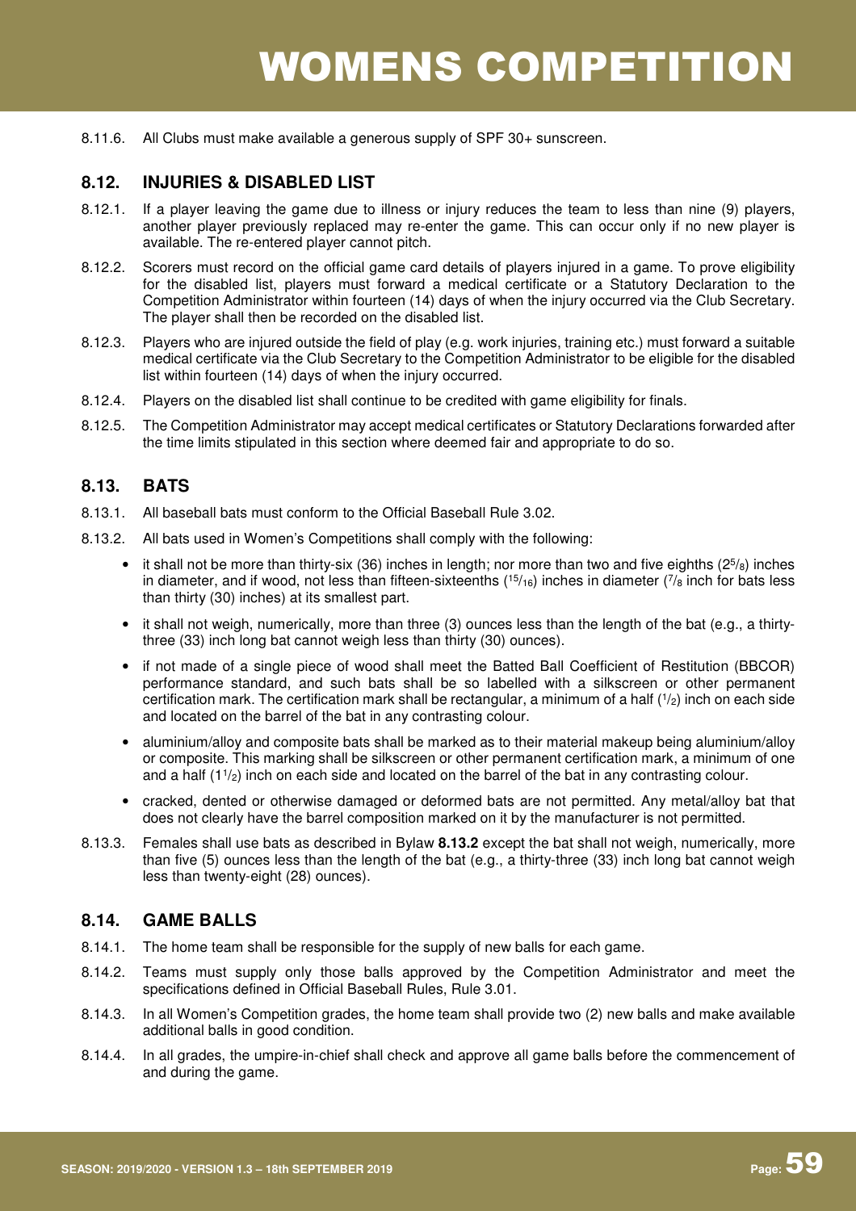8.11.6. All Clubs must make available a generous supply of SPF 30+ sunscreen.

## 8.12. INJURIES & DISABLED LIST

8.12.1. If a player leaving the game due to illness or injury reduces the team to less than nine (9) players, another player previously replaced may re-enter the game. This can occur only if no new player is available. The re-entered player cannot pitch.

8.12.2. Scorers must record on the official game card details of players injured in a game. To prove eligibility for the disabled list, players must forward a medical certificate or a Statutory Declaration to the Competition Administrator within fourteen (14) days of when the injury occurred via the Club Secretary. The player shall then be recorded on the disabled list.

8.12.3. Players who are injured outside the field of play (e.g. work injuries, training etc.) must forward a suitable medical certificate via the Club Secretary to the Competition Administrator to be eligible for the disabled list within fourteen (14) days of when the injury occurred.

8.12.4. Players on the disabled list shall continue to be credited with game eligibility for finals.

8.12.5. The Competition Administrator may accept medical certificates or Statutory Declarations forwarded after the time limits stipulated in this section where deemed fair and appropriate to do so.

## 8.13. BATS

8.13.1. All baseball bats must conform to the Official Baseball Rule 3.02.

8.13.2. All bats used in Women's Competitions shall comply with the following:

- it shall not be more than thirty-six (36) inches in length; nor more than two and five eighths ($2^5/_8$) inches in diameter, and if wood, not less than fifteen-sixteenths ($^{15}/_{16}$) inches in diameter ($^7/_8$ inch for bats less than thirty (30) inches) at its smallest part.
- it shall not weigh, numerically, more than three (3) ounces less than the length of the bat (e.g., a thirty-three (33) inch long bat cannot weigh less than thirty (30) ounces).
- if not made of a single piece of wood shall meet the Batted Ball Coefficient of Restitution (BBCOR) performance standard, and such bats shall be so labelled with a silkscreen or other permanent certification mark. The certification mark shall be rectangular, a minimum of a half ($^1/_2$) inch on each side and located on the barrel of the bat in any contrasting colour.
- aluminium/alloy and composite bats shall be marked as to their material makeup being aluminium/alloy or composite. This marking shall be silkscreen or other permanent certification mark, a minimum of one and a half ($1^1/_2$) inch on each side and located on the barrel of the bat in any contrasting colour.
- cracked, dented or otherwise damaged or deformed bats are not permitted. Any metal/alloy bat that does not clearly have the barrel composition marked on it by the manufacturer is not permitted.

8.13.3. Females shall use bats as described in Bylaw **8.13.2** except the bat shall not weigh, numerically, more than five (5) ounces less than the length of the bat (e.g., a thirty-three (33) inch long bat cannot weigh less than twenty-eight (28) ounces).

## 8.14. GAME BALLS

8.14.1. The home team shall be responsible for the supply of new balls for each game.

8.14.2. Teams must supply only those balls approved by the Competition Administrator and meet the specifications defined in Official Baseball Rules, Rule 3.01.

8.14.3. In all Women's Competition grades, the home team shall provide two (2) new balls and make available additional balls in good condition.

8.14.4. In all grades, the umpire-in-chief shall check and approve all game balls before the commencement of and during the game.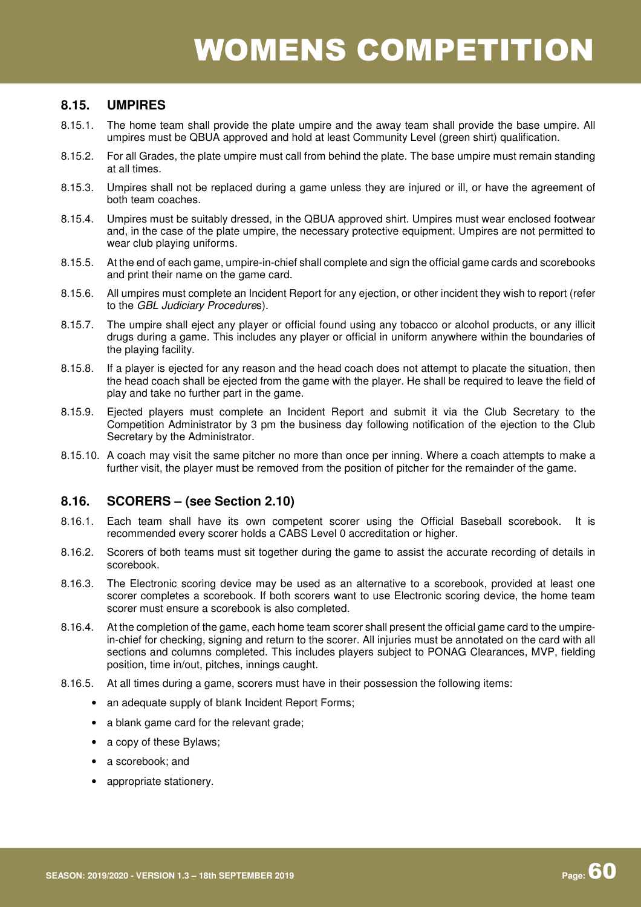# WOMENS COMPETITION

## 8.15. UMPIRES

8.15.1. The home team shall provide the plate umpire and the away team shall provide the base umpire. All umpires must be QBUA approved and hold at least Community Level (green shirt) qualification.

8.15.2. For all Grades, the plate umpire must call from behind the plate. The base umpire must remain standing at all times.

8.15.3. Umpires shall not be replaced during a game unless they are injured or ill, or have the agreement of both team coaches.

8.15.4. Umpires must be suitably dressed, in the QBUA approved shirt. Umpires must wear enclosed footwear and, in the case of the plate umpire, the necessary protective equipment. Umpires are not permitted to wear club playing uniforms.

8.15.5. At the end of each game, umpire-in-chief shall complete and sign the official game cards and scorebooks and print their name on the game card.

8.15.6. All umpires must complete an Incident Report for any ejection, or other incident they wish to report (refer to the *GBL Judiciary Procedures*).

8.15.7. The umpire shall eject any player or official found using any tobacco or alcohol products, or any illicit drugs during a game. This includes any player or official in uniform anywhere within the boundaries of the playing facility.

8.15.8. If a player is ejected for any reason and the head coach does not attempt to placate the situation, then the head coach shall be ejected from the game with the player. He shall be required to leave the field of play and take no further part in the game.

8.15.9. Ejected players must complete an Incident Report and submit it via the Club Secretary to the Competition Administrator by 3 pm the business day following notification of the ejection to the Club Secretary by the Administrator.

8.15.10. A coach may visit the same pitcher no more than once per inning. Where a coach attempts to make a further visit, the player must be removed from the position of pitcher for the remainder of the game.

## 8.16. SCORERS – (see Section 2.10)

8.16.1. Each team shall have its own competent scorer using the Official Baseball scorebook. It is recommended every scorer holds a CABS Level 0 accreditation or higher.

8.16.2. Scorers of both teams must sit together during the game to assist the accurate recording of details in scorebook.

8.16.3. The Electronic scoring device may be used as an alternative to a scorebook, provided at least one scorer completes a scorebook. If both scorers want to use Electronic scoring device, the home team scorer must ensure a scorebook is also completed.

8.16.4. At the completion of the game, each home team scorer shall present the official game card to the umpire-in-chief for checking, signing and return to the scorer. All injuries must be annotated on the card with all sections and columns completed. This includes players subject to PONAG Clearances, MVP, fielding position, time in/out, pitches, innings caught.

8.16.5. At all times during a game, scorers must have in their possession the following items:

- an adequate supply of blank Incident Report Forms;
- a blank game card for the relevant grade;
- a copy of these Bylaws;
- a scorebook; and
- appropriate stationery.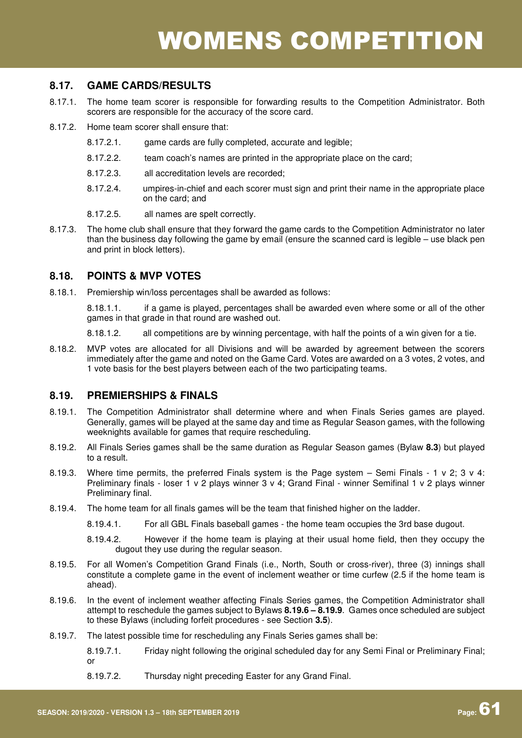## 8.17. GAME CARDS/RESULTS

8.17.1. The home team scorer is responsible for forwarding results to the Competition Administrator. Both scorers are responsible for the accuracy of the score card.

8.17.2. Home team scorer shall ensure that:

- 8.17.2.1. game cards are fully completed, accurate and legible;
- 8.17.2.2. team coach's names are printed in the appropriate place on the card;
- 8.17.2.3. all accreditation levels are recorded;
- 8.17.2.4. umpires-in-chief and each scorer must sign and print their name in the appropriate place on the card; and
- 8.17.2.5. all names are spelt correctly.

8.17.3. The home club shall ensure that they forward the game cards to the Competition Administrator no later than the business day following the game by email (ensure the scanned card is legible – use black pen and print in block letters).

## 8.18. POINTS & MVP VOTES

8.18.1. Premiership win/loss percentages shall be awarded as follows:

- 8.18.1.1. if a game is played, percentages shall be awarded even where some or all of the other games in that grade in that round are washed out.
- 8.18.1.2. all competitions are by winning percentage, with half the points of a win given for a tie.

8.18.2. MVP votes are allocated for all Divisions and will be awarded by agreement between the scorers immediately after the game and noted on the Game Card. Votes are awarded on a 3 votes, 2 votes, and 1 vote basis for the best players between each of the two participating teams.

## 8.19. PREMIERSHIPS & FINALS

8.19.1. The Competition Administrator shall determine where and when Finals Series games are played. Generally, games will be played at the same day and time as Regular Season games, with the following weeknights available for games that require rescheduling.

8.19.2. All Finals Series games shall be the same duration as Regular Season games (Bylaw **8.3**) but played to a result.

8.19.3. Where time permits, the preferred Finals system is the Page system – Semi Finals - 1 v 2; 3 v 4: Preliminary finals - loser 1 v 2 plays winner 3 v 4; Grand Final - winner Semifinal 1 v 2 plays winner Preliminary final.

8.19.4. The home team for all finals games will be the team that finished higher on the ladder.

- 8.19.4.1. For all GBL Finals baseball games - the home team occupies the 3rd base dugout.
- 8.19.4.2. However if the home team is playing at their usual home field, then they occupy the dugout they use during the regular season.

8.19.5. For all Women's Competition Grand Finals (i.e., North, South or cross-river), three (3) innings shall constitute a complete game in the event of inclement weather or time curfew (2.5 if the home team is ahead).

8.19.6. In the event of inclement weather affecting Finals Series games, the Competition Administrator shall attempt to reschedule the games subject to Bylaws **8.19.6 – 8.19.9**. Games once scheduled are subject to these Bylaws (including forfeit procedures - see Section **3.5**).

8.19.7. The latest possible time for rescheduling any Finals Series games shall be:

- 8.19.7.1. Friday night following the original scheduled day for any Semi Final or Preliminary Final; or
- 8.19.7.2. Thursday night preceding Easter for any Grand Final.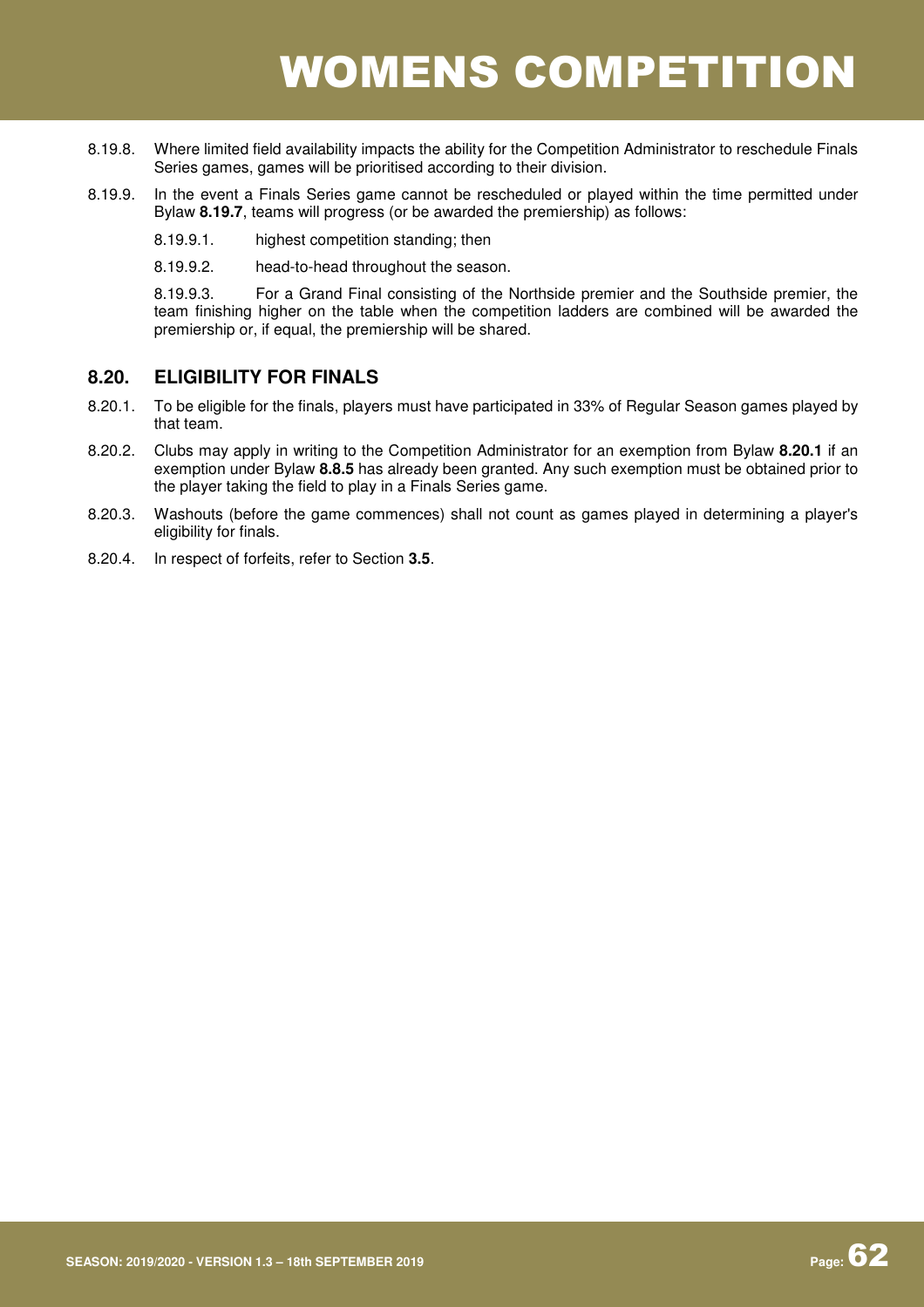8.19.8. Where limited field availability impacts the ability for the Competition Administrator to reschedule Finals Series games, games will be prioritised according to their division.

8.19.9. In the event a Finals Series game cannot be rescheduled or played within the time permitted under Bylaw **8.19.7**, teams will progress (or be awarded the premiership) as follows:

8.19.9.1. highest competition standing; then

8.19.9.2. head-to-head throughout the season.

8.19.9.3. For a Grand Final consisting of the Northside premier and the Southside premier, the team finishing higher on the table when the competition ladders are combined will be awarded the premiership or, if equal, the premiership will be shared.

## 8.20. ELIGIBILITY FOR FINALS

8.20.1. To be eligible for the finals, players must have participated in 33% of Regular Season games played by that team.

8.20.2. Clubs may apply in writing to the Competition Administrator for an exemption from Bylaw **8.20.1** if an exemption under Bylaw **8.8.5** has already been granted. Any such exemption must be obtained prior to the player taking the field to play in a Finals Series game.

8.20.3. Washouts (before the game commences) shall not count as games played in determining a player's eligibility for finals.

8.20.4. In respect of forfeits, refer to Section **3.5**.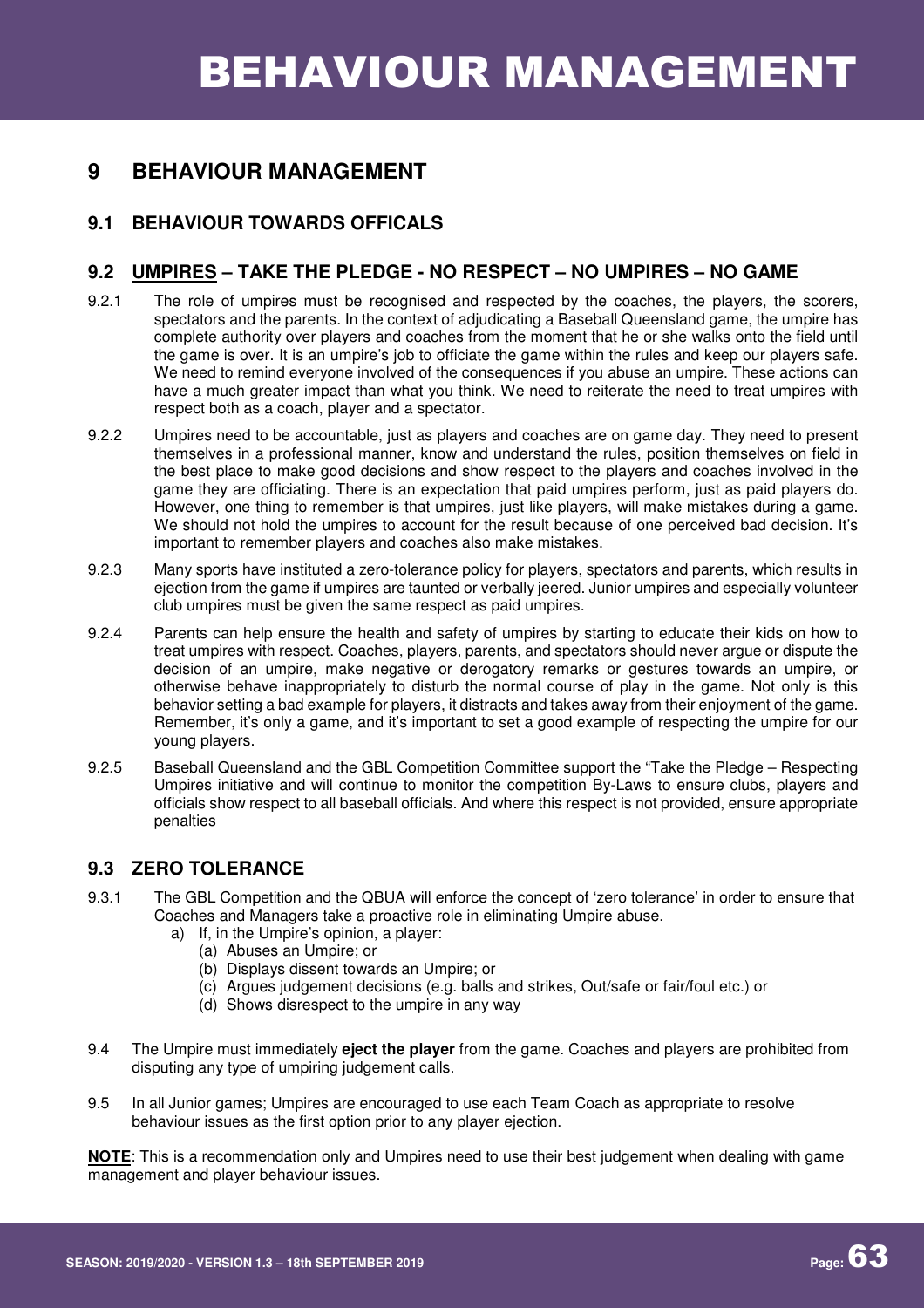# BEHAVIOUR MANAGEMENT

## 9 BEHAVIOUR MANAGEMENT

### 9.1 BEHAVIOUR TOWARDS OFFICALS

### 9.2 UMPIRES – TAKE THE PLEDGE - NO RESPECT – NO UMPIRES – NO GAME

9.2.1 The role of umpires must be recognised and respected by the coaches, the players, the scorers, spectators and the parents. In the context of adjudicating a Baseball Queensland game, the umpire has complete authority over players and coaches from the moment that he or she walks onto the field until the game is over. It is an umpire's job to officiate the game within the rules and keep our players safe. We need to remind everyone involved of the consequences if you abuse an umpire. These actions can have a much greater impact than what you think. We need to reiterate the need to treat umpires with respect both as a coach, player and a spectator.

9.2.2 Umpires need to be accountable, just as players and coaches are on game day. They need to present themselves in a professional manner, know and understand the rules, position themselves on field in the best place to make good decisions and show respect to the players and coaches involved in the game they are officiating. There is an expectation that paid umpires perform, just as paid players do. However, one thing to remember is that umpires, just like players, will make mistakes during a game. We should not hold the umpires to account for the result because of one perceived bad decision. It's important to remember players and coaches also make mistakes.

9.2.3 Many sports have instituted a zero-tolerance policy for players, spectators and parents, which results in ejection from the game if umpires are taunted or verbally jeered. Junior umpires and especially volunteer club umpires must be given the same respect as paid umpires.

9.2.4 Parents can help ensure the health and safety of umpires by starting to educate their kids on how to treat umpires with respect. Coaches, players, parents, and spectators should never argue or dispute the decision of an umpire, make negative or derogatory remarks or gestures towards an umpire, or otherwise behave inappropriately to disturb the normal course of play in the game. Not only is this behavior setting a bad example for players, it distracts and takes away from their enjoyment of the game. Remember, it's only a game, and it's important to set a good example of respecting the umpire for our young players.

9.2.5 Baseball Queensland and the GBL Competition Committee support the "Take the Pledge – Respecting Umpires initiative and will continue to monitor the competition By-Laws to ensure clubs, players and officials show respect to all baseball officials. And where this respect is not provided, ensure appropriate penalties

### 9.3 ZERO TOLERANCE

9.3.1 The GBL Competition and the QBUA will enforce the concept of 'zero tolerance' in order to ensure that Coaches and Managers take a proactive role in eliminating Umpire abuse.

a) If, in the Umpire's opinion, a player:
   - (a) Abuses an Umpire; or
   - (b) Displays dissent towards an Umpire; or
   - (c) Argues judgement decisions (e.g. balls and strikes, Out/safe or fair/foul etc.) or
   - (d) Shows disrespect to the umpire in any way

9.4 The Umpire must immediately **eject the player** from the game. Coaches and players are prohibited from disputing any type of umpiring judgement calls.

9.5 In all Junior games; Umpires are encouraged to use each Team Coach as appropriate to resolve behaviour issues as the first option prior to any player ejection.

**NOTE**: This is a recommendation only and Umpires need to use their best judgement when dealing with game management and player behaviour issues.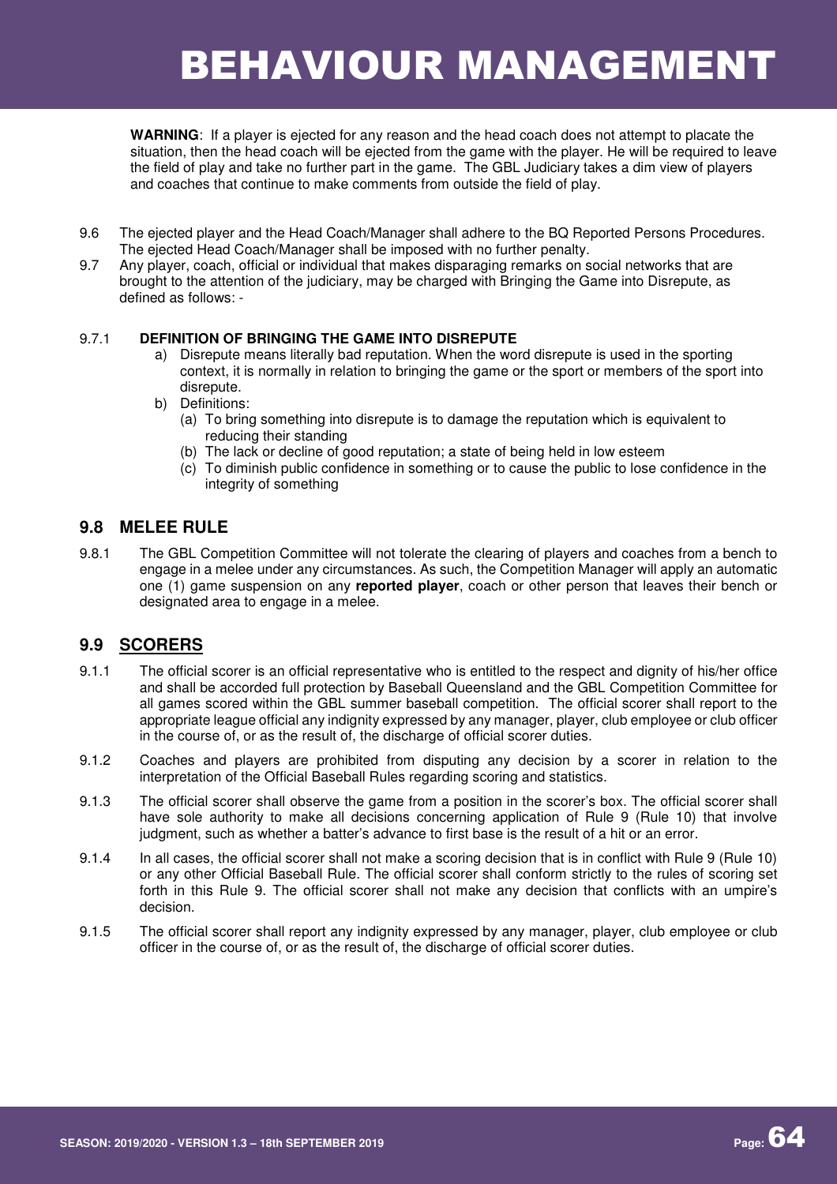# BEHAVIOUR MANAGEMENT

**WARNING**: If a player is ejected for any reason and the head coach does not attempt to placate the situation, then the head coach will be ejected from the game with the player. He will be required to leave the field of play and take no further part in the game. The GBL Judiciary takes a dim view of players and coaches that continue to make comments from outside the field of play.

9.6 The ejected player and the Head Coach/Manager shall adhere to the BQ Reported Persons Procedures. The ejected Head Coach/Manager shall be imposed with no further penalty.

9.7 Any player, coach, official or individual that makes disparaging remarks on social networks that are brought to the attention of the judiciary, may be charged with Bringing the Game into Disrepute, as defined as follows: -

9.7.1 **DEFINITION OF BRINGING THE GAME INTO DISREPUTE**

a) Disrepute means literally bad reputation. When the word disrepute is used in the sporting context, it is normally in relation to bringing the game or the sport or members of the sport into disrepute.

b) Definitions:
   (a) To bring something into disrepute is to damage the reputation which is equivalent to reducing their standing
   (b) The lack or decline of good reputation; a state of being held in low esteem
   (c) To diminish public confidence in something or to cause the public to lose confidence in the integrity of something

## 9.8 MELEE RULE

9.8.1 The GBL Competition Committee will not tolerate the clearing of players and coaches from a bench to engage in a melee under any circumstances. As such, the Competition Manager will apply an automatic one (1) game suspension on any **reported player**, coach or other person that leaves their bench or designated area to engage in a melee.

## 9.9 SCORERS

9.1.1 The official scorer is an official representative who is entitled to the respect and dignity of his/her office and shall be accorded full protection by Baseball Queensland and the GBL Competition Committee for all games scored within the GBL summer baseball competition. The official scorer shall report to the appropriate league official any indignity expressed by any manager, player, club employee or club officer in the course of, or as the result of, the discharge of official scorer duties.

9.1.2 Coaches and players are prohibited from disputing any decision by a scorer in relation to the interpretation of the Official Baseball Rules regarding scoring and statistics.

9.1.3 The official scorer shall observe the game from a position in the scorer's box. The official scorer shall have sole authority to make all decisions concerning application of Rule 9 (Rule 10) that involve judgment, such as whether a batter's advance to first base is the result of a hit or an error.

9.1.4 In all cases, the official scorer shall not make a scoring decision that is in conflict with Rule 9 (Rule 10) or any other Official Baseball Rule. The official scorer shall conform strictly to the rules of scoring set forth in this Rule 9. The official scorer shall not make any decision that conflicts with an umpire's decision.

9.1.5 The official scorer shall report any indignity expressed by any manager, player, club employee or club officer in the course of, or as the result of, the discharge of official scorer duties.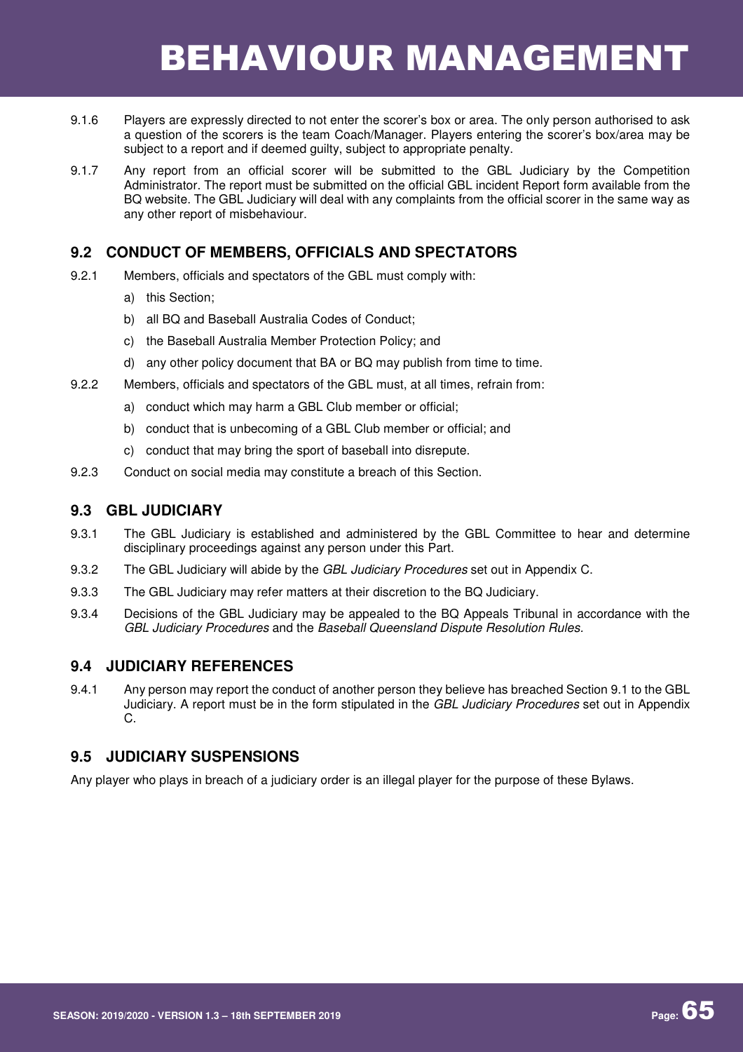# BEHAVIOUR MANAGEMENT

9.1.6 Players are expressly directed to not enter the scorer's box or area. The only person authorised to ask a question of the scorers is the team Coach/Manager. Players entering the scorer's box/area may be subject to a report and if deemed guilty, subject to appropriate penalty.

9.1.7 Any report from an official scorer will be submitted to the GBL Judiciary by the Competition Administrator. The report must be submitted on the official GBL incident Report form available from the BQ website. The GBL Judiciary will deal with any complaints from the official scorer in the same way as any other report of misbehaviour.

## 9.2 CONDUCT OF MEMBERS, OFFICIALS AND SPECTATORS

9.2.1 Members, officials and spectators of the GBL must comply with:

a) this Section;

b) all BQ and Baseball Australia Codes of Conduct;

c) the Baseball Australia Member Protection Policy; and

d) any other policy document that BA or BQ may publish from time to time.

9.2.2 Members, officials and spectators of the GBL must, at all times, refrain from:

a) conduct which may harm a GBL Club member or official;

b) conduct that is unbecoming of a GBL Club member or official; and

c) conduct that may bring the sport of baseball into disrepute.

9.2.3 Conduct on social media may constitute a breach of this Section.

## 9.3 GBL JUDICIARY

9.3.1 The GBL Judiciary is established and administered by the GBL Committee to hear and determine disciplinary proceedings against any person under this Part.

9.3.2 The GBL Judiciary will abide by the *GBL Judiciary Procedures* set out in Appendix C.

9.3.3 The GBL Judiciary may refer matters at their discretion to the BQ Judiciary.

9.3.4 Decisions of the GBL Judiciary may be appealed to the BQ Appeals Tribunal in accordance with the *GBL Judiciary Procedures* and the *Baseball Queensland Dispute Resolution Rules.*

## 9.4 JUDICIARY REFERENCES

9.4.1 Any person may report the conduct of another person they believe has breached Section 9.1 to the GBL Judiciary. A report must be in the form stipulated in the *GBL Judiciary Procedures* set out in Appendix C.

## 9.5 JUDICIARY SUSPENSIONS

Any player who plays in breach of a judiciary order is an illegal player for the purpose of these Bylaws.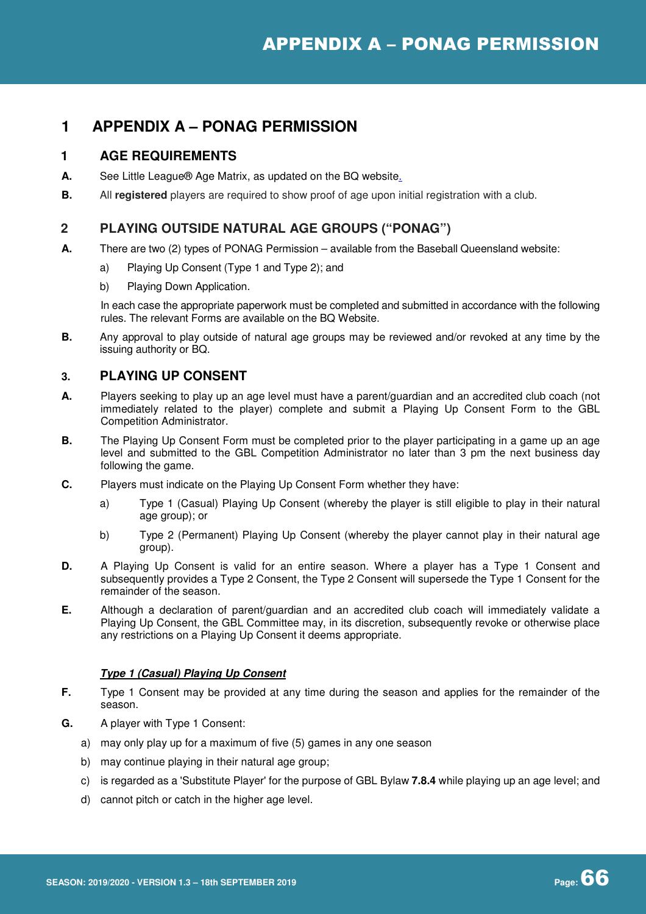# 1 APPENDIX A – PONAG PERMISSION

## 1 AGE REQUIREMENTS

**A.** See Little League® Age Matrix, as updated on the BQ website.

**B.** All **registered** players are required to show proof of age upon initial registration with a club.

## 2 PLAYING OUTSIDE NATURAL AGE GROUPS ("PONAG")

**A.** There are two (2) types of PONAG Permission – available from the Baseball Queensland website:

a) Playing Up Consent (Type 1 and Type 2); and

b) Playing Down Application.

In each case the appropriate paperwork must be completed and submitted in accordance with the following rules. The relevant Forms are available on the BQ Website.

**B.** Any approval to play outside of natural age groups may be reviewed and/or revoked at any time by the issuing authority or BQ.

## 3. PLAYING UP CONSENT

**A.** Players seeking to play up an age level must have a parent/guardian and an accredited club coach (not immediately related to the player) complete and submit a Playing Up Consent Form to the GBL Competition Administrator.

**B.** The Playing Up Consent Form must be completed prior to the player participating in a game up an age level and submitted to the GBL Competition Administrator no later than 3 pm the next business day following the game.

**C.** Players must indicate on the Playing Up Consent Form whether they have:

a) Type 1 (Casual) Playing Up Consent (whereby the player is still eligible to play in their natural age group); or

b) Type 2 (Permanent) Playing Up Consent (whereby the player cannot play in their natural age group).

**D.** A Playing Up Consent is valid for an entire season. Where a player has a Type 1 Consent and subsequently provides a Type 2 Consent, the Type 2 Consent will supersede the Type 1 Consent for the remainder of the season.

**E.** Although a declaration of parent/guardian and an accredited club coach will immediately validate a Playing Up Consent, the GBL Committee may, in its discretion, subsequently revoke or otherwise place any restrictions on a Playing Up Consent it deems appropriate.

***Type 1 (Casual) Playing Up Consent***

**F.** Type 1 Consent may be provided at any time during the season and applies for the remainder of the season.

**G.** A player with Type 1 Consent:

a) may only play up for a maximum of five (5) games in any one season

b) may continue playing in their natural age group;

c) is regarded as a 'Substitute Player' for the purpose of GBL Bylaw **7.8.4** while playing up an age level; and

d) cannot pitch or catch in the higher age level.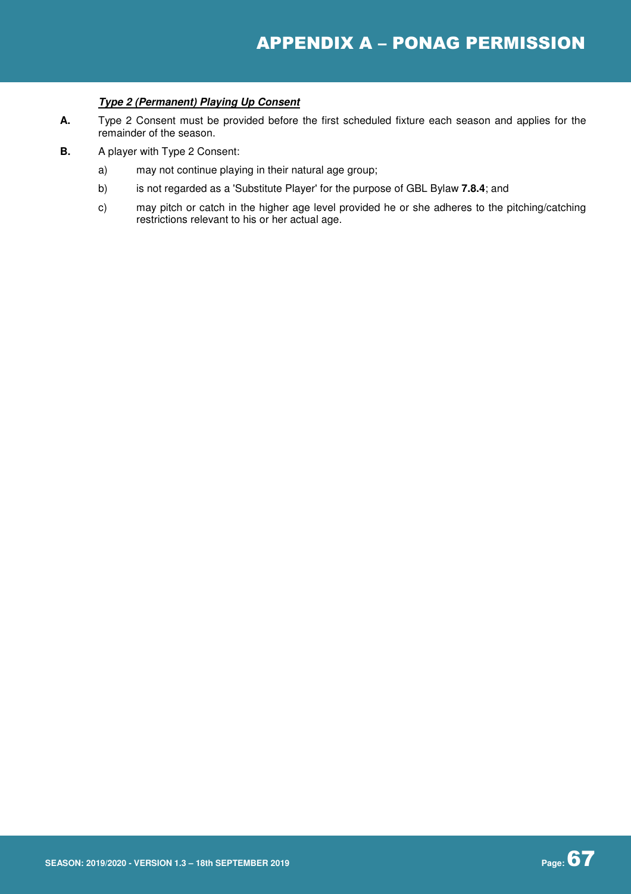***Type 2 (Permanent) Playing Up Consent***

**A.** Type 2 Consent must be provided before the first scheduled fixture each season and applies for the remainder of the season.

**B.** A player with Type 2 Consent:

a) may not continue playing in their natural age group;

b) is not regarded as a 'Substitute Player' for the purpose of GBL Bylaw **7.8.4**; and

c) may pitch or catch in the higher age level provided he or she adheres to the pitching/catching restrictions relevant to his or her actual age.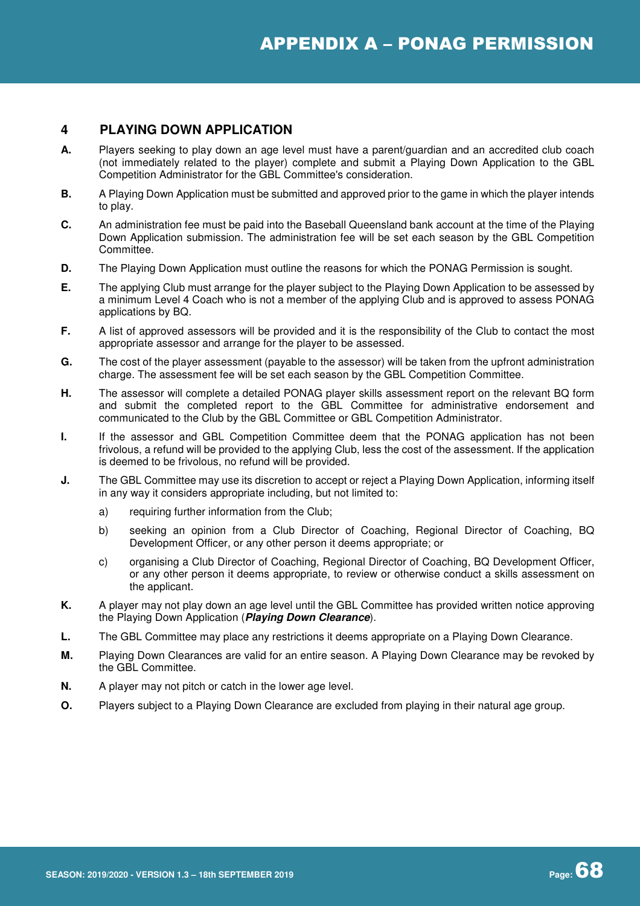## 4 PLAYING DOWN APPLICATION

**A.** Players seeking to play down an age level must have a parent/guardian and an accredited club coach (not immediately related to the player) complete and submit a Playing Down Application to the GBL Competition Administrator for the GBL Committee's consideration.

**B.** A Playing Down Application must be submitted and approved prior to the game in which the player intends to play.

**C.** An administration fee must be paid into the Baseball Queensland bank account at the time of the Playing Down Application submission. The administration fee will be set each season by the GBL Competition Committee.

**D.** The Playing Down Application must outline the reasons for which the PONAG Permission is sought.

**E.** The applying Club must arrange for the player subject to the Playing Down Application to be assessed by a minimum Level 4 Coach who is not a member of the applying Club and is approved to assess PONAG applications by BQ.

**F.** A list of approved assessors will be provided and it is the responsibility of the Club to contact the most appropriate assessor and arrange for the player to be assessed.

**G.** The cost of the player assessment (payable to the assessor) will be taken from the upfront administration charge. The assessment fee will be set each season by the GBL Competition Committee.

**H.** The assessor will complete a detailed PONAG player skills assessment report on the relevant BQ form and submit the completed report to the GBL Committee for administrative endorsement and communicated to the Club by the GBL Committee or GBL Competition Administrator.

**I.** If the assessor and GBL Competition Committee deem that the PONAG application has not been frivolous, a refund will be provided to the applying Club, less the cost of the assessment. If the application is deemed to be frivolous, no refund will be provided.

**J.** The GBL Committee may use its discretion to accept or reject a Playing Down Application, informing itself in any way it considers appropriate including, but not limited to:

a) requiring further information from the Club;

b) seeking an opinion from a Club Director of Coaching, Regional Director of Coaching, BQ Development Officer, or any other person it deems appropriate; or

c) organising a Club Director of Coaching, Regional Director of Coaching, BQ Development Officer, or any other person it deems appropriate, to review or otherwise conduct a skills assessment on the applicant.

**K.** A player may not play down an age level until the GBL Committee has provided written notice approving the Playing Down Application (***Playing Down Clearance***).

**L.** The GBL Committee may place any restrictions it deems appropriate on a Playing Down Clearance.

**M.** Playing Down Clearances are valid for an entire season. A Playing Down Clearance may be revoked by the GBL Committee.

**N.** A player may not pitch or catch in the lower age level.

**O.** Players subject to a Playing Down Clearance are excluded from playing in their natural age group.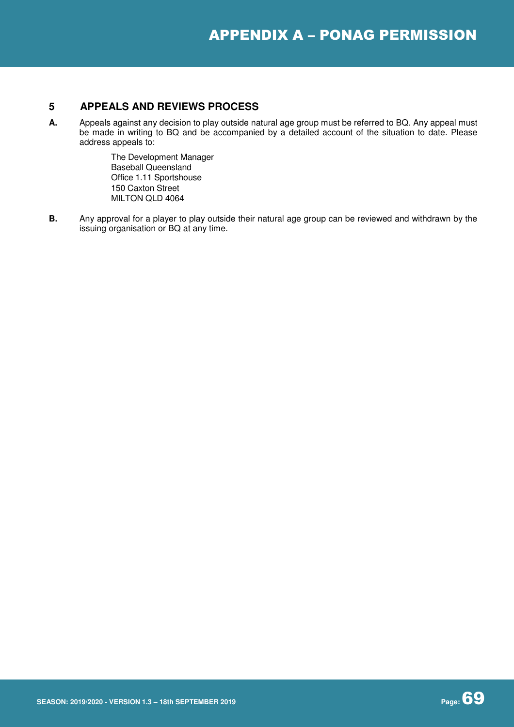## 5 APPEALS AND REVIEWS PROCESS

**A.** Appeals against any decision to play outside natural age group must be referred to BQ. Any appeal must be made in writing to BQ and be accompanied by a detailed account of the situation to date. Please address appeals to:

The Development Manager
Baseball Queensland
Office 1.11 Sportshouse
150 Caxton Street
MILTON QLD 4064

**B.** Any approval for a player to play outside their natural age group can be reviewed and withdrawn by the issuing organisation or BQ at any time.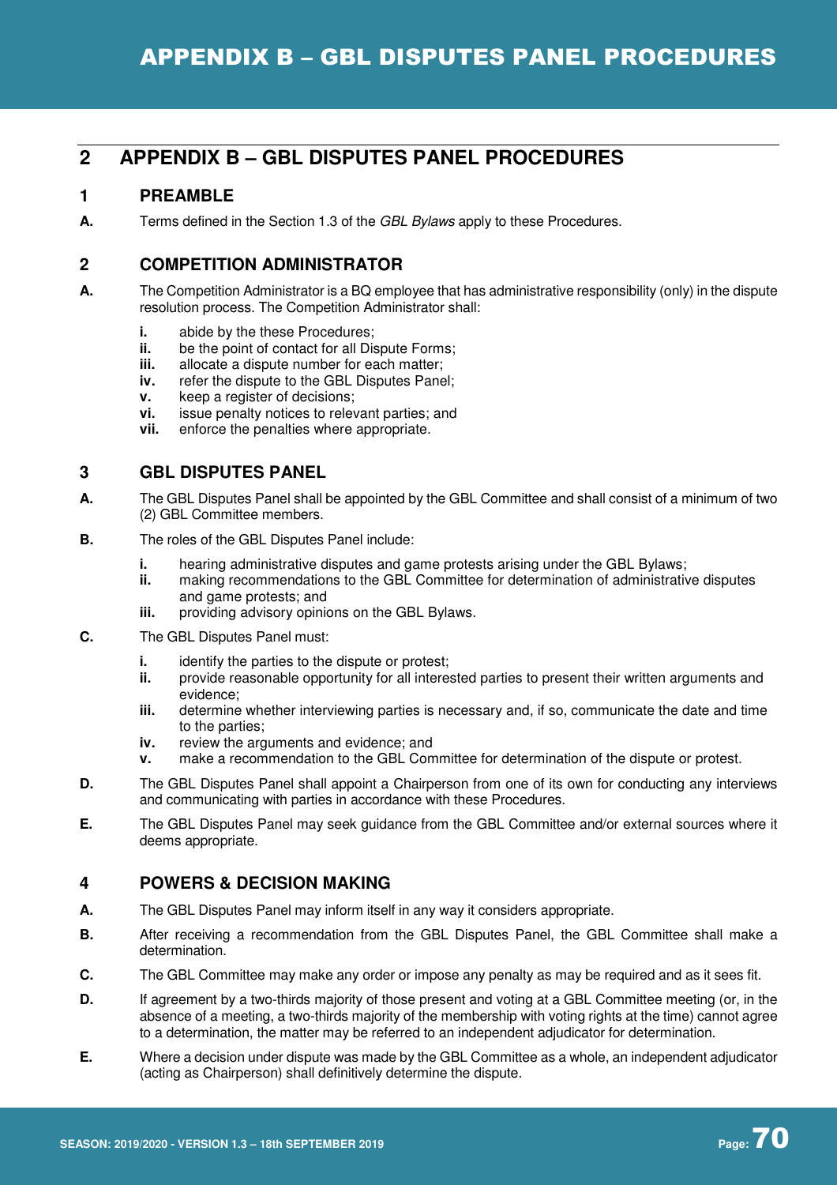# 2 APPENDIX B – GBL DISPUTES PANEL PROCEDURES

## 1 PREAMBLE

**A.** Terms defined in the Section 1.3 of the *GBL Bylaws* apply to these Procedures.

## 2 COMPETITION ADMINISTRATOR

**A.** The Competition Administrator is a BQ employee that has administrative responsibility (only) in the dispute resolution process. The Competition Administrator shall:

- **i.** abide by the these Procedures;
- **ii.** be the point of contact for all Dispute Forms;
- **iii.** allocate a dispute number for each matter;
- **iv.** refer the dispute to the GBL Disputes Panel;
- **v.** keep a register of decisions;
- **vi.** issue penalty notices to relevant parties; and
- **vii.** enforce the penalties where appropriate.

## 3 GBL DISPUTES PANEL

**A.** The GBL Disputes Panel shall be appointed by the GBL Committee and shall consist of a minimum of two (2) GBL Committee members.

**B.** The roles of the GBL Disputes Panel include:

- **i.** hearing administrative disputes and game protests arising under the GBL Bylaws;
- **ii.** making recommendations to the GBL Committee for determination of administrative disputes and game protests; and
- **iii.** providing advisory opinions on the GBL Bylaws.

**C.** The GBL Disputes Panel must:

- **i.** identify the parties to the dispute or protest;
- **ii.** provide reasonable opportunity for all interested parties to present their written arguments and evidence;
- **iii.** determine whether interviewing parties is necessary and, if so, communicate the date and time to the parties;
- **iv.** review the arguments and evidence; and
- **v.** make a recommendation to the GBL Committee for determination of the dispute or protest.

**D.** The GBL Disputes Panel shall appoint a Chairperson from one of its own for conducting any interviews and communicating with parties in accordance with these Procedures.

**E.** The GBL Disputes Panel may seek guidance from the GBL Committee and/or external sources where it deems appropriate.

## 4 POWERS & DECISION MAKING

**A.** The GBL Disputes Panel may inform itself in any way it considers appropriate.

**B.** After receiving a recommendation from the GBL Disputes Panel, the GBL Committee shall make a determination.

**C.** The GBL Committee may make any order or impose any penalty as may be required and as it sees fit.

**D.** If agreement by a two-thirds majority of those present and voting at a GBL Committee meeting (or, in the absence of a meeting, a two-thirds majority of the membership with voting rights at the time) cannot agree to a determination, the matter may be referred to an independent adjudicator for determination.

**E.** Where a decision under dispute was made by the GBL Committee as a whole, an independent adjudicator (acting as Chairperson) shall definitively determine the dispute.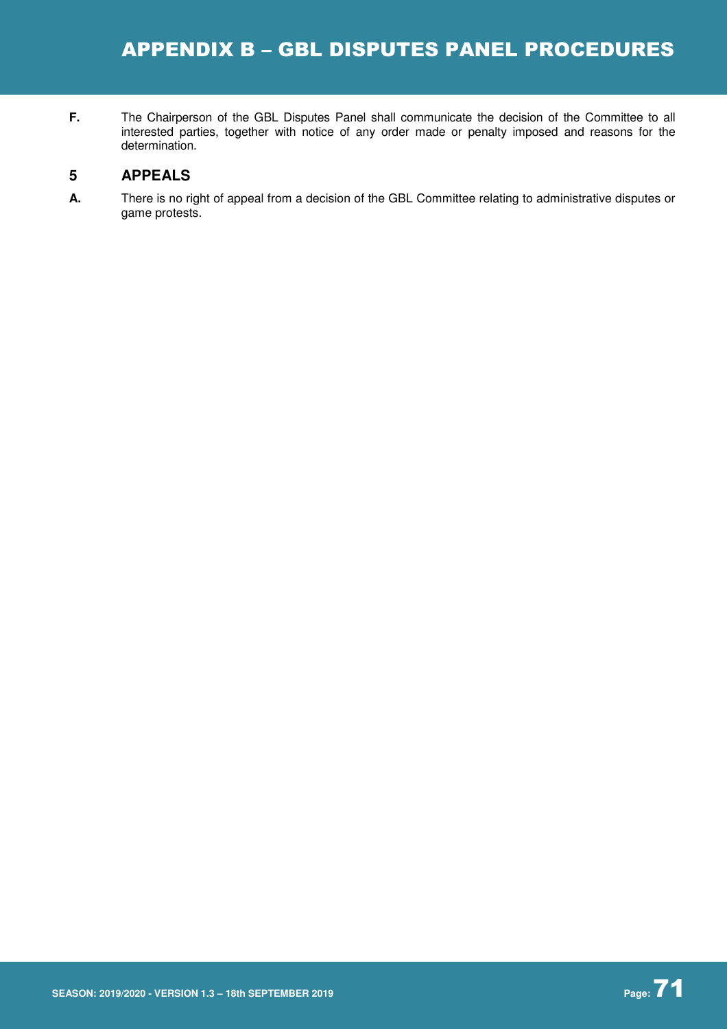**F.** The Chairperson of the GBL Disputes Panel shall communicate the decision of the Committee to all interested parties, together with notice of any order made or penalty imposed and reasons for the determination.

## 5 APPEALS

**A.** There is no right of appeal from a decision of the GBL Committee relating to administrative disputes or game protests.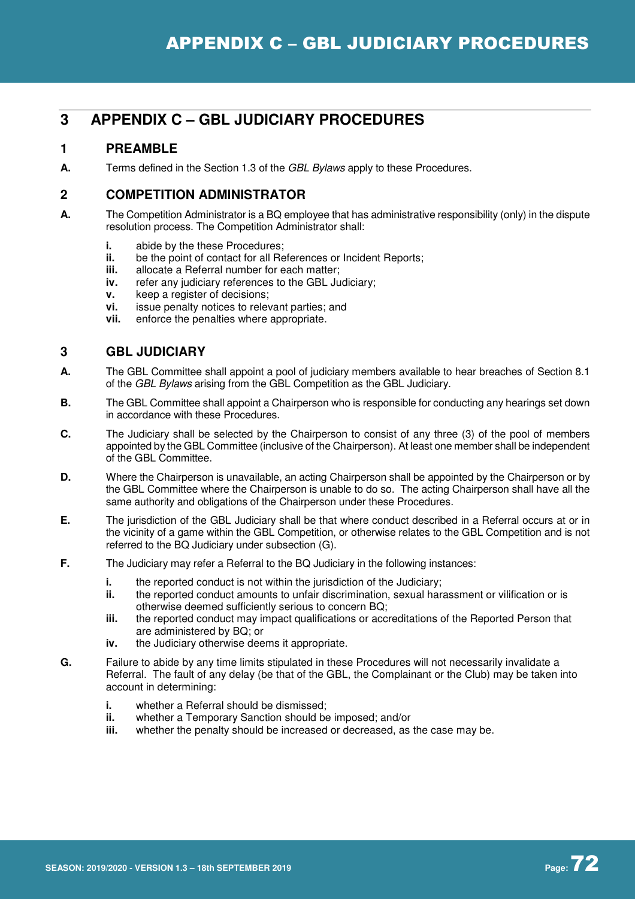# 3 APPENDIX C – GBL JUDICIARY PROCEDURES

## 1 PREAMBLE

**A.** Terms defined in the Section 1.3 of the *GBL Bylaws* apply to these Procedures.

## 2 COMPETITION ADMINISTRATOR

**A.** The Competition Administrator is a BQ employee that has administrative responsibility (only) in the dispute resolution process. The Competition Administrator shall:

- **i.** abide by the these Procedures;
- **ii.** be the point of contact for all References or Incident Reports;
- **iii.** allocate a Referral number for each matter;
- **iv.** refer any judiciary references to the GBL Judiciary;
- **v.** keep a register of decisions;
- **vi.** issue penalty notices to relevant parties; and
- **vii.** enforce the penalties where appropriate.

## 3 GBL JUDICIARY

**A.** The GBL Committee shall appoint a pool of judiciary members available to hear breaches of Section 8.1 of the *GBL Bylaws* arising from the GBL Competition as the GBL Judiciary.

**B.** The GBL Committee shall appoint a Chairperson who is responsible for conducting any hearings set down in accordance with these Procedures.

**C.** The Judiciary shall be selected by the Chairperson to consist of any three (3) of the pool of members appointed by the GBL Committee (inclusive of the Chairperson). At least one member shall be independent of the GBL Committee.

**D.** Where the Chairperson is unavailable, an acting Chairperson shall be appointed by the Chairperson or by the GBL Committee where the Chairperson is unable to do so. The acting Chairperson shall have all the same authority and obligations of the Chairperson under these Procedures.

**E.** The jurisdiction of the GBL Judiciary shall be that where conduct described in a Referral occurs at or in the vicinity of a game within the GBL Competition, or otherwise relates to the GBL Competition and is not referred to the BQ Judiciary under subsection (G).

**F.** The Judiciary may refer a Referral to the BQ Judiciary in the following instances:

- **i.** the reported conduct is not within the jurisdiction of the Judiciary;
- **ii.** the reported conduct amounts to unfair discrimination, sexual harassment or vilification or is otherwise deemed sufficiently serious to concern BQ;
- **iii.** the reported conduct may impact qualifications or accreditations of the Reported Person that are administered by BQ; or
- **iv.** the Judiciary otherwise deems it appropriate.

**G.** Failure to abide by any time limits stipulated in these Procedures will not necessarily invalidate a Referral. The fault of any delay (be that of the GBL, the Complainant or the Club) may be taken into account in determining:

- **i.** whether a Referral should be dismissed;
- **ii.** whether a Temporary Sanction should be imposed; and/or
- **iii.** whether the penalty should be increased or decreased, as the case may be.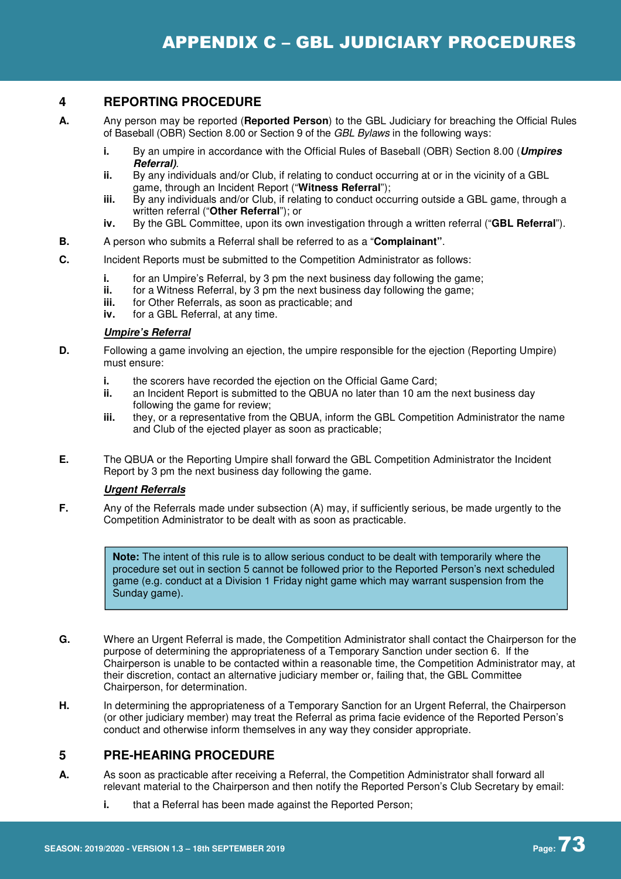## 4 REPORTING PROCEDURE

**A.** Any person may be reported (**Reported Person**) to the GBL Judiciary for breaching the Official Rules of Baseball (OBR) Section 8.00 or Section 9 of the *GBL Bylaws* in the following ways:

- **i.** By an umpire in accordance with the Official Rules of Baseball (OBR) Section 8.00 (***Umpires Referral)***.
- **ii.** By any individuals and/or Club, if relating to conduct occurring at or in the vicinity of a GBL game, through an Incident Report ("**Witness Referral**");
- **iii.** By any individuals and/or Club, if relating to conduct occurring outside a GBL game, through a written referral ("**Other Referral**"); or
- **iv.** By the GBL Committee, upon its own investigation through a written referral ("**GBL Referral**").

**B.** A person who submits a Referral shall be referred to as a "**Complainant"**.

**C.** Incident Reports must be submitted to the Competition Administrator as follows:

- **i.** for an Umpire's Referral, by 3 pm the next business day following the game;
- **ii.** for a Witness Referral, by 3 pm the next business day following the game;
- **iii.** for Other Referrals, as soon as practicable; and
- **iv.** for a GBL Referral, at any time.

***Umpire's Referral***

**D.** Following a game involving an ejection, the umpire responsible for the ejection (Reporting Umpire) must ensure:

- **i.** the scorers have recorded the ejection on the Official Game Card;
- **ii.** an Incident Report is submitted to the QBUA no later than 10 am the next business day following the game for review;
- **iii.** they, or a representative from the QBUA, inform the GBL Competition Administrator the name and Club of the ejected player as soon as practicable;

**E.** The QBUA or the Reporting Umpire shall forward the GBL Competition Administrator the Incident Report by 3 pm the next business day following the game.

***Urgent Referrals***

**F.** Any of the Referrals made under subsection (A) may, if sufficiently serious, be made urgently to the Competition Administrator to be dealt with as soon as practicable.

> **Note:** The intent of this rule is to allow serious conduct to be dealt with temporarily where the procedure set out in section 5 cannot be followed prior to the Reported Person's next scheduled game (e.g. conduct at a Division 1 Friday night game which may warrant suspension from the Sunday game).

**G.** Where an Urgent Referral is made, the Competition Administrator shall contact the Chairperson for the purpose of determining the appropriateness of a Temporary Sanction under section 6. If the Chairperson is unable to be contacted within a reasonable time, the Competition Administrator may, at their discretion, contact an alternative judiciary member or, failing that, the GBL Committee Chairperson, for determination.

**H.** In determining the appropriateness of a Temporary Sanction for an Urgent Referral, the Chairperson (or other judiciary member) may treat the Referral as prima facie evidence of the Reported Person's conduct and otherwise inform themselves in any way they consider appropriate.

## 5 PRE-HEARING PROCEDURE

**A.** As soon as practicable after receiving a Referral, the Competition Administrator shall forward all relevant material to the Chairperson and then notify the Reported Person's Club Secretary by email:

- **i.** that a Referral has been made against the Reported Person;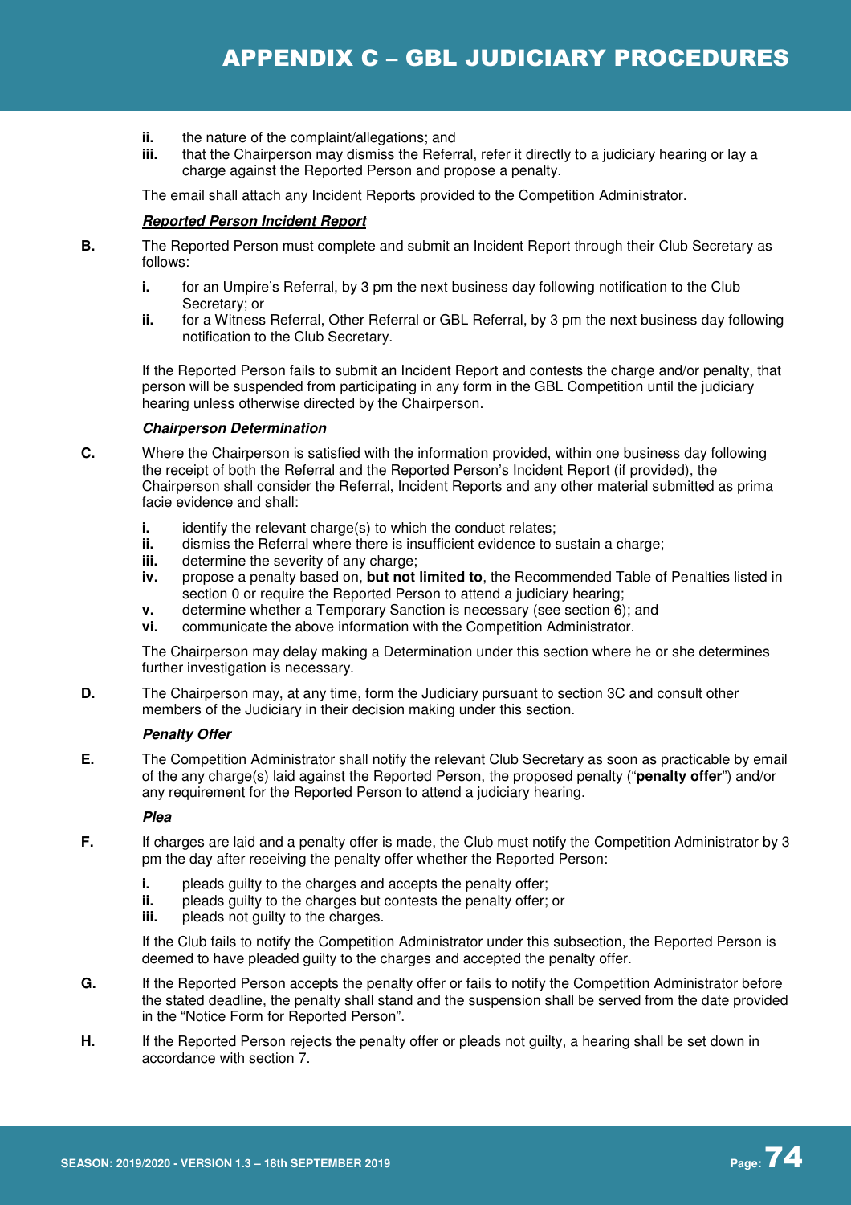ii. the nature of the complaint/allegations; and
iii. that the Chairperson may dismiss the Referral, refer it directly to a judiciary hearing or lay a charge against the Reported Person and propose a penalty.

The email shall attach any Incident Reports provided to the Competition Administrator.

***Reported Person Incident Report***

**B.** The Reported Person must complete and submit an Incident Report through their Club Secretary as follows:

**i.** for an Umpire's Referral, by 3 pm the next business day following notification to the Club Secretary; or
**ii.** for a Witness Referral, Other Referral or GBL Referral, by 3 pm the next business day following notification to the Club Secretary.

If the Reported Person fails to submit an Incident Report and contests the charge and/or penalty, that person will be suspended from participating in any form in the GBL Competition until the judiciary hearing unless otherwise directed by the Chairperson.

***Chairperson Determination***

**C.** Where the Chairperson is satisfied with the information provided, within one business day following the receipt of both the Referral and the Reported Person's Incident Report (if provided), the Chairperson shall consider the Referral, Incident Reports and any other material submitted as prima facie evidence and shall:

**i.** identify the relevant charge(s) to which the conduct relates;
**ii.** dismiss the Referral where there is insufficient evidence to sustain a charge;
**iii.** determine the severity of any charge;
**iv.** propose a penalty based on, **but not limited to**, the Recommended Table of Penalties listed in section 0 or require the Reported Person to attend a judiciary hearing;
**v.** determine whether a Temporary Sanction is necessary (see section 6); and
**vi.** communicate the above information with the Competition Administrator.

The Chairperson may delay making a Determination under this section where he or she determines further investigation is necessary.

**D.** The Chairperson may, at any time, form the Judiciary pursuant to section 3C and consult other members of the Judiciary in their decision making under this section.

***Penalty Offer***

**E.** The Competition Administrator shall notify the relevant Club Secretary as soon as practicable by email of the any charge(s) laid against the Reported Person, the proposed penalty ("**penalty offer**") and/or any requirement for the Reported Person to attend a judiciary hearing.

***Plea***

**F.** If charges are laid and a penalty offer is made, the Club must notify the Competition Administrator by 3 pm the day after receiving the penalty offer whether the Reported Person:

**i.** pleads guilty to the charges and accepts the penalty offer;
**ii.** pleads guilty to the charges but contests the penalty offer; or
**iii.** pleads not guilty to the charges.

If the Club fails to notify the Competition Administrator under this subsection, the Reported Person is deemed to have pleaded guilty to the charges and accepted the penalty offer.

**G.** If the Reported Person accepts the penalty offer or fails to notify the Competition Administrator before the stated deadline, the penalty shall stand and the suspension shall be served from the date provided in the "Notice Form for Reported Person".

**H.** If the Reported Person rejects the penalty offer or pleads not guilty, a hearing shall be set down in accordance with section 7.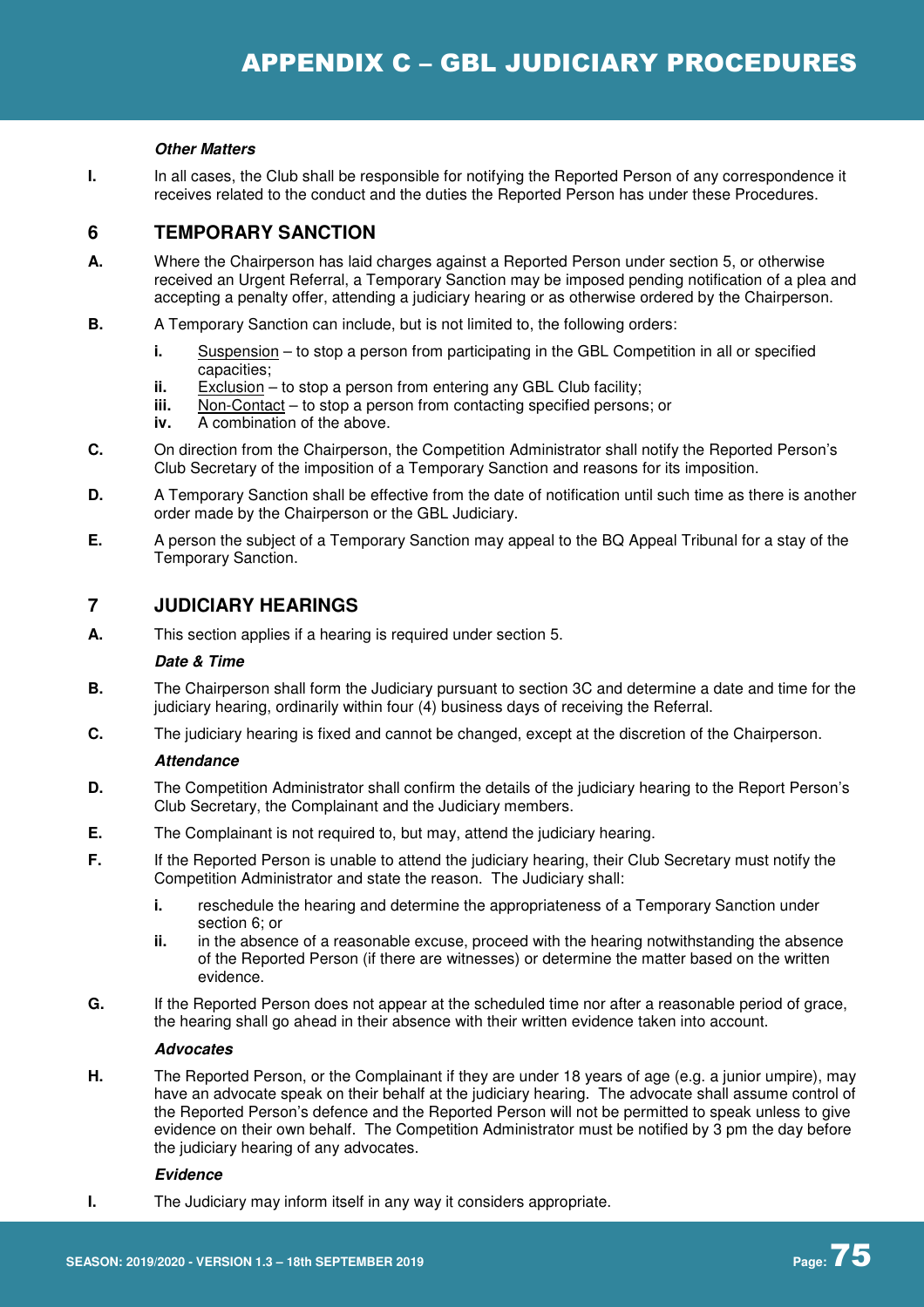***Other Matters***

**I.** In all cases, the Club shall be responsible for notifying the Reported Person of any correspondence it receives related to the conduct and the duties the Reported Person has under these Procedures.

## 6 TEMPORARY SANCTION

**A.** Where the Chairperson has laid charges against a Reported Person under section 5, or otherwise received an Urgent Referral, a Temporary Sanction may be imposed pending notification of a plea and accepting a penalty offer, attending a judiciary hearing or as otherwise ordered by the Chairperson.

**B.** A Temporary Sanction can include, but is not limited to, the following orders:

- **i.** Suspension – to stop a person from participating in the GBL Competition in all or specified capacities;
- **ii.** Exclusion – to stop a person from entering any GBL Club facility;
- **iii.** Non-Contact – to stop a person from contacting specified persons; or
- **iv.** A combination of the above.

**C.** On direction from the Chairperson, the Competition Administrator shall notify the Reported Person's Club Secretary of the imposition of a Temporary Sanction and reasons for its imposition.

**D.** A Temporary Sanction shall be effective from the date of notification until such time as there is another order made by the Chairperson or the GBL Judiciary.

**E.** A person the subject of a Temporary Sanction may appeal to the BQ Appeal Tribunal for a stay of the Temporary Sanction.

## 7 JUDICIARY HEARINGS

**A.** This section applies if a hearing is required under section 5.

***Date & Time***

**B.** The Chairperson shall form the Judiciary pursuant to section 3C and determine a date and time for the judiciary hearing, ordinarily within four (4) business days of receiving the Referral.

**C.** The judiciary hearing is fixed and cannot be changed, except at the discretion of the Chairperson.

***Attendance***

**D.** The Competition Administrator shall confirm the details of the judiciary hearing to the Report Person's Club Secretary, the Complainant and the Judiciary members.

**E.** The Complainant is not required to, but may, attend the judiciary hearing.

**F.** If the Reported Person is unable to attend the judiciary hearing, their Club Secretary must notify the Competition Administrator and state the reason. The Judiciary shall:

- **i.** reschedule the hearing and determine the appropriateness of a Temporary Sanction under section 6; or
- **ii.** in the absence of a reasonable excuse, proceed with the hearing notwithstanding the absence of the Reported Person (if there are witnesses) or determine the matter based on the written evidence.

**G.** If the Reported Person does not appear at the scheduled time nor after a reasonable period of grace, the hearing shall go ahead in their absence with their written evidence taken into account.

***Advocates***

**H.** The Reported Person, or the Complainant if they are under 18 years of age (e.g. a junior umpire), may have an advocate speak on their behalf at the judiciary hearing. The advocate shall assume control of the Reported Person's defence and the Reported Person will not be permitted to speak unless to give evidence on their own behalf. The Competition Administrator must be notified by 3 pm the day before the judiciary hearing of any advocates.

***Evidence***

**I.** The Judiciary may inform itself in any way it considers appropriate.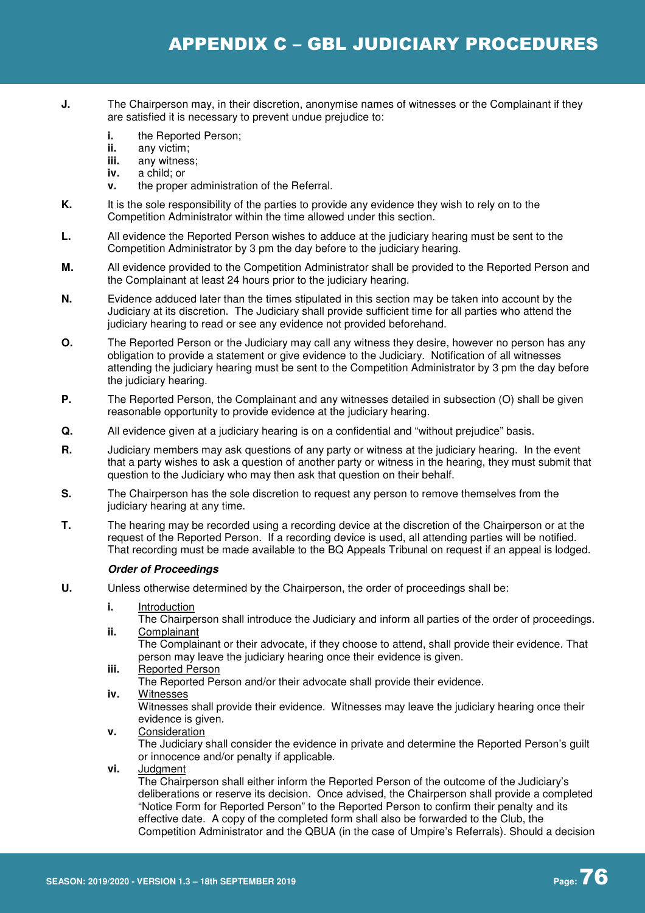**J.** The Chairperson may, in their discretion, anonymise names of witnesses or the Complainant if they are satisfied it is necessary to prevent undue prejudice to:

- **i.** the Reported Person;
- **ii.** any victim;
- **iii.** any witness;
- **iv.** a child; or
- **v.** the proper administration of the Referral.

**K.** It is the sole responsibility of the parties to provide any evidence they wish to rely on to the Competition Administrator within the time allowed under this section.

**L.** All evidence the Reported Person wishes to adduce at the judiciary hearing must be sent to the Competition Administrator by 3 pm the day before to the judiciary hearing.

**M.** All evidence provided to the Competition Administrator shall be provided to the Reported Person and the Complainant at least 24 hours prior to the judiciary hearing.

**N.** Evidence adduced later than the times stipulated in this section may be taken into account by the Judiciary at its discretion. The Judiciary shall provide sufficient time for all parties who attend the judiciary hearing to read or see any evidence not provided beforehand.

**O.** The Reported Person or the Judiciary may call any witness they desire, however no person has any obligation to provide a statement or give evidence to the Judiciary. Notification of all witnesses attending the judiciary hearing must be sent to the Competition Administrator by 3 pm the day before the judiciary hearing.

**P.** The Reported Person, the Complainant and any witnesses detailed in subsection (O) shall be given reasonable opportunity to provide evidence at the judiciary hearing.

**Q.** All evidence given at a judiciary hearing is on a confidential and "without prejudice" basis.

**R.** Judiciary members may ask questions of any party or witness at the judiciary hearing. In the event that a party wishes to ask a question of another party or witness in the hearing, they must submit that question to the Judiciary who may then ask that question on their behalf.

**S.** The Chairperson has the sole discretion to request any person to remove themselves from the judiciary hearing at any time.

**T.** The hearing may be recorded using a recording device at the discretion of the Chairperson or at the request of the Reported Person. If a recording device is used, all attending parties will be notified. That recording must be made available to the BQ Appeals Tribunal on request if an appeal is lodged.

***Order of Proceedings***

**U.** Unless otherwise determined by the Chairperson, the order of proceedings shall be:

- **i.** Introduction
  The Chairperson shall introduce the Judiciary and inform all parties of the order of proceedings.
- **ii.** Complainant
  The Complainant or their advocate, if they choose to attend, shall provide their evidence. That person may leave the judiciary hearing once their evidence is given.
- **iii.** Reported Person
  The Reported Person and/or their advocate shall provide their evidence.
- **iv.** Witnesses
  Witnesses shall provide their evidence. Witnesses may leave the judiciary hearing once their evidence is given.
- **v.** Consideration
  The Judiciary shall consider the evidence in private and determine the Reported Person's guilt or innocence and/or penalty if applicable.
- **vi.** Judgment
  The Chairperson shall either inform the Reported Person of the outcome of the Judiciary's deliberations or reserve its decision. Once advised, the Chairperson shall provide a completed "Notice Form for Reported Person" to the Reported Person to confirm their penalty and its effective date. A copy of the completed form shall also be forwarded to the Club, the Competition Administrator and the QBUA (in the case of Umpire's Referrals). Should a decision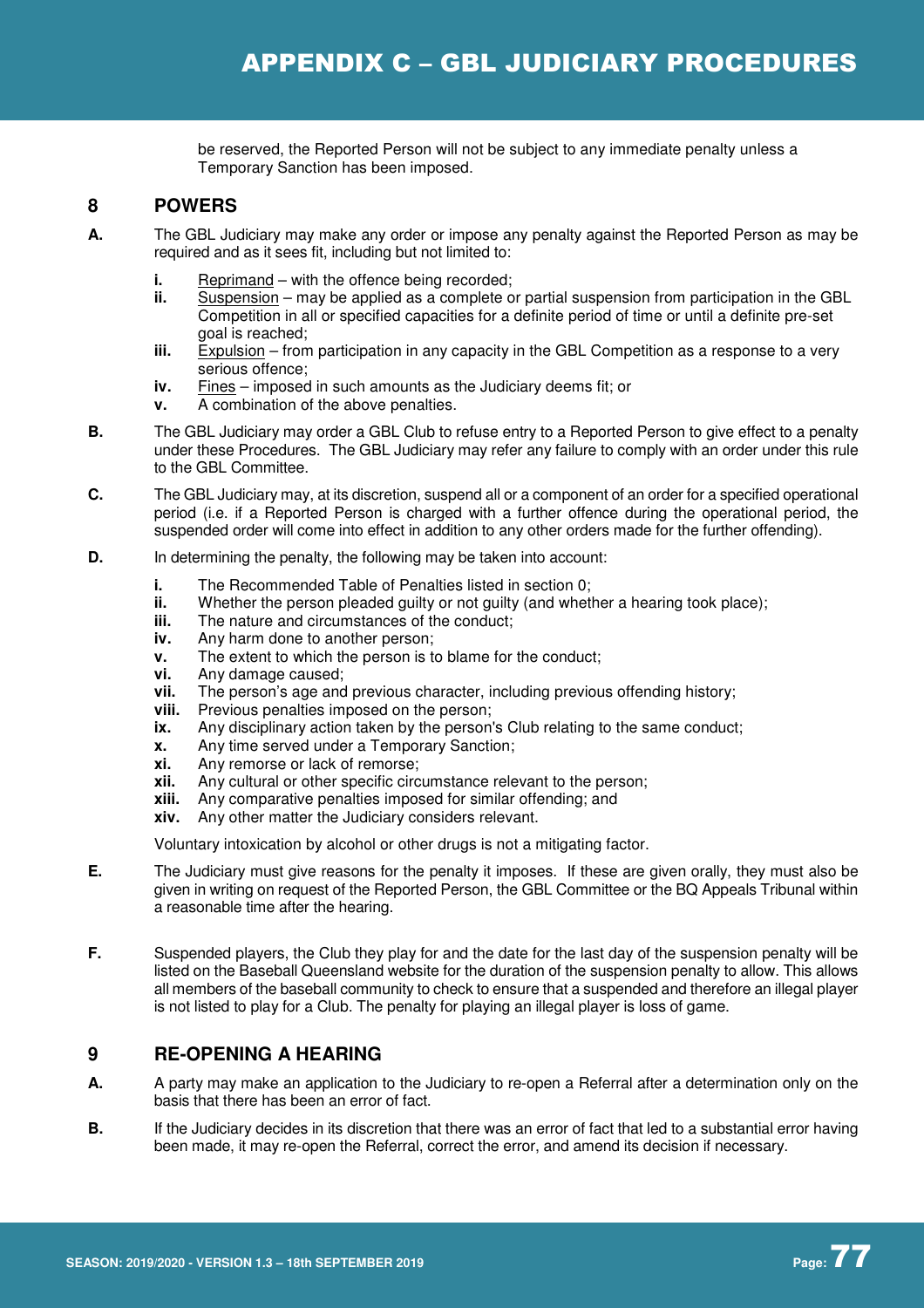be reserved, the Reported Person will not be subject to any immediate penalty unless a Temporary Sanction has been imposed.

## 8 POWERS

**A.** The GBL Judiciary may make any order or impose any penalty against the Reported Person as may be required and as it sees fit, including but not limited to:

- **i.** Reprimand – with the offence being recorded;
- **ii.** Suspension – may be applied as a complete or partial suspension from participation in the GBL Competition in all or specified capacities for a definite period of time or until a definite pre-set goal is reached;
- **iii.** Expulsion – from participation in any capacity in the GBL Competition as a response to a very serious offence;
- **iv.** Fines – imposed in such amounts as the Judiciary deems fit; or
- **v.** A combination of the above penalties.

**B.** The GBL Judiciary may order a GBL Club to refuse entry to a Reported Person to give effect to a penalty under these Procedures. The GBL Judiciary may refer any failure to comply with an order under this rule to the GBL Committee.

**C.** The GBL Judiciary may, at its discretion, suspend all or a component of an order for a specified operational period (i.e. if a Reported Person is charged with a further offence during the operational period, the suspended order will come into effect in addition to any other orders made for the further offending).

**D.** In determining the penalty, the following may be taken into account:

- **i.** The Recommended Table of Penalties listed in section 0;
- **ii.** Whether the person pleaded guilty or not guilty (and whether a hearing took place);
- **iii.** The nature and circumstances of the conduct;
- **iv.** Any harm done to another person;
- **v.** The extent to which the person is to blame for the conduct;
- **vi.** Any damage caused;
- **vii.** The person's age and previous character, including previous offending history;
- **viii.** Previous penalties imposed on the person;
- **ix.** Any disciplinary action taken by the person's Club relating to the same conduct;
- **x.** Any time served under a Temporary Sanction;
- **xi.** Any remorse or lack of remorse;
- **xii.** Any cultural or other specific circumstance relevant to the person;
- **xiii.** Any comparative penalties imposed for similar offending; and
- **xiv.** Any other matter the Judiciary considers relevant.

Voluntary intoxication by alcohol or other drugs is not a mitigating factor.

**E.** The Judiciary must give reasons for the penalty it imposes. If these are given orally, they must also be given in writing on request of the Reported Person, the GBL Committee or the BQ Appeals Tribunal within a reasonable time after the hearing.

**F.** Suspended players, the Club they play for and the date for the last day of the suspension penalty will be listed on the Baseball Queensland website for the duration of the suspension penalty to allow. This allows all members of the baseball community to check to ensure that a suspended and therefore an illegal player is not listed to play for a Club. The penalty for playing an illegal player is loss of game.

## 9 RE-OPENING A HEARING

**A.** A party may make an application to the Judiciary to re-open a Referral after a determination only on the basis that there has been an error of fact.

**B.** If the Judiciary decides in its discretion that there was an error of fact that led to a substantial error having been made, it may re-open the Referral, correct the error, and amend its decision if necessary.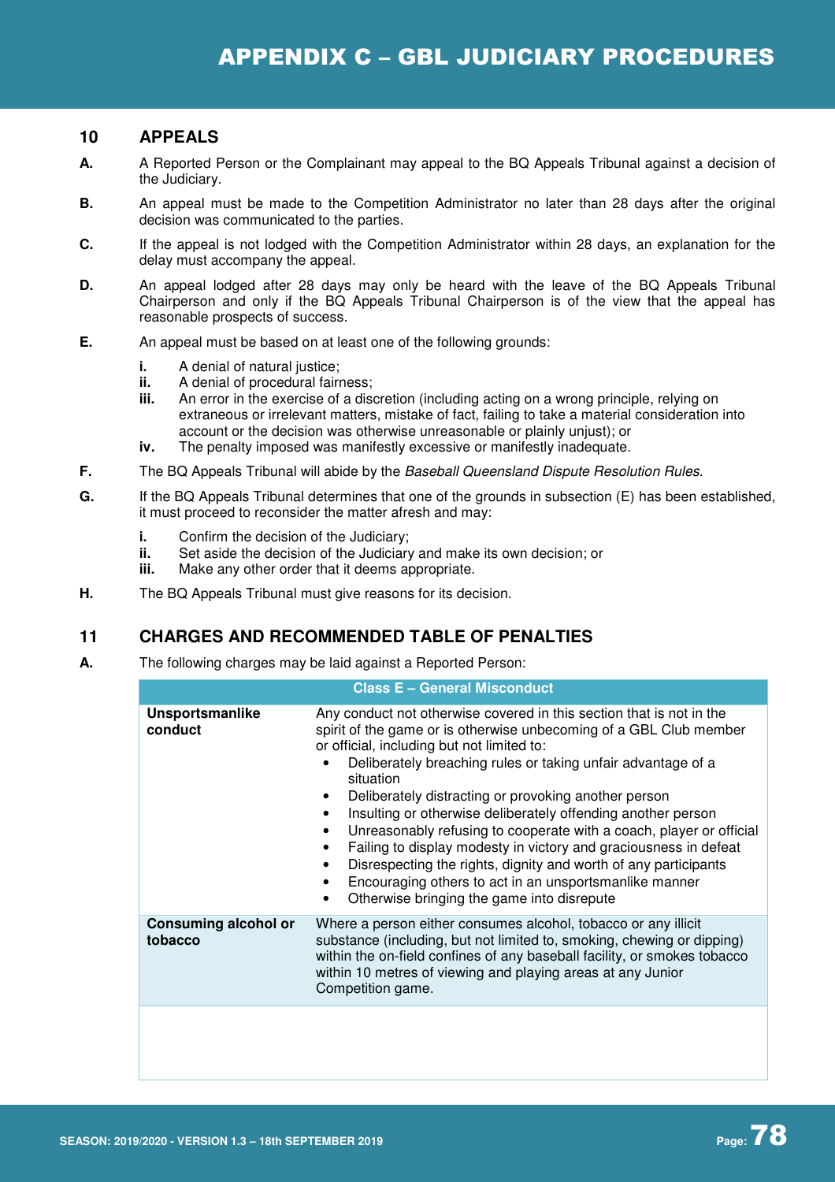## 10 APPEALS

**A.** A Reported Person or the Complainant may appeal to the BQ Appeals Tribunal against a decision of the Judiciary.

**B.** An appeal must be made to the Competition Administrator no later than 28 days after the original decision was communicated to the parties.

**C.** If the appeal is not lodged with the Competition Administrator within 28 days, an explanation for the delay must accompany the appeal.

**D.** An appeal lodged after 28 days may only be heard with the leave of the BQ Appeals Tribunal Chairperson and only if the BQ Appeals Tribunal Chairperson is of the view that the appeal has reasonable prospects of success.

**E.** An appeal must be based on at least one of the following grounds:

- **i.** A denial of natural justice;
- **ii.** A denial of procedural fairness;
- **iii.** An error in the exercise of a discretion (including acting on a wrong principle, relying on extraneous or irrelevant matters, mistake of fact, failing to take a material consideration into account or the decision was otherwise unreasonable or plainly unjust); or
- **iv.** The penalty imposed was manifestly excessive or manifestly inadequate.

**F.** The BQ Appeals Tribunal will abide by the *Baseball Queensland Dispute Resolution Rules*.

**G.** If the BQ Appeals Tribunal determines that one of the grounds in subsection (E) has been established, it must proceed to reconsider the matter afresh and may:

- **i.** Confirm the decision of the Judiciary;
- **ii.** Set aside the decision of the Judiciary and make its own decision; or
- **iii.** Make any other order that it deems appropriate.

**H.** The BQ Appeals Tribunal must give reasons for its decision.

## 11 CHARGES AND RECOMMENDED TABLE OF PENALTIES

**A.** The following charges may be laid against a Reported Person:

| Class E – General Misconduct | |
|---|---|
| **Unsportsmanlike conduct** | Any conduct not otherwise covered in this section that is not in the spirit of the game or is otherwise unbecoming of a GBL Club member or official, including but not limited to:<br>• Deliberately breaching rules or taking unfair advantage of a situation<br>• Deliberately distracting or provoking another person<br>• Insulting or otherwise deliberately offending another person<br>• Unreasonably refusing to cooperate with a coach, player or official<br>• Failing to display modesty in victory and graciousness in defeat<br>• Disrespecting the rights, dignity and worth of any participants<br>• Encouraging others to act in an unsportsmanlike manner<br>• Otherwise bringing the game into disrepute |
| **Consuming alcohol or tobacco** | Where a person either consumes alcohol, tobacco or any illicit substance (including, but not limited to, smoking, chewing or dipping) within the on-field confines of any baseball facility, or smokes tobacco within 10 metres of viewing and playing areas at any Junior Competition game. |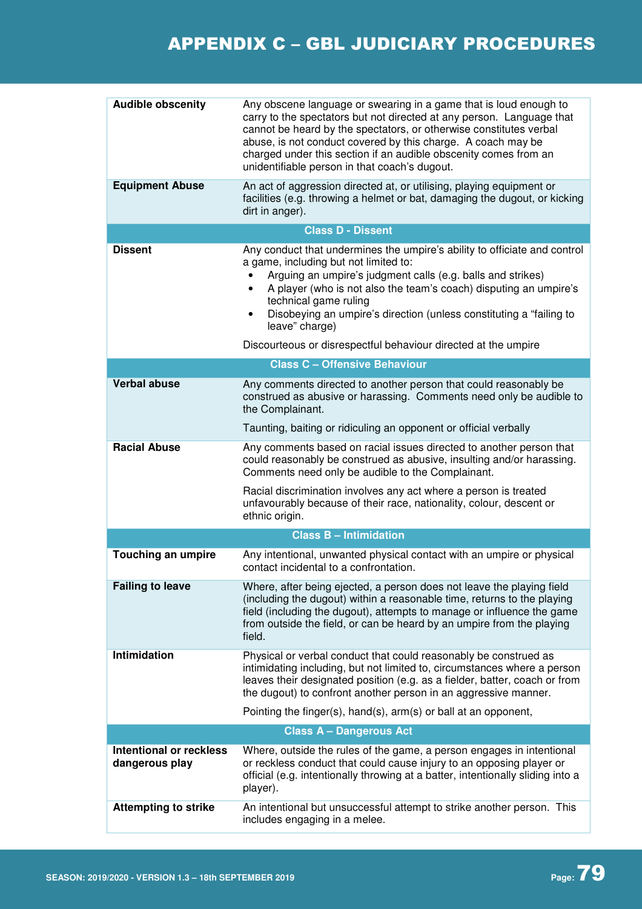# APPENDIX C – GBL JUDICIARY PROCEDURES

| | |
|---|---|
| **Audible obscenity** | Any obscene language or swearing in a game that is loud enough to carry to the spectators but not directed at any person. Language that cannot be heard by the spectators, or otherwise constitutes verbal abuse, is not conduct covered by this charge. A coach may be charged under this section if an audible obscenity comes from an unidentifiable person in that coach's dugout. |
| **Equipment Abuse** | An act of aggression directed at, or utilising, playing equipment or facilities (e.g. throwing a helmet or bat, damaging the dugout, or kicking dirt in anger). |
| **Class D - Dissent** | |
| **Dissent** | Any conduct that undermines the umpire's ability to officiate and control a game, including but not limited to:<br>• Arguing an umpire's judgment calls (e.g. balls and strikes)<br>• A player (who is not also the team's coach) disputing an umpire's technical game ruling<br>• Disobeying an umpire's direction (unless constituting a "failing to leave" charge)<br><br>Discourteous or disrespectful behaviour directed at the umpire |
| **Class C – Offensive Behaviour** | |
| **Verbal abuse** | Any comments directed to another person that could reasonably be construed as abusive or harassing. Comments need only be audible to the Complainant.<br><br>Taunting, baiting or ridiculing an opponent or official verbally |
| **Racial Abuse** | Any comments based on racial issues directed to another person that could reasonably be construed as abusive, insulting and/or harassing. Comments need only be audible to the Complainant.<br><br>Racial discrimination involves any act where a person is treated unfavourably because of their race, nationality, colour, descent or ethnic origin. |
| **Class B – Intimidation** | |
| **Touching an umpire** | Any intentional, unwanted physical contact with an umpire or physical contact incidental to a confrontation. |
| **Failing to leave** | Where, after being ejected, a person does not leave the playing field (including the dugout) within a reasonable time, returns to the playing field (including the dugout), attempts to manage or influence the game from outside the field, or can be heard by an umpire from the playing field. |
| **Intimidation** | Physical or verbal conduct that could reasonably be construed as intimidating including, but not limited to, circumstances where a person leaves their designated position (e.g. as a fielder, batter, coach or from the dugout) to confront another person in an aggressive manner.<br><br>Pointing the finger(s), hand(s), arm(s) or ball at an opponent, |
| **Class A – Dangerous Act** | |
| **Intentional or reckless dangerous play** | Where, outside the rules of the game, a person engages in intentional or reckless conduct that could cause injury to an opposing player or official (e.g. intentionally throwing at a batter, intentionally sliding into a player). |
| **Attempting to strike** | An intentional but unsuccessful attempt to strike another person. This includes engaging in a melee. |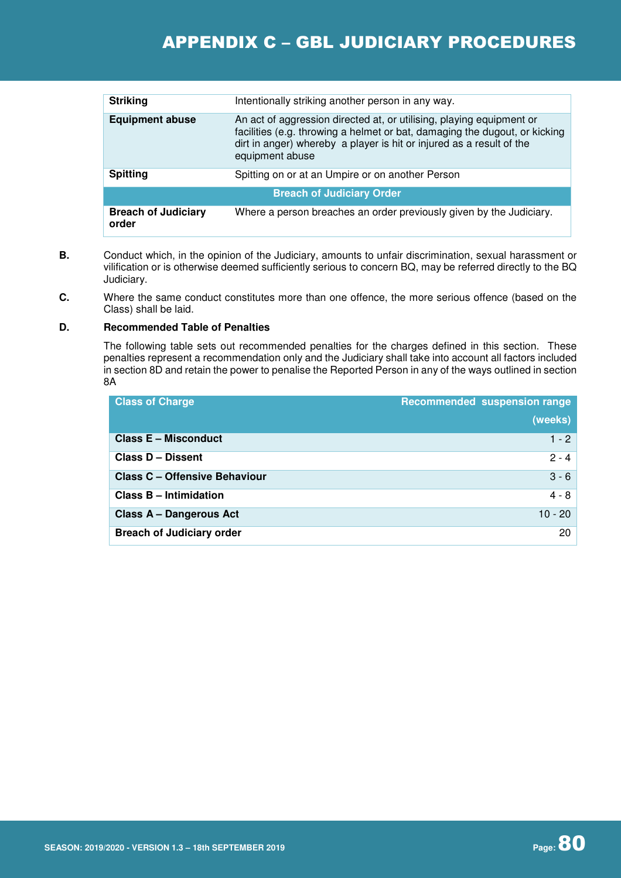| | |
|---|---|
| **Striking** | Intentionally striking another person in any way. |
| **Equipment abuse** | An act of aggression directed at, or utilising, playing equipment or facilities (e.g. throwing a helmet or bat, damaging the dugout, or kicking dirt in anger) whereby a player is hit or injured as a result of the equipment abuse |
| **Spitting** | Spitting on or at an Umpire or on another Person |
| **Breach of Judiciary Order** | |
| **Breach of Judiciary order** | Where a person breaches an order previously given by the Judiciary. |

**B.** Conduct which, in the opinion of the Judiciary, amounts to unfair discrimination, sexual harassment or vilification or is otherwise deemed sufficiently serious to concern BQ, may be referred directly to the BQ Judiciary.

**C.** Where the same conduct constitutes more than one offence, the more serious offence (based on the Class) shall be laid.

**D. Recommended Table of Penalties**

The following table sets out recommended penalties for the charges defined in this section. These penalties represent a recommendation only and the Judiciary shall take into account all factors included in section 8D and retain the power to penalise the Reported Person in any of the ways outlined in section 8A

| Class of Charge | Recommended suspension range (weeks) |
|---|---|
| **Class E – Misconduct** | 1 - 2 |
| **Class D – Dissent** | 2 - 4 |
| **Class C – Offensive Behaviour** | 3 - 6 |
| **Class B – Intimidation** | 4 - 8 |
| **Class A – Dangerous Act** | 10 - 20 |
| **Breach of Judiciary order** | 20 |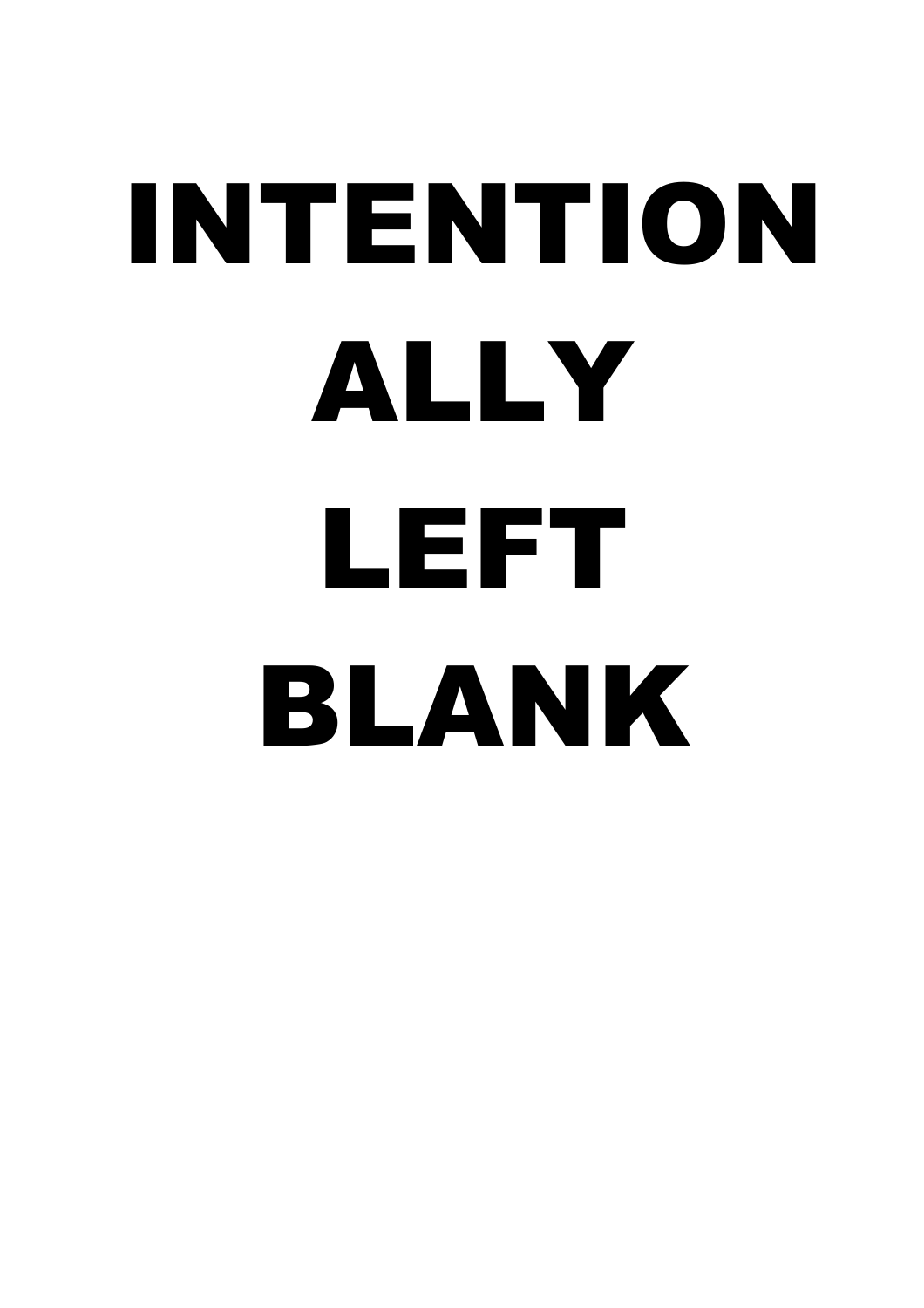# INTENTION ALLY LEFT BLANK